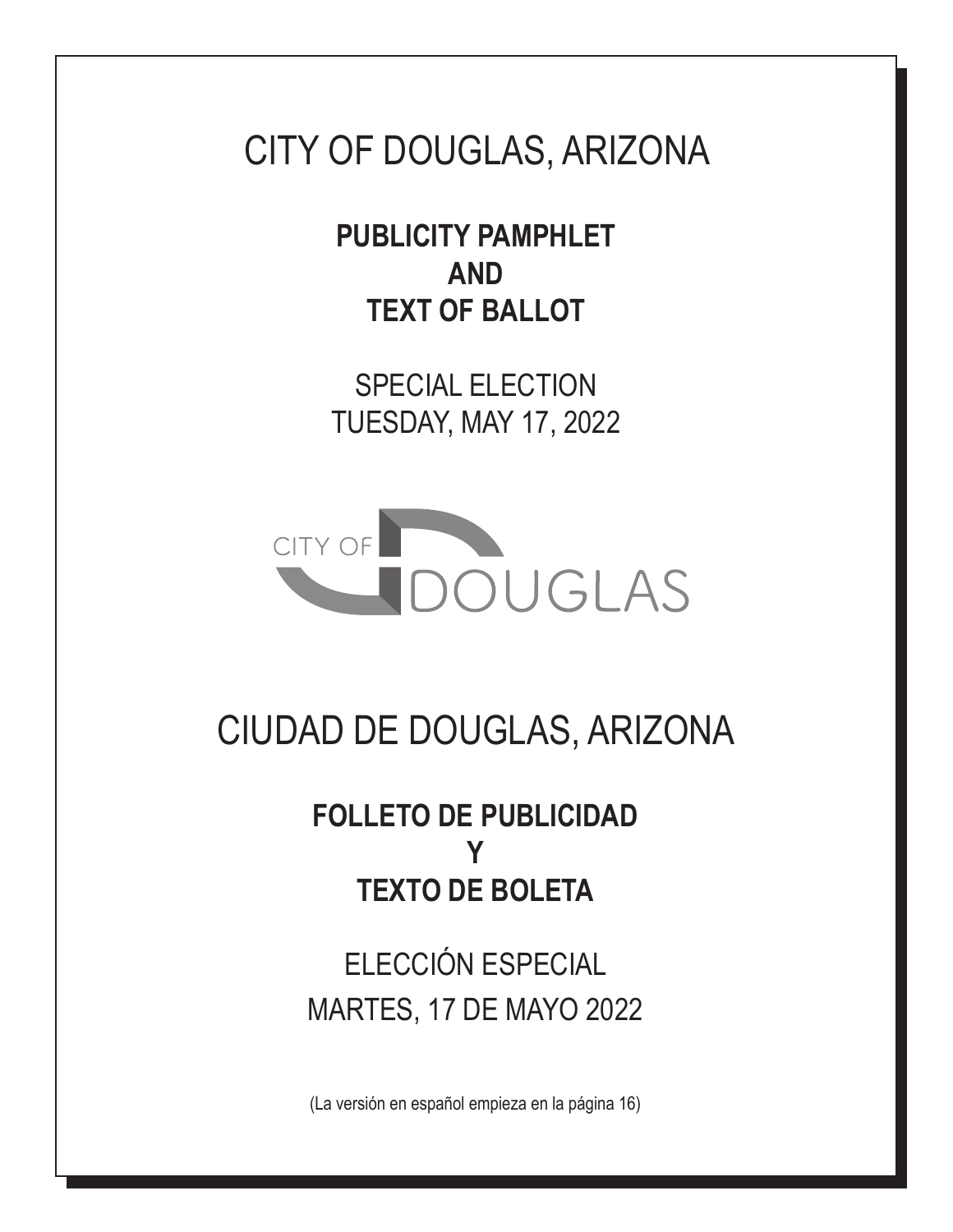# CITY OF DOUGLAS, ARIZONA

## PUBLICITY PAMPHLET
## AND
## TEXT OF BALLOT

SPECIAL ELECTION
TUESDAY, MAY 17, 2022

CITY OF DOUGLAS

# CIUDAD DE DOUGLAS, ARIZONA

## FOLLETO DE PUBLICIDAD
## Y
## TEXTO DE BOLETA

ELECCIÓN ESPECIAL
MARTES, 17 DE MAYO 2022

(La versión en español empieza en la página 16)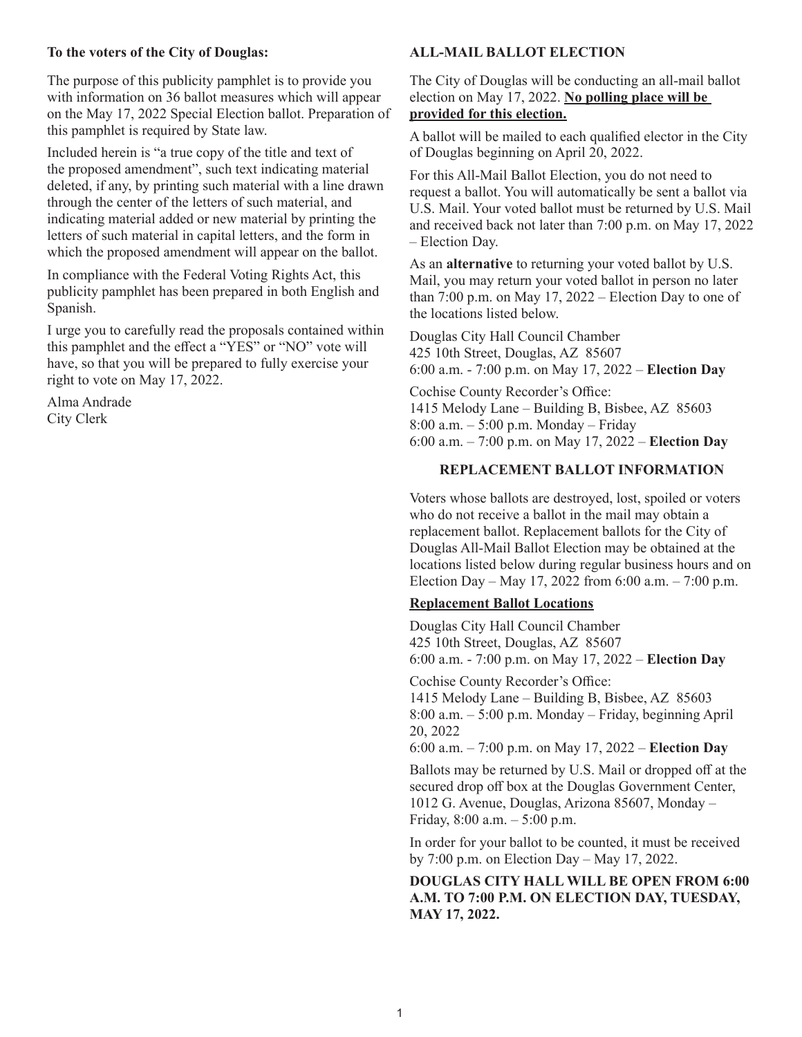**To the voters of the City of Douglas:**

The purpose of this publicity pamphlet is to provide you with information on 36 ballot measures which will appear on the May 17, 2022 Special Election ballot. Preparation of this pamphlet is required by State law.

Included herein is "a true copy of the title and text of the proposed amendment", such text indicating material deleted, if any, by printing such material with a line drawn through the center of the letters of such material, and indicating material added or new material by printing the letters of such material in capital letters, and the form in which the proposed amendment will appear on the ballot.

In compliance with the Federal Voting Rights Act, this publicity pamphlet has been prepared in both English and Spanish.

I urge you to carefully read the proposals contained within this pamphlet and the effect a "YES" or "NO" vote will have, so that you will be prepared to fully exercise your right to vote on May 17, 2022.

Alma Andrade
City Clerk

## ALL-MAIL BALLOT ELECTION

The City of Douglas will be conducting an all-mail ballot election on May 17, 2022. **No polling place will be provided for this election.**

A ballot will be mailed to each qualified elector in the City of Douglas beginning on April 20, 2022.

For this All-Mail Ballot Election, you do not need to request a ballot. You will automatically be sent a ballot via U.S. Mail. Your voted ballot must be returned by U.S. Mail and received back not later than 7:00 p.m. on May 17, 2022 – Election Day.

As an **alternative** to returning your voted ballot by U.S. Mail, you may return your voted ballot in person no later than 7:00 p.m. on May 17, 2022 – Election Day to one of the locations listed below.

Douglas City Hall Council Chamber
425 10th Street, Douglas, AZ 85607
6:00 a.m. - 7:00 p.m. on May 17, 2022 – **Election Day**

Cochise County Recorder's Office:
1415 Melody Lane – Building B, Bisbee, AZ 85603
8:00 a.m. – 5:00 p.m. Monday – Friday
6:00 a.m. – 7:00 p.m. on May 17, 2022 – **Election Day**

## REPLACEMENT BALLOT INFORMATION

Voters whose ballots are destroyed, lost, spoiled or voters who do not receive a ballot in the mail may obtain a replacement ballot. Replacement ballots for the City of Douglas All-Mail Ballot Election may be obtained at the locations listed below during regular business hours and on Election Day – May 17, 2022 from 6:00 a.m. – 7:00 p.m.

**Replacement Ballot Locations**

Douglas City Hall Council Chamber
425 10th Street, Douglas, AZ 85607
6:00 a.m. - 7:00 p.m. on May 17, 2022 – **Election Day**

Cochise County Recorder's Office:
1415 Melody Lane – Building B, Bisbee, AZ 85603
8:00 a.m. – 5:00 p.m. Monday – Friday, beginning April 20, 2022
6:00 a.m. – 7:00 p.m. on May 17, 2022 – **Election Day**

Ballots may be returned by U.S. Mail or dropped off at the secured drop off box at the Douglas Government Center, 1012 G. Avenue, Douglas, Arizona 85607, Monday – Friday, 8:00 a.m. – 5:00 p.m.

In order for your ballot to be counted, it must be received by 7:00 p.m. on Election Day – May 17, 2022.

**DOUGLAS CITY HALL WILL BE OPEN FROM 6:00 A.M. TO 7:00 P.M. ON ELECTION DAY, TUESDAY, MAY 17, 2022.**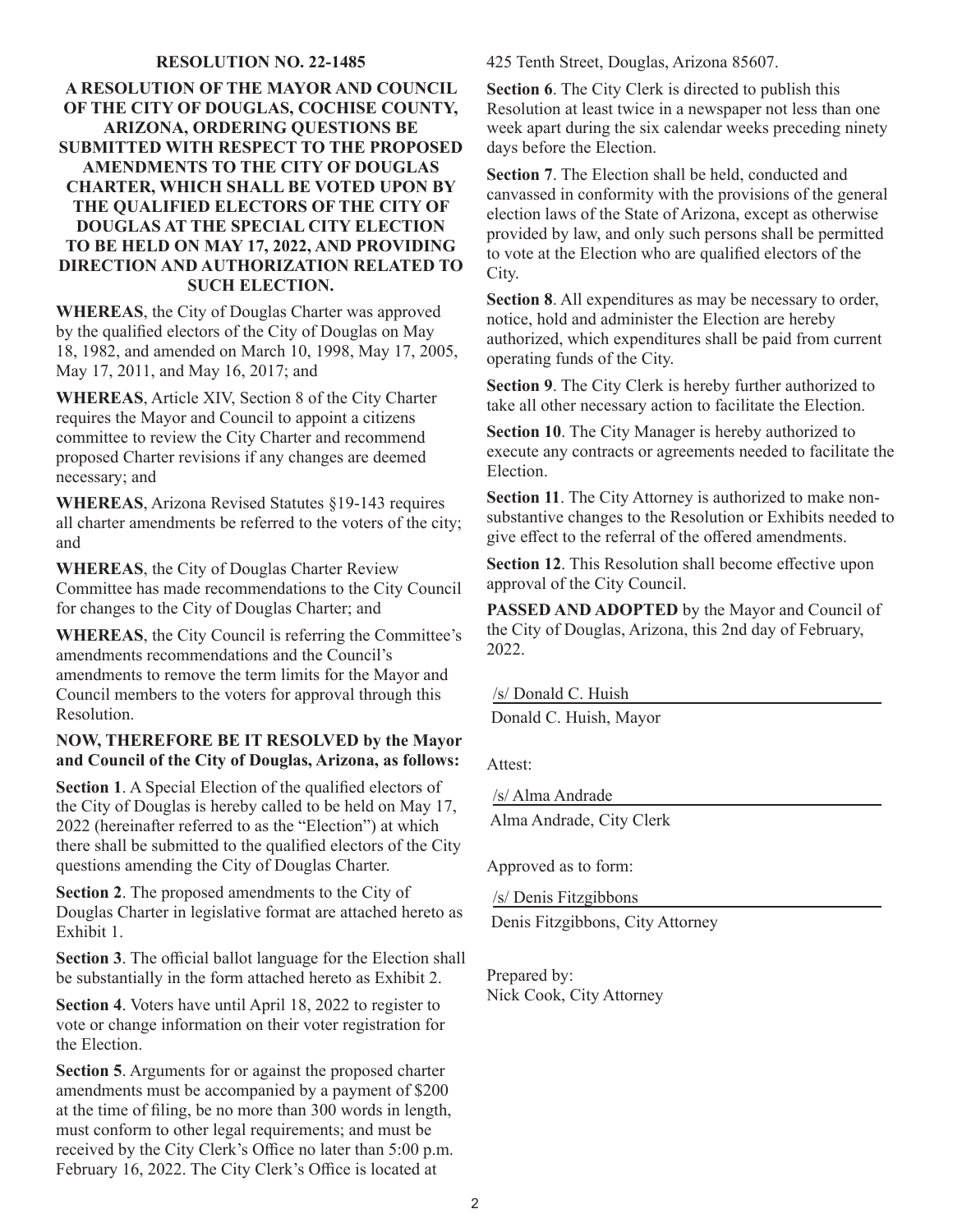**RESOLUTION NO. 22-1485**

**A RESOLUTION OF THE MAYOR AND COUNCIL OF THE CITY OF DOUGLAS, COCHISE COUNTY, ARIZONA, ORDERING QUESTIONS BE SUBMITTED WITH RESPECT TO THE PROPOSED AMENDMENTS TO THE CITY OF DOUGLAS CHARTER, WHICH SHALL BE VOTED UPON BY THE QUALIFIED ELECTORS OF THE CITY OF DOUGLAS AT THE SPECIAL CITY ELECTION TO BE HELD ON MAY 17, 2022, AND PROVIDING DIRECTION AND AUTHORIZATION RELATED TO SUCH ELECTION.**

**WHEREAS**, the City of Douglas Charter was approved by the qualified electors of the City of Douglas on May 18, 1982, and amended on March 10, 1998, May 17, 2005, May 17, 2011, and May 16, 2017; and

**WHEREAS**, Article XIV, Section 8 of the City Charter requires the Mayor and Council to appoint a citizens committee to review the City Charter and recommend proposed Charter revisions if any changes are deemed necessary; and

**WHEREAS**, Arizona Revised Statutes §19-143 requires all charter amendments be referred to the voters of the city; and

**WHEREAS**, the City of Douglas Charter Review Committee has made recommendations to the City Council for changes to the City of Douglas Charter; and

**WHEREAS**, the City Council is referring the Committee's amendments recommendations and the Council's amendments to remove the term limits for the Mayor and Council members to the voters for approval through this Resolution.

**NOW, THEREFORE BE IT RESOLVED by the Mayor and Council of the City of Douglas, Arizona, as follows:**

**Section 1**. A Special Election of the qualified electors of the City of Douglas is hereby called to be held on May 17, 2022 (hereinafter referred to as the "Election") at which there shall be submitted to the qualified electors of the City questions amending the City of Douglas Charter.

**Section 2**. The proposed amendments to the City of Douglas Charter in legislative format are attached hereto as Exhibit 1.

**Section 3**. The official ballot language for the Election shall be substantially in the form attached hereto as Exhibit 2.

**Section 4**. Voters have until April 18, 2022 to register to vote or change information on their voter registration for the Election.

**Section 5**. Arguments for or against the proposed charter amendments must be accompanied by a payment of $200 at the time of filing, be no more than 300 words in length, must conform to other legal requirements; and must be received by the City Clerk's Office no later than 5:00 p.m. February 16, 2022. The City Clerk's Office is located at 425 Tenth Street, Douglas, Arizona 85607.

**Section 6**. The City Clerk is directed to publish this Resolution at least twice in a newspaper not less than one week apart during the six calendar weeks preceding ninety days before the Election.

**Section 7**. The Election shall be held, conducted and canvassed in conformity with the provisions of the general election laws of the State of Arizona, except as otherwise provided by law, and only such persons shall be permitted to vote at the Election who are qualified electors of the City.

**Section 8**. All expenditures as may be necessary to order, notice, hold and administer the Election are hereby authorized, which expenditures shall be paid from current operating funds of the City.

**Section 9**. The City Clerk is hereby further authorized to take all other necessary action to facilitate the Election.

**Section 10**. The City Manager is hereby authorized to execute any contracts or agreements needed to facilitate the Election.

**Section 11**. The City Attorney is authorized to make non-substantive changes to the Resolution or Exhibits needed to give effect to the referral of the offered amendments.

**Section 12**. This Resolution shall become effective upon approval of the City Council.

**PASSED AND ADOPTED** by the Mayor and Council of the City of Douglas, Arizona, this 2nd day of February, 2022.

/s/ Donald C. Huish
Donald C. Huish, Mayor

Attest:

/s/ Alma Andrade
Alma Andrade, City Clerk

Approved as to form:

/s/ Denis Fitzgibbons
Denis Fitzgibbons, City Attorney

Prepared by:
Nick Cook, City Attorney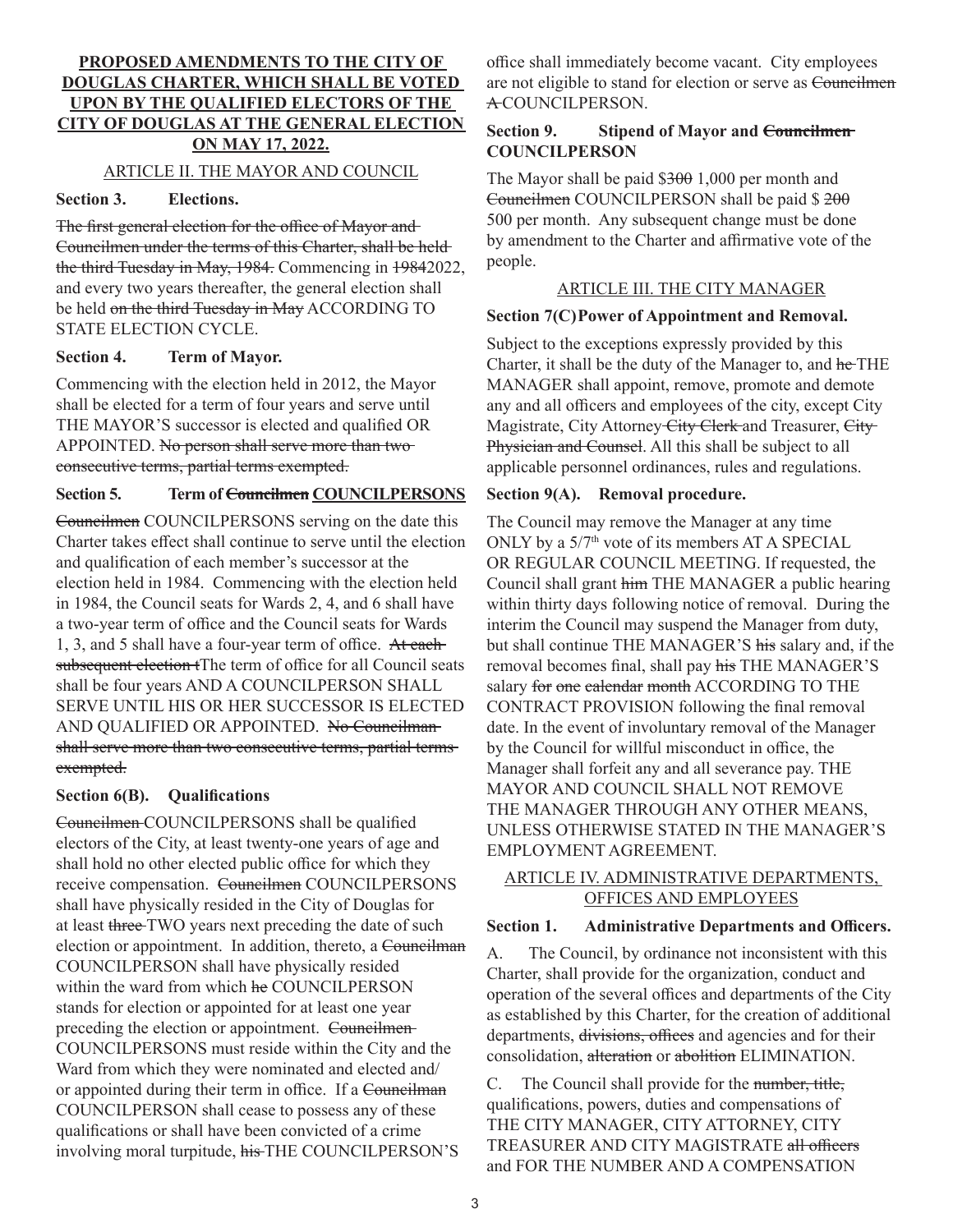**PROPOSED AMENDMENTS TO THE CITY OF DOUGLAS CHARTER, WHICH SHALL BE VOTED UPON BY THE QUALIFIED ELECTORS OF THE CITY OF DOUGLAS AT THE GENERAL ELECTION ON MAY 17, 2022.**

ARTICLE II. THE MAYOR AND COUNCIL

**Section 3. Elections.**

~~The first general election for the office of Mayor and Councilmen under the terms of this Charter, shall be held the third Tuesday in May, 1984.~~ Commencing in ~~1984~~2022, and every two years thereafter, the general election shall be held ~~on the third Tuesday in May~~ ACCORDING TO STATE ELECTION CYCLE.

**Section 4. Term of Mayor.**

Commencing with the election held in 2012, the Mayor shall be elected for a term of four years and serve until THE MAYOR'S successor is elected and qualified OR APPOINTED. ~~No person shall serve more than two consecutive terms, partial terms exempted.~~

**Section 5. Term of ~~Councilmen~~ COUNCILPERSONS**

~~Councilmen~~ COUNCILPERSONS serving on the date this Charter takes effect shall continue to serve until the election and qualification of each member's successor at the election held in 1984. Commencing with the election held in 1984, the Council seats for Wards 2, 4, and 6 shall have a two-year term of office and the Council seats for Wards 1, 3, and 5 shall have a four-year term of office. ~~At each subsequent election t~~The term of office for all Council seats shall be four years AND A COUNCILPERSON SHALL SERVE UNTIL HIS OR HER SUCCESSOR IS ELECTED AND QUALIFIED OR APPOINTED. ~~No Councilman shall serve more than two consecutive terms, partial terms exempted.~~

**Section 6(B). Qualifications**

~~Councilmen~~ COUNCILPERSONS shall be qualified electors of the City, at least twenty-one years of age and shall hold no other elected public office for which they receive compensation. ~~Councilmen~~ COUNCILPERSONS shall have physically resided in the City of Douglas for at least ~~three~~ TWO years next preceding the date of such election or appointment. In addition, thereto, a ~~Councilman~~ COUNCILPERSON shall have physically resided within the ward from which ~~he~~ COUNCILPERSON stands for election or appointed for at least one year preceding the election or appointment. ~~Councilmen~~ COUNCILPERSONS must reside within the City and the Ward from which they were nominated and elected and/or appointed during their term in office. If a ~~Councilman~~ COUNCILPERSON shall cease to possess any of these qualifications or shall have been convicted of a crime involving moral turpitude, ~~his~~ THE COUNCILPERSON'S office shall immediately become vacant. City employees are not eligible to stand for election or serve as ~~Councilmen~~ ~~A~~ COUNCILPERSON.

**Section 9. Stipend of Mayor and ~~Councilmen~~ COUNCILPERSON**

The Mayor shall be paid $~~300~~ 1,000 per month and ~~Councilmen~~ COUNCILPERSON shall be paid $ ~~200~~ 500 per month. Any subsequent change must be done by amendment to the Charter and affirmative vote of the people.

ARTICLE III. THE CITY MANAGER

**Section 7(C) Power of Appointment and Removal.**

Subject to the exceptions expressly provided by this Charter, it shall be the duty of the Manager to, and ~~he~~ THE MANAGER shall appoint, remove, promote and demote any and all officers and employees of the city, except City Magistrate, City Attorney ~~City Clerk~~ and Treasurer, ~~City Physician and Counsel~~. All this shall be subject to all applicable personnel ordinances, rules and regulations.

**Section 9(A). Removal procedure.**

The Council may remove the Manager at any time ONLY by a 5/7th vote of its members AT A SPECIAL OR REGULAR COUNCIL MEETING. If requested, the Council shall grant ~~him~~ THE MANAGER a public hearing within thirty days following notice of removal. During the interim the Council may suspend the Manager from duty, but shall continue THE MANAGER'S ~~his~~ salary and, if the removal becomes final, shall pay ~~his~~ THE MANAGER'S salary ~~for one calendar month~~ ACCORDING TO THE CONTRACT PROVISION following the final removal date. In the event of involuntary removal of the Manager by the Council for willful misconduct in office, the Manager shall forfeit any and all severance pay. THE MAYOR AND COUNCIL SHALL NOT REMOVE THE MANAGER THROUGH ANY OTHER MEANS, UNLESS OTHERWISE STATED IN THE MANAGER'S EMPLOYMENT AGREEMENT.

ARTICLE IV. ADMINISTRATIVE DEPARTMENTS, OFFICES AND EMPLOYEES

**Section 1. Administrative Departments and Officers.**

A. The Council, by ordinance not inconsistent with this Charter, shall provide for the organization, conduct and operation of the several offices and departments of the City as established by this Charter, for the creation of additional departments, ~~divisions, offices~~ and agencies and for their consolidation, ~~alteration~~ or ~~abolition~~ ELIMINATION.

C. The Council shall provide for the ~~number, title,~~ qualifications, powers, duties and compensations of THE CITY MANAGER, CITY ATTORNEY, CITY TREASURER AND CITY MAGISTRATE ~~all officers~~ and FOR THE NUMBER AND A COMPENSATION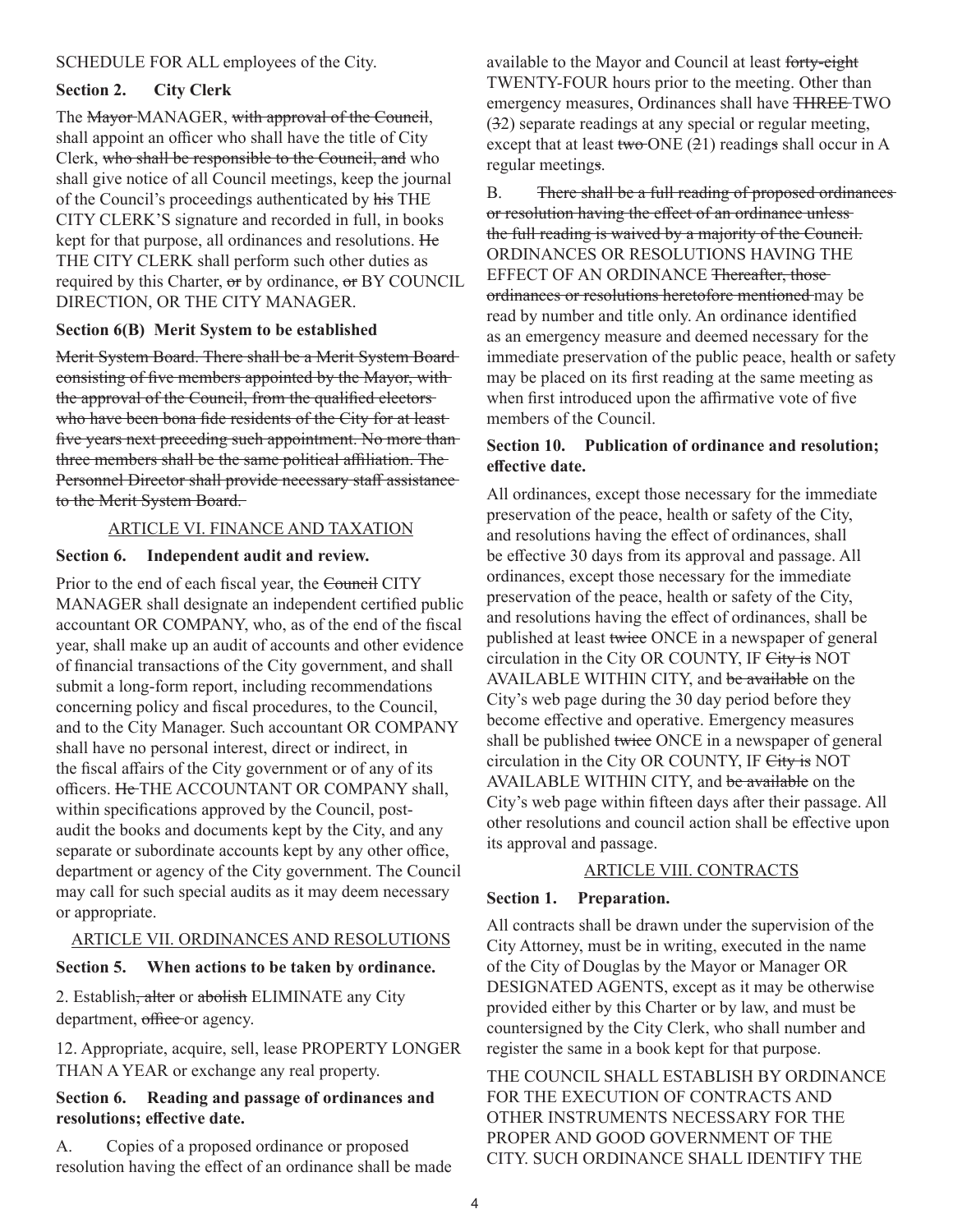SCHEDULE FOR ALL employees of the City.

**Section 2. City Clerk**

The ~~Mayor~~ MANAGER, ~~with approval of the Council,~~ shall appoint an officer who shall have the title of City Clerk, ~~who shall be responsible to the Council, and~~ who shall give notice of all Council meetings, keep the journal of the Council's proceedings authenticated by ~~his~~ THE CITY CLERK'S signature and recorded in full, in books kept for that purpose, all ordinances and resolutions. ~~He~~ THE CITY CLERK shall perform such other duties as required by this Charter, ~~or~~ by ordinance, ~~or~~ BY COUNCIL DIRECTION, OR THE CITY MANAGER.

**Section 6(B) Merit System to be established**

~~Merit System Board. There shall be a Merit System Board consisting of five members appointed by the Mayor, with the approval of the Council, from the qualified electors who have been bona fide residents of the City for at least five years next preceding such appointment. No more than three members shall be the same political affiliation. The Personnel Director shall provide necessary staff assistance to the Merit System Board.~~

## ARTICLE VI. FINANCE AND TAXATION

**Section 6. Independent audit and review.**

Prior to the end of each fiscal year, the ~~Council~~ CITY MANAGER shall designate an independent certified public accountant OR COMPANY, who, as of the end of the fiscal year, shall make up an audit of accounts and other evidence of financial transactions of the City government, and shall submit a long-form report, including recommendations concerning policy and fiscal procedures, to the Council, and to the City Manager. Such accountant OR COMPANY shall have no personal interest, direct or indirect, in the fiscal affairs of the City government or of any of its officers. ~~He~~ THE ACCOUNTANT OR COMPANY shall, within specifications approved by the Council, post-audit the books and documents kept by the City, and any separate or subordinate accounts kept by any other office, department or agency of the City government. The Council may call for such special audits as it may deem necessary or appropriate.

## ARTICLE VII. ORDINANCES AND RESOLUTIONS

**Section 5. When actions to be taken by ordinance.**

2. Establish~~, alter~~ or ~~abolish~~ ELIMINATE any City department, ~~office~~ or agency.

12. Appropriate, acquire, sell, lease PROPERTY LONGER THAN A YEAR or exchange any real property.

**Section 6. Reading and passage of ordinances and resolutions; effective date.**

A. Copies of a proposed ordinance or proposed resolution having the effect of an ordinance shall be made available to the Mayor and Council at least ~~forty-eight~~ TWENTY-FOUR hours prior to the meeting. Other than emergency measures, Ordinances shall have ~~THREE~~ TWO (~~3~~2) separate readings at any special or regular meeting, except that at least ~~two~~ ONE (~~2~~1) reading~~s~~ shall occur in A regular meeting~~s~~.

B. ~~There shall be a full reading of proposed ordinances or resolution having the effect of an ordinance unless the full reading is waived by a majority of the Council.~~ ORDINANCES OR RESOLUTIONS HAVING THE EFFECT OF AN ORDINANCE ~~Thereafter, those ordinances or resolutions heretofore mentioned~~ may be read by number and title only. An ordinance identified as an emergency measure and deemed necessary for the immediate preservation of the public peace, health or safety may be placed on its first reading at the same meeting as when first introduced upon the affirmative vote of five members of the Council.

**Section 10. Publication of ordinance and resolution; effective date.**

All ordinances, except those necessary for the immediate preservation of the peace, health or safety of the City, and resolutions having the effect of ordinances, shall be effective 30 days from its approval and passage. All ordinances, except those necessary for the immediate preservation of the peace, health or safety of the City, and resolutions having the effect of ordinances, shall be published at least ~~twice~~ ONCE in a newspaper of general circulation in the City OR COUNTY, IF ~~City is~~ NOT AVAILABLE WITHIN CITY, and ~~be available~~ on the City's web page during the 30 day period before they become effective and operative. Emergency measures shall be published ~~twice~~ ONCE in a newspaper of general circulation in the City OR COUNTY, IF ~~City is~~ NOT AVAILABLE WITHIN CITY, and ~~be available~~ on the City's web page within fifteen days after their passage. All other resolutions and council action shall be effective upon its approval and passage.

## ARTICLE VIII. CONTRACTS

**Section 1. Preparation.**

All contracts shall be drawn under the supervision of the City Attorney, must be in writing, executed in the name of the City of Douglas by the Mayor or Manager OR DESIGNATED AGENTS, except as it may be otherwise provided either by this Charter or by law, and must be countersigned by the City Clerk, who shall number and register the same in a book kept for that purpose.

THE COUNCIL SHALL ESTABLISH BY ORDINANCE FOR THE EXECUTION OF CONTRACTS AND OTHER INSTRUMENTS NECESSARY FOR THE PROPER AND GOOD GOVERNMENT OF THE CITY. SUCH ORDINANCE SHALL IDENTIFY THE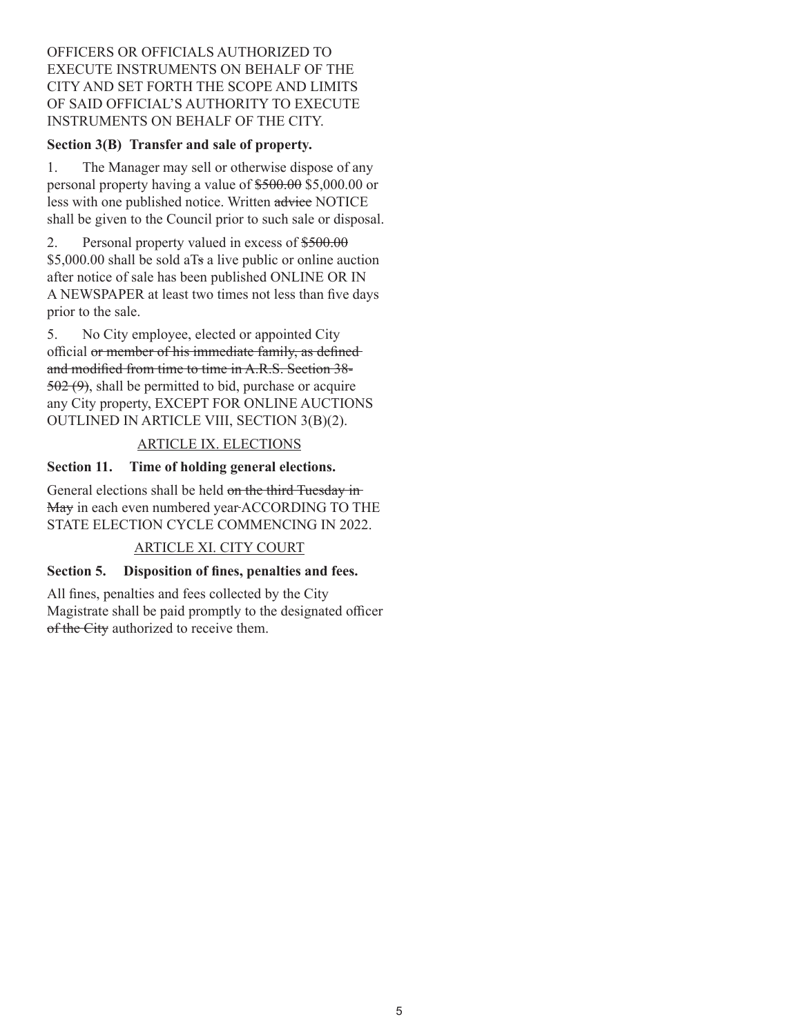OFFICERS OR OFFICIALS AUTHORIZED TO EXECUTE INSTRUMENTS ON BEHALF OF THE CITY AND SET FORTH THE SCOPE AND LIMITS OF SAID OFFICIAL'S AUTHORITY TO EXECUTE INSTRUMENTS ON BEHALF OF THE CITY.

**Section 3(B) Transfer and sale of property.**

1. The Manager may sell or otherwise dispose of any personal property having a value of ~~$500.00~~ $5,000.00 or less with one published notice. Written ~~advice~~ NOTICE shall be given to the Council prior to such sale or disposal.

2. Personal property valued in excess of ~~$500.00~~ $5,000.00 shall be sold aT~~s~~ a live public or online auction after notice of sale has been published ONLINE OR IN A NEWSPAPER at least two times not less than five days prior to the sale.

5. No City employee, elected or appointed City official ~~or member of his immediate family, as defined and modified from time to time in A.R.S. Section 38-502 (9)~~, shall be permitted to bid, purchase or acquire any City property, EXCEPT FOR ONLINE AUCTIONS OUTLINED IN ARTICLE VIII, SECTION 3(B)(2).

## ARTICLE IX. ELECTIONS

**Section 11. Time of holding general elections.**

General elections shall be held ~~on the third Tuesday in May~~ in each even numbered year~~.~~ ACCORDING TO THE STATE ELECTION CYCLE COMMENCING IN 2022.

## ARTICLE XI. CITY COURT

**Section 5. Disposition of fines, penalties and fees.**

All fines, penalties and fees collected by the City Magistrate shall be paid promptly to the designated officer ~~of the City~~ authorized to receive them.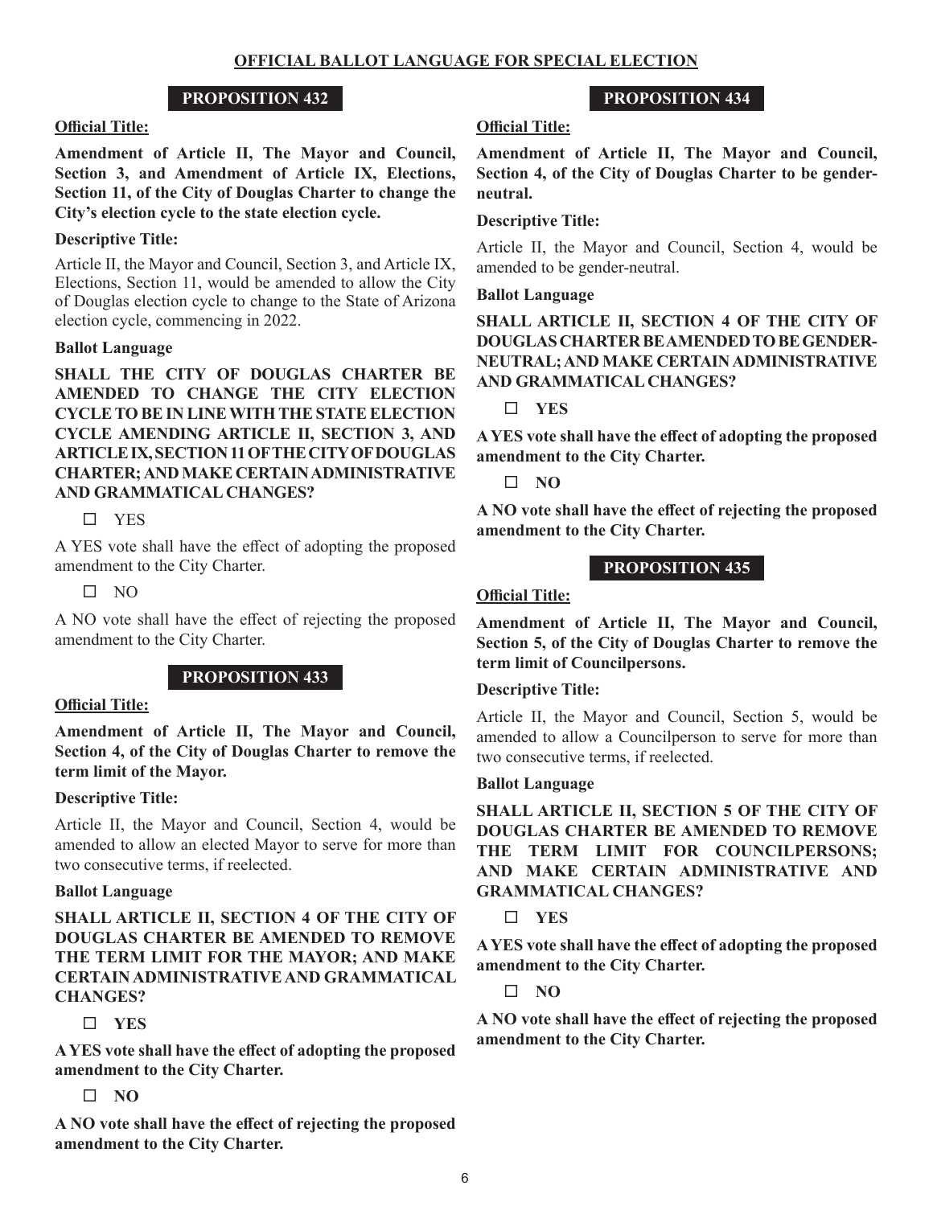# OFFICIAL BALLOT LANGUAGE FOR SPECIAL ELECTION

## PROPOSITION 432

**Official Title:**

**Amendment of Article II, The Mayor and Council, Section 3, and Amendment of Article IX, Elections, Section 11, of the City of Douglas Charter to change the City's election cycle to the state election cycle.**

**Descriptive Title:**

Article II, the Mayor and Council, Section 3, and Article IX, Elections, Section 11, would be amended to allow the City of Douglas election cycle to change to the State of Arizona election cycle, commencing in 2022.

**Ballot Language**

**SHALL THE CITY OF DOUGLAS CHARTER BE AMENDED TO CHANGE THE CITY ELECTION CYCLE TO BE IN LINE WITH THE STATE ELECTION CYCLE AMENDING ARTICLE II, SECTION 3, AND ARTICLE IX, SECTION 11 OF THE CITY OF DOUGLAS CHARTER; AND MAKE CERTAIN ADMINISTRATIVE AND GRAMMATICAL CHANGES?**

☐ YES

A YES vote shall have the effect of adopting the proposed amendment to the City Charter.

☐ NO

A NO vote shall have the effect of rejecting the proposed amendment to the City Charter.

## PROPOSITION 433

**Official Title:**

**Amendment of Article II, The Mayor and Council, Section 4, of the City of Douglas Charter to remove the term limit of the Mayor.**

**Descriptive Title:**

Article II, the Mayor and Council, Section 4, would be amended to allow an elected Mayor to serve for more than two consecutive terms, if reelected.

**Ballot Language**

**SHALL ARTICLE II, SECTION 4 OF THE CITY OF DOUGLAS CHARTER BE AMENDED TO REMOVE THE TERM LIMIT FOR THE MAYOR; AND MAKE CERTAIN ADMINISTRATIVE AND GRAMMATICAL CHANGES?**

☐ **YES**

**A YES vote shall have the effect of adopting the proposed amendment to the City Charter.**

☐ **NO**

**A NO vote shall have the effect of rejecting the proposed amendment to the City Charter.**

## PROPOSITION 434

**Official Title:**

**Amendment of Article II, The Mayor and Council, Section 4, of the City of Douglas Charter to be gender-neutral.**

**Descriptive Title:**

Article II, the Mayor and Council, Section 4, would be amended to be gender-neutral.

**Ballot Language**

**SHALL ARTICLE II, SECTION 4 OF THE CITY OF DOUGLAS CHARTER BE AMENDED TO BE GENDER-NEUTRAL; AND MAKE CERTAIN ADMINISTRATIVE AND GRAMMATICAL CHANGES?**

☐ **YES**

**A YES vote shall have the effect of adopting the proposed amendment to the City Charter.**

☐ **NO**

**A NO vote shall have the effect of rejecting the proposed amendment to the City Charter.**

## PROPOSITION 435

**Official Title:**

**Amendment of Article II, The Mayor and Council, Section 5, of the City of Douglas Charter to remove the term limit of Councilpersons.**

**Descriptive Title:**

Article II, the Mayor and Council, Section 5, would be amended to allow a Councilperson to serve for more than two consecutive terms, if reelected.

**Ballot Language**

**SHALL ARTICLE II, SECTION 5 OF THE CITY OF DOUGLAS CHARTER BE AMENDED TO REMOVE THE TERM LIMIT FOR COUNCILPERSONS; AND MAKE CERTAIN ADMINISTRATIVE AND GRAMMATICAL CHANGES?**

☐ **YES**

**A YES vote shall have the effect of adopting the proposed amendment to the City Charter.**

☐ **NO**

**A NO vote shall have the effect of rejecting the proposed amendment to the City Charter.**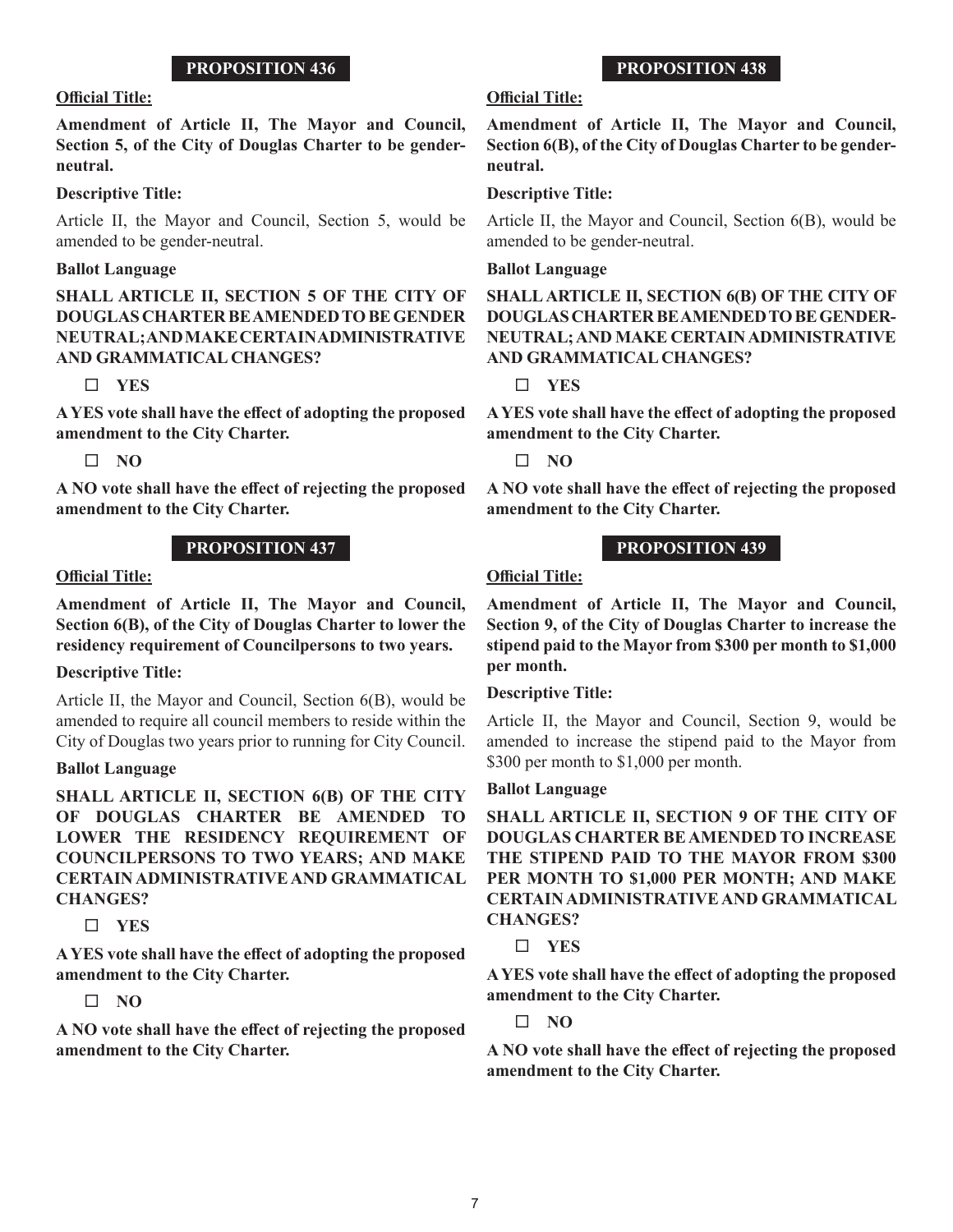## PROPOSITION 436

**Official Title:**

**Amendment of Article II, The Mayor and Council, Section 5, of the City of Douglas Charter to be gender-neutral.**

**Descriptive Title:**

Article II, the Mayor and Council, Section 5, would be amended to be gender-neutral.

**Ballot Language**

**SHALL ARTICLE II, SECTION 5 OF THE CITY OF DOUGLAS CHARTER BE AMENDED TO BE GENDER NEUTRAL; AND MAKE CERTAIN ADMINISTRATIVE AND GRAMMATICAL CHANGES?**

☐ **YES**

**A YES vote shall have the effect of adopting the proposed amendment to the City Charter.**

☐ **NO**

**A NO vote shall have the effect of rejecting the proposed amendment to the City Charter.**

## PROPOSITION 437

**Official Title:**

**Amendment of Article II, The Mayor and Council, Section 6(B), of the City of Douglas Charter to lower the residency requirement of Councilpersons to two years.**

**Descriptive Title:**

Article II, the Mayor and Council, Section 6(B), would be amended to require all council members to reside within the City of Douglas two years prior to running for City Council.

**Ballot Language**

**SHALL ARTICLE II, SECTION 6(B) OF THE CITY OF DOUGLAS CHARTER BE AMENDED TO LOWER THE RESIDENCY REQUIREMENT OF COUNCILPERSONS TO TWO YEARS; AND MAKE CERTAIN ADMINISTRATIVE AND GRAMMATICAL CHANGES?**

☐ **YES**

**A YES vote shall have the effect of adopting the proposed amendment to the City Charter.**

☐ **NO**

**A NO vote shall have the effect of rejecting the proposed amendment to the City Charter.**

## PROPOSITION 438

**Official Title:**

**Amendment of Article II, The Mayor and Council, Section 6(B), of the City of Douglas Charter to be gender-neutral.**

**Descriptive Title:**

Article II, the Mayor and Council, Section 6(B), would be amended to be gender-neutral.

**Ballot Language**

**SHALL ARTICLE II, SECTION 6(B) OF THE CITY OF DOUGLAS CHARTER BE AMENDED TO BE GENDER-NEUTRAL; AND MAKE CERTAIN ADMINISTRATIVE AND GRAMMATICAL CHANGES?**

☐ **YES**

**A YES vote shall have the effect of adopting the proposed amendment to the City Charter.**

☐ **NO**

**A NO vote shall have the effect of rejecting the proposed amendment to the City Charter.**

## PROPOSITION 439

**Official Title:**

**Amendment of Article II, The Mayor and Council, Section 9, of the City of Douglas Charter to increase the stipend paid to the Mayor from $300 per month to $1,000 per month.**

**Descriptive Title:**

Article II, the Mayor and Council, Section 9, would be amended to increase the stipend paid to the Mayor from $300 per month to $1,000 per month.

**Ballot Language**

**SHALL ARTICLE II, SECTION 9 OF THE CITY OF DOUGLAS CHARTER BE AMENDED TO INCREASE THE STIPEND PAID TO THE MAYOR FROM $300 PER MONTH TO $1,000 PER MONTH; AND MAKE CERTAIN ADMINISTRATIVE AND GRAMMATICAL CHANGES?**

☐ **YES**

**A YES vote shall have the effect of adopting the proposed amendment to the City Charter.**

☐ **NO**

**A NO vote shall have the effect of rejecting the proposed amendment to the City Charter.**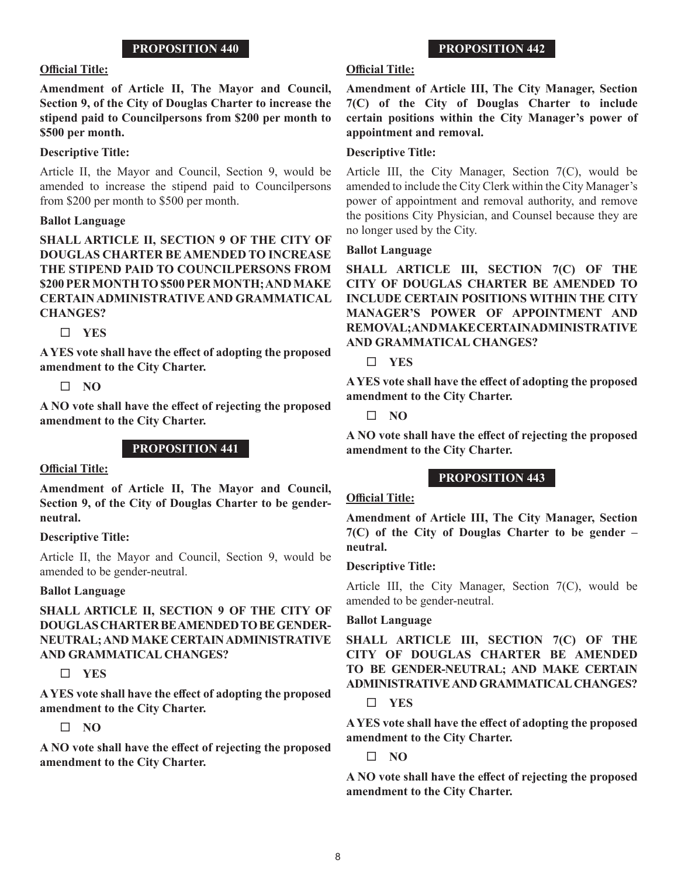## PROPOSITION 440

**Official Title:**

**Amendment of Article II, The Mayor and Council, Section 9, of the City of Douglas Charter to increase the stipend paid to Councilpersons from $200 per month to $500 per month.**

**Descriptive Title:**

Article II, the Mayor and Council, Section 9, would be amended to increase the stipend paid to Councilpersons from $200 per month to $500 per month.

**Ballot Language**

**SHALL ARTICLE II, SECTION 9 OF THE CITY OF DOUGLAS CHARTER BE AMENDED TO INCREASE THE STIPEND PAID TO COUNCILPERSONS FROM $200 PER MONTH TO $500 PER MONTH; AND MAKE CERTAIN ADMINISTRATIVE AND GRAMMATICAL CHANGES?**

☐ **YES**

**A YES vote shall have the effect of adopting the proposed amendment to the City Charter.**

☐ **NO**

**A NO vote shall have the effect of rejecting the proposed amendment to the City Charter.**

## PROPOSITION 441

**Official Title:**

**Amendment of Article II, The Mayor and Council, Section 9, of the City of Douglas Charter to be gender-neutral.**

**Descriptive Title:**

Article II, the Mayor and Council, Section 9, would be amended to be gender-neutral.

**Ballot Language**

**SHALL ARTICLE II, SECTION 9 OF THE CITY OF DOUGLAS CHARTER BE AMENDED TO BE GENDER-NEUTRAL; AND MAKE CERTAIN ADMINISTRATIVE AND GRAMMATICAL CHANGES?**

☐ **YES**

**A YES vote shall have the effect of adopting the proposed amendment to the City Charter.**

☐ **NO**

**A NO vote shall have the effect of rejecting the proposed amendment to the City Charter.**

## PROPOSITION 442

**Official Title:**

**Amendment of Article III, The City Manager, Section 7(C) of the City of Douglas Charter to include certain positions within the City Manager's power of appointment and removal.**

**Descriptive Title:**

Article III, the City Manager, Section 7(C), would be amended to include the City Clerk within the City Manager's power of appointment and removal authority, and remove the positions City Physician, and Counsel because they are no longer used by the City.

**Ballot Language**

**SHALL ARTICLE III, SECTION 7(C) OF THE CITY OF DOUGLAS CHARTER BE AMENDED TO INCLUDE CERTAIN POSITIONS WITHIN THE CITY MANAGER'S POWER OF APPOINTMENT AND REMOVAL; AND MAKE CERTAIN ADMINISTRATIVE AND GRAMMATICAL CHANGES?**

☐ **YES**

**A YES vote shall have the effect of adopting the proposed amendment to the City Charter.**

☐ **NO**

**A NO vote shall have the effect of rejecting the proposed amendment to the City Charter.**

## PROPOSITION 443

**Official Title:**

**Amendment of Article III, The City Manager, Section 7(C) of the City of Douglas Charter to be gender – neutral.**

**Descriptive Title:**

Article III, the City Manager, Section 7(C), would be amended to be gender-neutral.

**Ballot Language**

**SHALL ARTICLE III, SECTION 7(C) OF THE CITY OF DOUGLAS CHARTER BE AMENDED TO BE GENDER-NEUTRAL; AND MAKE CERTAIN ADMINISTRATIVE AND GRAMMATICAL CHANGES?**

☐ **YES**

**A YES vote shall have the effect of adopting the proposed amendment to the City Charter.**

☐ **NO**

**A NO vote shall have the effect of rejecting the proposed amendment to the City Charter.**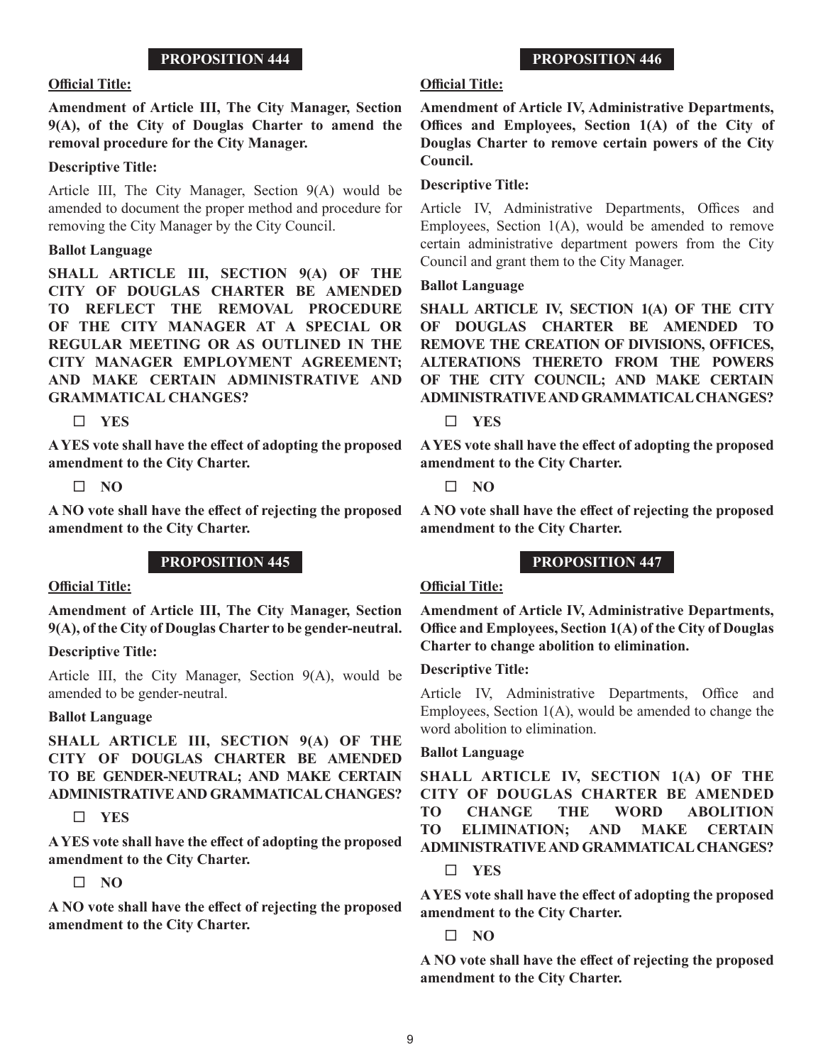## PROPOSITION 444

**Official Title:**

**Amendment of Article III, The City Manager, Section 9(A), of the City of Douglas Charter to amend the removal procedure for the City Manager.**

**Descriptive Title:**

Article III, The City Manager, Section 9(A) would be amended to document the proper method and procedure for removing the City Manager by the City Council.

**Ballot Language**

**SHALL ARTICLE III, SECTION 9(A) OF THE CITY OF DOUGLAS CHARTER BE AMENDED TO REFLECT THE REMOVAL PROCEDURE OF THE CITY MANAGER AT A SPECIAL OR REGULAR MEETING OR AS OUTLINED IN THE CITY MANAGER EMPLOYMENT AGREEMENT; AND MAKE CERTAIN ADMINISTRATIVE AND GRAMMATICAL CHANGES?**

☐ **YES**

**A YES vote shall have the effect of adopting the proposed amendment to the City Charter.**

☐ **NO**

**A NO vote shall have the effect of rejecting the proposed amendment to the City Charter.**

## PROPOSITION 445

**Official Title:**

**Amendment of Article III, The City Manager, Section 9(A), of the City of Douglas Charter to be gender-neutral.**

**Descriptive Title:**

Article III, the City Manager, Section 9(A), would be amended to be gender-neutral.

**Ballot Language**

**SHALL ARTICLE III, SECTION 9(A) OF THE CITY OF DOUGLAS CHARTER BE AMENDED TO BE GENDER-NEUTRAL; AND MAKE CERTAIN ADMINISTRATIVE AND GRAMMATICAL CHANGES?**

☐ **YES**

**A YES vote shall have the effect of adopting the proposed amendment to the City Charter.**

☐ **NO**

**A NO vote shall have the effect of rejecting the proposed amendment to the City Charter.**

## PROPOSITION 446

**Official Title:**

**Amendment of Article IV, Administrative Departments, Offices and Employees, Section 1(A) of the City of Douglas Charter to remove certain powers of the City Council.**

**Descriptive Title:**

Article IV, Administrative Departments, Offices and Employees, Section 1(A), would be amended to remove certain administrative department powers from the City Council and grant them to the City Manager.

**Ballot Language**

**SHALL ARTICLE IV, SECTION 1(A) OF THE CITY OF DOUGLAS CHARTER BE AMENDED TO REMOVE THE CREATION OF DIVISIONS, OFFICES, ALTERATIONS THERETO FROM THE POWERS OF THE CITY COUNCIL; AND MAKE CERTAIN ADMINISTRATIVE AND GRAMMATICAL CHANGES?**

☐ **YES**

**A YES vote shall have the effect of adopting the proposed amendment to the City Charter.**

☐ **NO**

**A NO vote shall have the effect of rejecting the proposed amendment to the City Charter.**

## PROPOSITION 447

**Official Title:**

**Amendment of Article IV, Administrative Departments, Office and Employees, Section 1(A) of the City of Douglas Charter to change abolition to elimination.**

**Descriptive Title:**

Article IV, Administrative Departments, Office and Employees, Section 1(A), would be amended to change the word abolition to elimination.

**Ballot Language**

**SHALL ARTICLE IV, SECTION 1(A) OF THE CITY OF DOUGLAS CHARTER BE AMENDED TO CHANGE THE WORD ABOLITION TO ELIMINATION; AND MAKE CERTAIN ADMINISTRATIVE AND GRAMMATICAL CHANGES?**

☐ **YES**

**A YES vote shall have the effect of adopting the proposed amendment to the City Charter.**

☐ **NO**

**A NO vote shall have the effect of rejecting the proposed amendment to the City Charter.**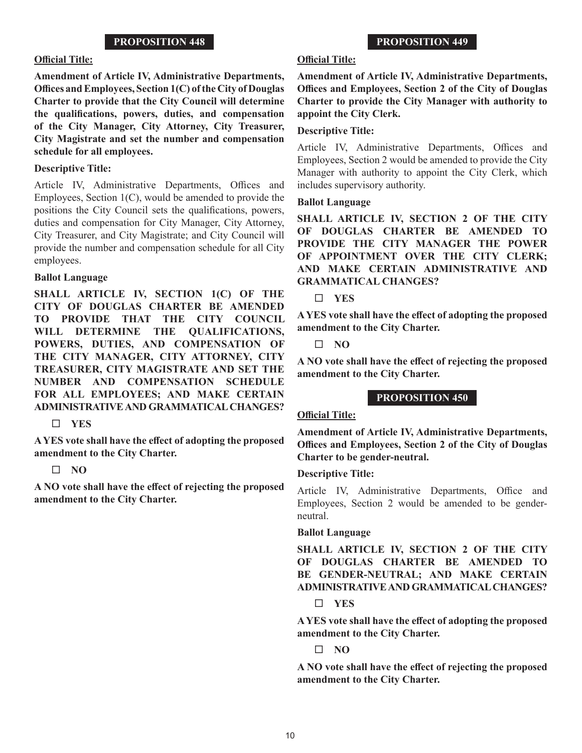## PROPOSITION 448

**Official Title:**

**Amendment of Article IV, Administrative Departments, Offices and Employees, Section 1(C) of the City of Douglas Charter to provide that the City Council will determine the qualifications, powers, duties, and compensation of the City Manager, City Attorney, City Treasurer, City Magistrate and set the number and compensation schedule for all employees.**

**Descriptive Title:**

Article IV, Administrative Departments, Offices and Employees, Section 1(C), would be amended to provide the positions the City Council sets the qualifications, powers, duties and compensation for City Manager, City Attorney, City Treasurer, and City Magistrate; and City Council will provide the number and compensation schedule for all City employees.

**Ballot Language**

**SHALL ARTICLE IV, SECTION 1(C) OF THE CITY OF DOUGLAS CHARTER BE AMENDED TO PROVIDE THAT THE CITY COUNCIL WILL DETERMINE THE QUALIFICATIONS, POWERS, DUTIES, AND COMPENSATION OF THE CITY MANAGER, CITY ATTORNEY, CITY TREASURER, CITY MAGISTRATE AND SET THE NUMBER AND COMPENSATION SCHEDULE FOR ALL EMPLOYEES; AND MAKE CERTAIN ADMINISTRATIVE AND GRAMMATICAL CHANGES?**

☐ **YES**

**A YES vote shall have the effect of adopting the proposed amendment to the City Charter.**

☐ **NO**

**A NO vote shall have the effect of rejecting the proposed amendment to the City Charter.**

## PROPOSITION 449

**Official Title:**

**Amendment of Article IV, Administrative Departments, Offices and Employees, Section 2 of the City of Douglas Charter to provide the City Manager with authority to appoint the City Clerk.**

**Descriptive Title:**

Article IV, Administrative Departments, Offices and Employees, Section 2 would be amended to provide the City Manager with authority to appoint the City Clerk, which includes supervisory authority.

**Ballot Language**

**SHALL ARTICLE IV, SECTION 2 OF THE CITY OF DOUGLAS CHARTER BE AMENDED TO PROVIDE THE CITY MANAGER THE POWER OF APPOINTMENT OVER THE CITY CLERK; AND MAKE CERTAIN ADMINISTRATIVE AND GRAMMATICAL CHANGES?**

☐ **YES**

**A YES vote shall have the effect of adopting the proposed amendment to the City Charter.**

☐ **NO**

**A NO vote shall have the effect of rejecting the proposed amendment to the City Charter.**

## PROPOSITION 450

**Official Title:**

**Amendment of Article IV, Administrative Departments, Offices and Employees, Section 2 of the City of Douglas Charter to be gender-neutral.**

**Descriptive Title:**

Article IV, Administrative Departments, Office and Employees, Section 2 would be amended to be gender-neutral.

**Ballot Language**

**SHALL ARTICLE IV, SECTION 2 OF THE CITY OF DOUGLAS CHARTER BE AMENDED TO BE GENDER-NEUTRAL; AND MAKE CERTAIN ADMINISTRATIVE AND GRAMMATICAL CHANGES?**

☐ **YES**

**A YES vote shall have the effect of adopting the proposed amendment to the City Charter.**

☐ **NO**

**A NO vote shall have the effect of rejecting the proposed amendment to the City Charter.**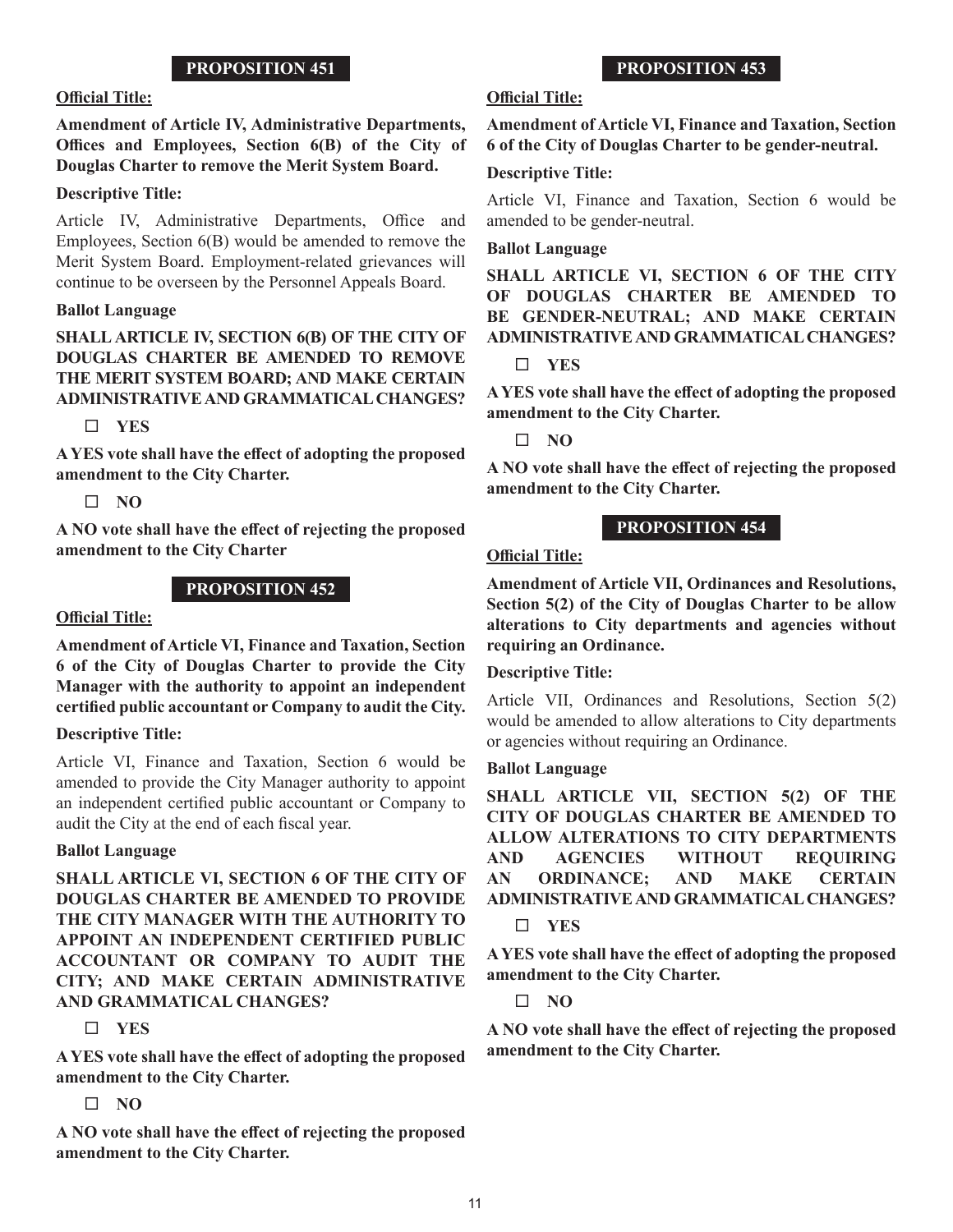## PROPOSITION 451

**Official Title:**

**Amendment of Article IV, Administrative Departments, Offices and Employees, Section 6(B) of the City of Douglas Charter to remove the Merit System Board.**

**Descriptive Title:**

Article IV, Administrative Departments, Office and Employees, Section 6(B) would be amended to remove the Merit System Board. Employment-related grievances will continue to be overseen by the Personnel Appeals Board.

**Ballot Language**

**SHALL ARTICLE IV, SECTION 6(B) OF THE CITY OF DOUGLAS CHARTER BE AMENDED TO REMOVE THE MERIT SYSTEM BOARD; AND MAKE CERTAIN ADMINISTRATIVE AND GRAMMATICAL CHANGES?**

☐ **YES**

**A YES vote shall have the effect of adopting the proposed amendment to the City Charter.**

☐ **NO**

**A NO vote shall have the effect of rejecting the proposed amendment to the City Charter**

## PROPOSITION 452

**Official Title:**

**Amendment of Article VI, Finance and Taxation, Section 6 of the City of Douglas Charter to provide the City Manager with the authority to appoint an independent certified public accountant or Company to audit the City.**

**Descriptive Title:**

Article VI, Finance and Taxation, Section 6 would be amended to provide the City Manager authority to appoint an independent certified public accountant or Company to audit the City at the end of each fiscal year.

**Ballot Language**

**SHALL ARTICLE VI, SECTION 6 OF THE CITY OF DOUGLAS CHARTER BE AMENDED TO PROVIDE THE CITY MANAGER WITH THE AUTHORITY TO APPOINT AN INDEPENDENT CERTIFIED PUBLIC ACCOUNTANT OR COMPANY TO AUDIT THE CITY; AND MAKE CERTAIN ADMINISTRATIVE AND GRAMMATICAL CHANGES?**

☐ **YES**

**A YES vote shall have the effect of adopting the proposed amendment to the City Charter.**

☐ **NO**

**A NO vote shall have the effect of rejecting the proposed amendment to the City Charter.**

## PROPOSITION 453

**Official Title:**

**Amendment of Article VI, Finance and Taxation, Section 6 of the City of Douglas Charter to be gender-neutral.**

**Descriptive Title:**

Article VI, Finance and Taxation, Section 6 would be amended to be gender-neutral.

**Ballot Language**

**SHALL ARTICLE VI, SECTION 6 OF THE CITY OF DOUGLAS CHARTER BE AMENDED TO BE GENDER-NEUTRAL; AND MAKE CERTAIN ADMINISTRATIVE AND GRAMMATICAL CHANGES?**

☐ **YES**

**A YES vote shall have the effect of adopting the proposed amendment to the City Charter.**

☐ **NO**

**A NO vote shall have the effect of rejecting the proposed amendment to the City Charter.**

## PROPOSITION 454

**Official Title:**

**Amendment of Article VII, Ordinances and Resolutions, Section 5(2) of the City of Douglas Charter to be allow alterations to City departments and agencies without requiring an Ordinance.**

**Descriptive Title:**

Article VII, Ordinances and Resolutions, Section 5(2) would be amended to allow alterations to City departments or agencies without requiring an Ordinance.

**Ballot Language**

**SHALL ARTICLE VII, SECTION 5(2) OF THE CITY OF DOUGLAS CHARTER BE AMENDED TO ALLOW ALTERATIONS TO CITY DEPARTMENTS AND AGENCIES WITHOUT REQUIRING AN ORDINANCE; AND MAKE CERTAIN ADMINISTRATIVE AND GRAMMATICAL CHANGES?**

☐ **YES**

**A YES vote shall have the effect of adopting the proposed amendment to the City Charter.**

☐ **NO**

**A NO vote shall have the effect of rejecting the proposed amendment to the City Charter.**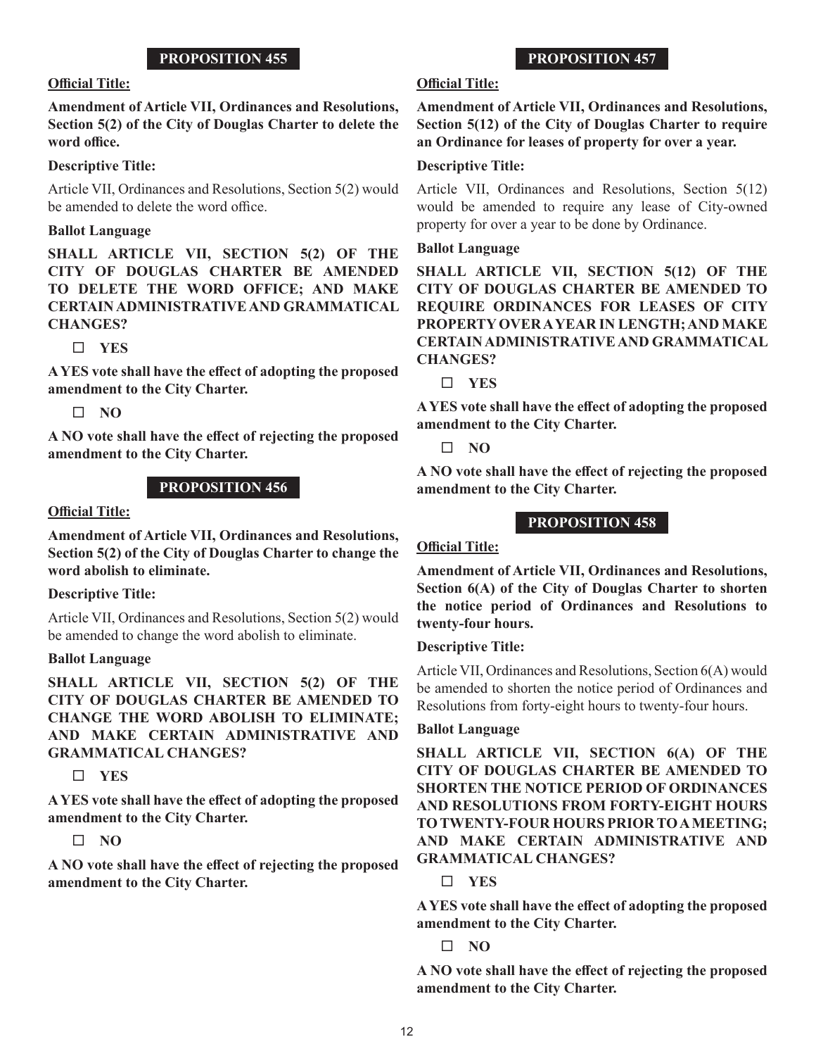## PROPOSITION 455

**Official Title:**

**Amendment of Article VII, Ordinances and Resolutions, Section 5(2) of the City of Douglas Charter to delete the word office.**

**Descriptive Title:**

Article VII, Ordinances and Resolutions, Section 5(2) would be amended to delete the word office.

**Ballot Language**

**SHALL ARTICLE VII, SECTION 5(2) OF THE CITY OF DOUGLAS CHARTER BE AMENDED TO DELETE THE WORD OFFICE; AND MAKE CERTAIN ADMINISTRATIVE AND GRAMMATICAL CHANGES?**

☐ **YES**

**A YES vote shall have the effect of adopting the proposed amendment to the City Charter.**

☐ **NO**

**A NO vote shall have the effect of rejecting the proposed amendment to the City Charter.**

## PROPOSITION 456

**Official Title:**

**Amendment of Article VII, Ordinances and Resolutions, Section 5(2) of the City of Douglas Charter to change the word abolish to eliminate.**

**Descriptive Title:**

Article VII, Ordinances and Resolutions, Section 5(2) would be amended to change the word abolish to eliminate.

**Ballot Language**

**SHALL ARTICLE VII, SECTION 5(2) OF THE CITY OF DOUGLAS CHARTER BE AMENDED TO CHANGE THE WORD ABOLISH TO ELIMINATE; AND MAKE CERTAIN ADMINISTRATIVE AND GRAMMATICAL CHANGES?**

☐ **YES**

**A YES vote shall have the effect of adopting the proposed amendment to the City Charter.**

☐ **NO**

**A NO vote shall have the effect of rejecting the proposed amendment to the City Charter.**

## PROPOSITION 457

**Official Title:**

**Amendment of Article VII, Ordinances and Resolutions, Section 5(12) of the City of Douglas Charter to require an Ordinance for leases of property for over a year.**

**Descriptive Title:**

Article VII, Ordinances and Resolutions, Section 5(12) would be amended to require any lease of City-owned property for over a year to be done by Ordinance.

**Ballot Language**

**SHALL ARTICLE VII, SECTION 5(12) OF THE CITY OF DOUGLAS CHARTER BE AMENDED TO REQUIRE ORDINANCES FOR LEASES OF CITY PROPERTY OVER A YEAR IN LENGTH; AND MAKE CERTAIN ADMINISTRATIVE AND GRAMMATICAL CHANGES?**

☐ **YES**

**A YES vote shall have the effect of adopting the proposed amendment to the City Charter.**

☐ **NO**

**A NO vote shall have the effect of rejecting the proposed amendment to the City Charter.**

## PROPOSITION 458

**Official Title:**

**Amendment of Article VII, Ordinances and Resolutions, Section 6(A) of the City of Douglas Charter to shorten the notice period of Ordinances and Resolutions to twenty-four hours.**

**Descriptive Title:**

Article VII, Ordinances and Resolutions, Section 6(A) would be amended to shorten the notice period of Ordinances and Resolutions from forty-eight hours to twenty-four hours.

**Ballot Language**

**SHALL ARTICLE VII, SECTION 6(A) OF THE CITY OF DOUGLAS CHARTER BE AMENDED TO SHORTEN THE NOTICE PERIOD OF ORDINANCES AND RESOLUTIONS FROM FORTY-EIGHT HOURS TO TWENTY-FOUR HOURS PRIOR TO A MEETING; AND MAKE CERTAIN ADMINISTRATIVE AND GRAMMATICAL CHANGES?**

☐ **YES**

**A YES vote shall have the effect of adopting the proposed amendment to the City Charter.**

☐ **NO**

**A NO vote shall have the effect of rejecting the proposed amendment to the City Charter.**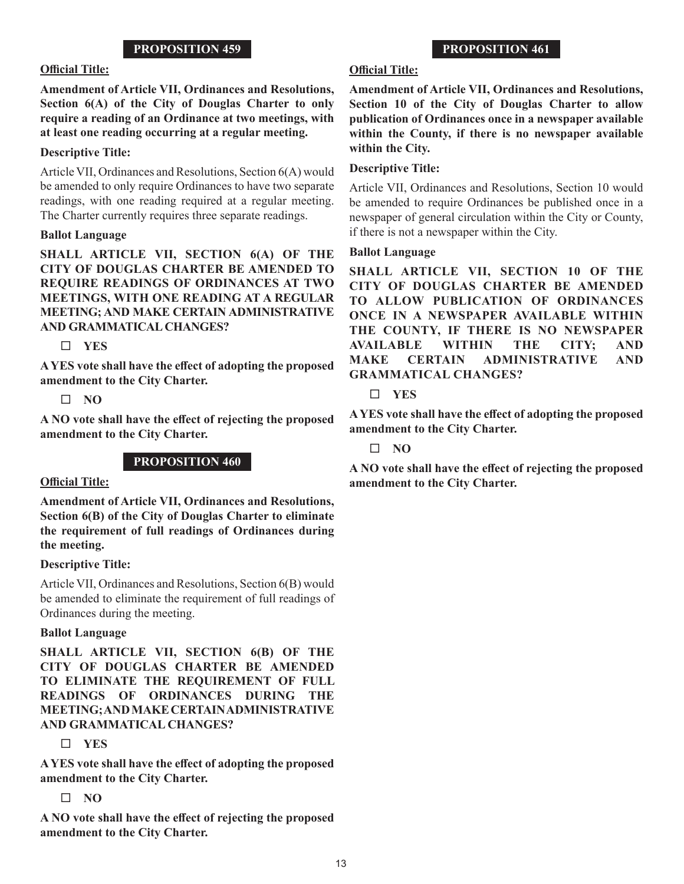## PROPOSITION 459

**Official Title:**

**Amendment of Article VII, Ordinances and Resolutions, Section 6(A) of the City of Douglas Charter to only require a reading of an Ordinance at two meetings, with at least one reading occurring at a regular meeting.**

**Descriptive Title:**

Article VII, Ordinances and Resolutions, Section 6(A) would be amended to only require Ordinances to have two separate readings, with one reading required at a regular meeting. The Charter currently requires three separate readings.

**Ballot Language**

**SHALL ARTICLE VII, SECTION 6(A) OF THE CITY OF DOUGLAS CHARTER BE AMENDED TO REQUIRE READINGS OF ORDINANCES AT TWO MEETINGS, WITH ONE READING AT A REGULAR MEETING; AND MAKE CERTAIN ADMINISTRATIVE AND GRAMMATICAL CHANGES?**

☐ **YES**

**A YES vote shall have the effect of adopting the proposed amendment to the City Charter.**

☐ **NO**

**A NO vote shall have the effect of rejecting the proposed amendment to the City Charter.**

## PROPOSITION 460

**Official Title:**

**Amendment of Article VII, Ordinances and Resolutions, Section 6(B) of the City of Douglas Charter to eliminate the requirement of full readings of Ordinances during the meeting.**

**Descriptive Title:**

Article VII, Ordinances and Resolutions, Section 6(B) would be amended to eliminate the requirement of full readings of Ordinances during the meeting.

**Ballot Language**

**SHALL ARTICLE VII, SECTION 6(B) OF THE CITY OF DOUGLAS CHARTER BE AMENDED TO ELIMINATE THE REQUIREMENT OF FULL READINGS OF ORDINANCES DURING THE MEETING; AND MAKE CERTAIN ADMINISTRATIVE AND GRAMMATICAL CHANGES?**

☐ **YES**

**A YES vote shall have the effect of adopting the proposed amendment to the City Charter.**

☐ **NO**

**A NO vote shall have the effect of rejecting the proposed amendment to the City Charter.**

## PROPOSITION 461

**Official Title:**

**Amendment of Article VII, Ordinances and Resolutions, Section 10 of the City of Douglas Charter to allow publication of Ordinances once in a newspaper available within the County, if there is no newspaper available within the City.**

**Descriptive Title:**

Article VII, Ordinances and Resolutions, Section 10 would be amended to require Ordinances be published once in a newspaper of general circulation within the City or County, if there is not a newspaper within the City.

**Ballot Language**

**SHALL ARTICLE VII, SECTION 10 OF THE CITY OF DOUGLAS CHARTER BE AMENDED TO ALLOW PUBLICATION OF ORDINANCES ONCE IN A NEWSPAPER AVAILABLE WITHIN THE COUNTY, IF THERE IS NO NEWSPAPER AVAILABLE WITHIN THE CITY; AND MAKE CERTAIN ADMINISTRATIVE AND GRAMMATICAL CHANGES?**

☐ **YES**

**A YES vote shall have the effect of adopting the proposed amendment to the City Charter.**

☐ **NO**

**A NO vote shall have the effect of rejecting the proposed amendment to the City Charter.**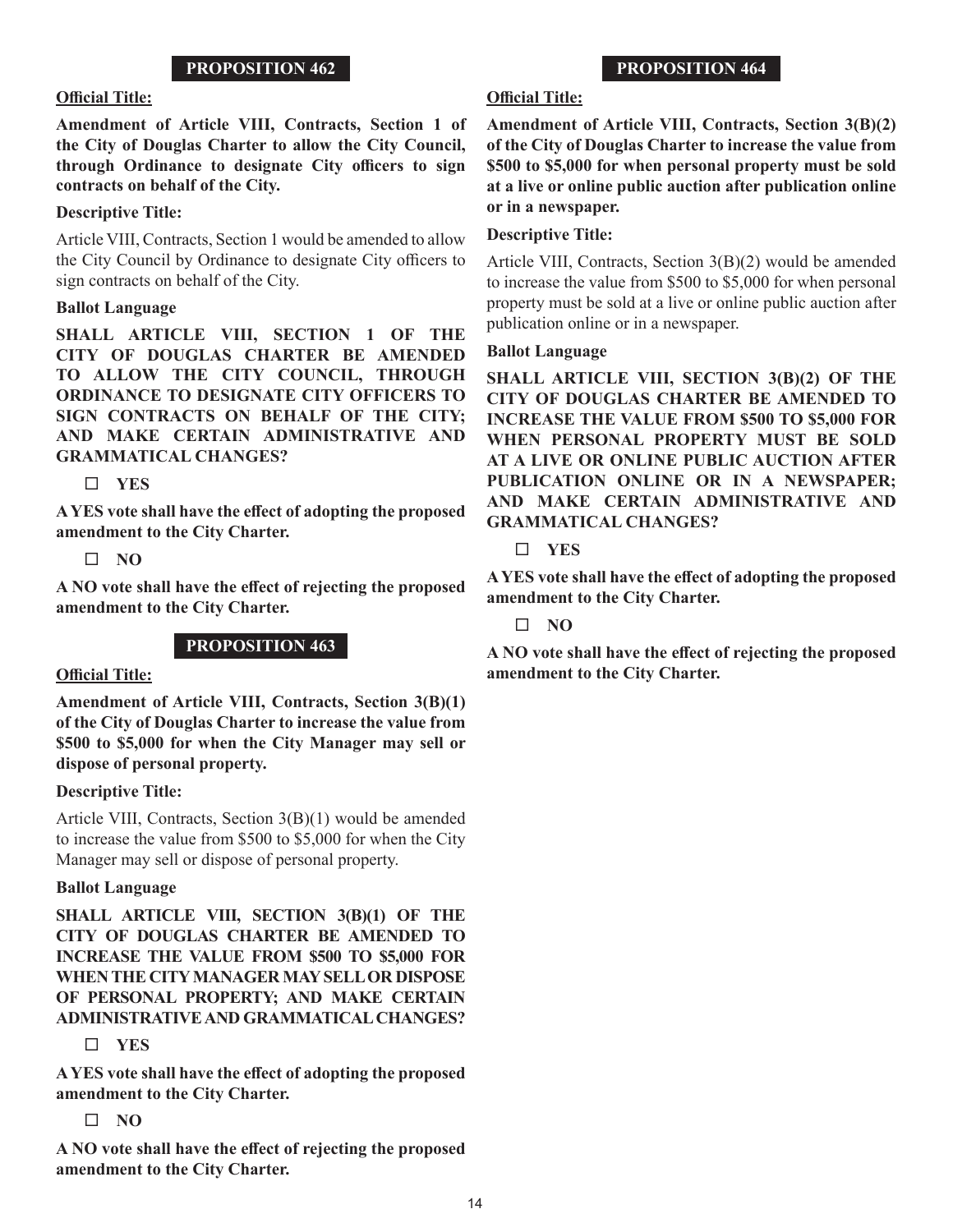## PROPOSITION 462

**Official Title:**

**Amendment of Article VIII, Contracts, Section 1 of the City of Douglas Charter to allow the City Council, through Ordinance to designate City officers to sign contracts on behalf of the City.**

**Descriptive Title:**

Article VIII, Contracts, Section 1 would be amended to allow the City Council by Ordinance to designate City officers to sign contracts on behalf of the City.

**Ballot Language**

**SHALL ARTICLE VIII, SECTION 1 OF THE CITY OF DOUGLAS CHARTER BE AMENDED TO ALLOW THE CITY COUNCIL, THROUGH ORDINANCE TO DESIGNATE CITY OFFICERS TO SIGN CONTRACTS ON BEHALF OF THE CITY; AND MAKE CERTAIN ADMINISTRATIVE AND GRAMMATICAL CHANGES?**

☐ **YES**

**A YES vote shall have the effect of adopting the proposed amendment to the City Charter.**

☐ **NO**

**A NO vote shall have the effect of rejecting the proposed amendment to the City Charter.**

## PROPOSITION 463

**Official Title:**

**Amendment of Article VIII, Contracts, Section 3(B)(1) of the City of Douglas Charter to increase the value from $500 to $5,000 for when the City Manager may sell or dispose of personal property.**

**Descriptive Title:**

Article VIII, Contracts, Section 3(B)(1) would be amended to increase the value from $500 to $5,000 for when the City Manager may sell or dispose of personal property.

**Ballot Language**

**SHALL ARTICLE VIII, SECTION 3(B)(1) OF THE CITY OF DOUGLAS CHARTER BE AMENDED TO INCREASE THE VALUE FROM $500 TO $5,000 FOR WHEN THE CITY MANAGER MAY SELL OR DISPOSE OF PERSONAL PROPERTY; AND MAKE CERTAIN ADMINISTRATIVE AND GRAMMATICAL CHANGES?**

☐ **YES**

**A YES vote shall have the effect of adopting the proposed amendment to the City Charter.**

☐ **NO**

**A NO vote shall have the effect of rejecting the proposed amendment to the City Charter.**

## PROPOSITION 464

**Official Title:**

**Amendment of Article VIII, Contracts, Section 3(B)(2) of the City of Douglas Charter to increase the value from $500 to $5,000 for when personal property must be sold at a live or online public auction after publication online or in a newspaper.**

**Descriptive Title:**

Article VIII, Contracts, Section 3(B)(2) would be amended to increase the value from $500 to $5,000 for when personal property must be sold at a live or online public auction after publication online or in a newspaper.

**Ballot Language**

**SHALL ARTICLE VIII, SECTION 3(B)(2) OF THE CITY OF DOUGLAS CHARTER BE AMENDED TO INCREASE THE VALUE FROM $500 TO $5,000 FOR WHEN PERSONAL PROPERTY MUST BE SOLD AT A LIVE OR ONLINE PUBLIC AUCTION AFTER PUBLICATION ONLINE OR IN A NEWSPAPER; AND MAKE CERTAIN ADMINISTRATIVE AND GRAMMATICAL CHANGES?**

☐ **YES**

**A YES vote shall have the effect of adopting the proposed amendment to the City Charter.**

☐ **NO**

**A NO vote shall have the effect of rejecting the proposed amendment to the City Charter.**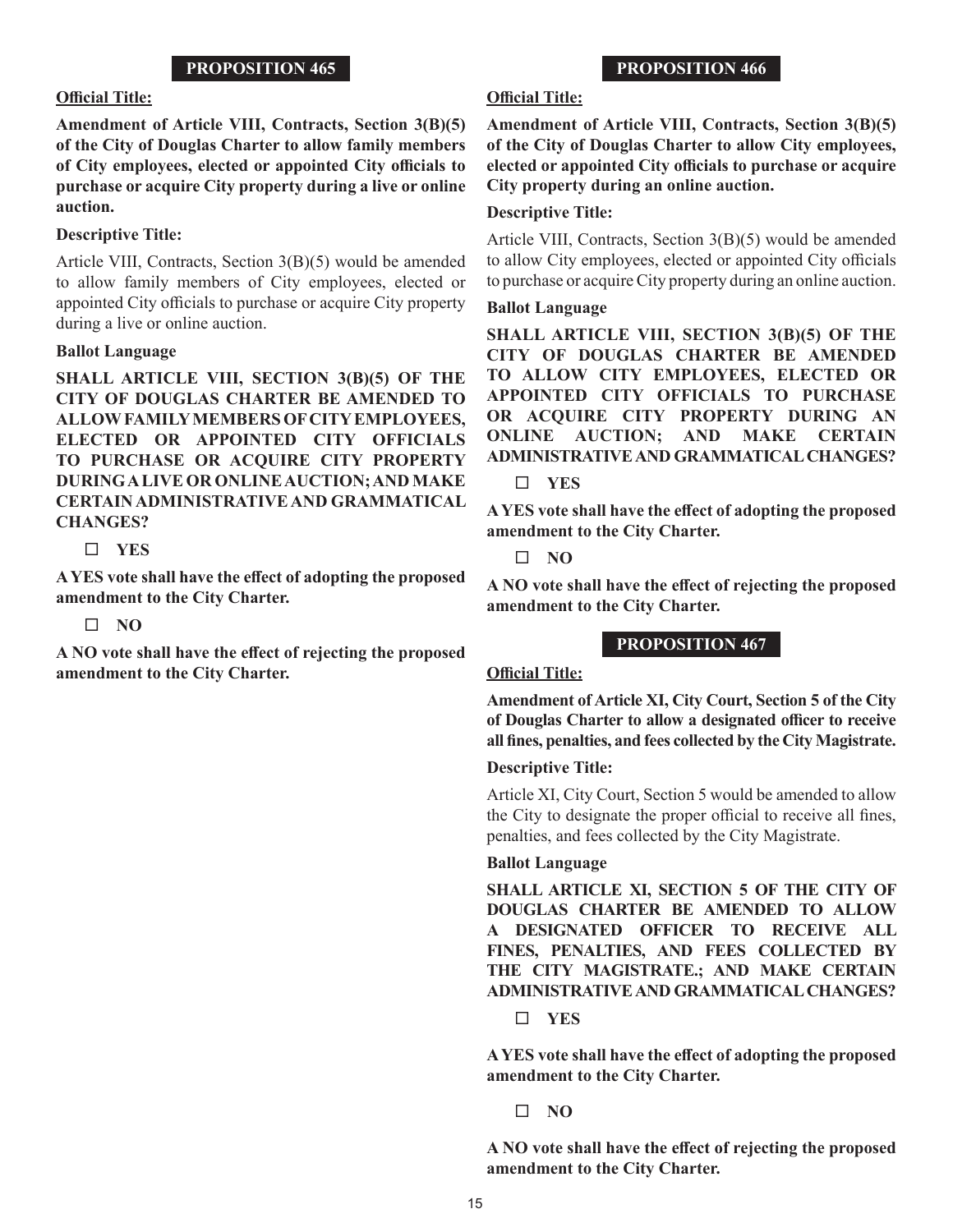## PROPOSITION 465

**Official Title:**

**Amendment of Article VIII, Contracts, Section 3(B)(5) of the City of Douglas Charter to allow family members of City employees, elected or appointed City officials to purchase or acquire City property during a live or online auction.**

**Descriptive Title:**

Article VIII, Contracts, Section 3(B)(5) would be amended to allow family members of City employees, elected or appointed City officials to purchase or acquire City property during a live or online auction.

**Ballot Language**

**SHALL ARTICLE VIII, SECTION 3(B)(5) OF THE CITY OF DOUGLAS CHARTER BE AMENDED TO ALLOW FAMILY MEMBERS OF CITY EMPLOYEES, ELECTED OR APPOINTED CITY OFFICIALS TO PURCHASE OR ACQUIRE CITY PROPERTY DURING A LIVE OR ONLINE AUCTION; AND MAKE CERTAIN ADMINISTRATIVE AND GRAMMATICAL CHANGES?**

☐ **YES**

**A YES vote shall have the effect of adopting the proposed amendment to the City Charter.**

☐ **NO**

**A NO vote shall have the effect of rejecting the proposed amendment to the City Charter.**

## PROPOSITION 466

**Official Title:**

**Amendment of Article VIII, Contracts, Section 3(B)(5) of the City of Douglas Charter to allow City employees, elected or appointed City officials to purchase or acquire City property during an online auction.**

**Descriptive Title:**

Article VIII, Contracts, Section 3(B)(5) would be amended to allow City employees, elected or appointed City officials to purchase or acquire City property during an online auction.

**Ballot Language**

**SHALL ARTICLE VIII, SECTION 3(B)(5) OF THE CITY OF DOUGLAS CHARTER BE AMENDED TO ALLOW CITY EMPLOYEES, ELECTED OR APPOINTED CITY OFFICIALS TO PURCHASE OR ACQUIRE CITY PROPERTY DURING AN ONLINE AUCTION; AND MAKE CERTAIN ADMINISTRATIVE AND GRAMMATICAL CHANGES?**

☐ **YES**

**A YES vote shall have the effect of adopting the proposed amendment to the City Charter.**

☐ **NO**

**A NO vote shall have the effect of rejecting the proposed amendment to the City Charter.**

## PROPOSITION 467

**Official Title:**

**Amendment of Article XI, City Court, Section 5 of the City of Douglas Charter to allow a designated officer to receive all fines, penalties, and fees collected by the City Magistrate.**

**Descriptive Title:**

Article XI, City Court, Section 5 would be amended to allow the City to designate the proper official to receive all fines, penalties, and fees collected by the City Magistrate.

**Ballot Language**

**SHALL ARTICLE XI, SECTION 5 OF THE CITY OF DOUGLAS CHARTER BE AMENDED TO ALLOW A DESIGNATED OFFICER TO RECEIVE ALL FINES, PENALTIES, AND FEES COLLECTED BY THE CITY MAGISTRATE.; AND MAKE CERTAIN ADMINISTRATIVE AND GRAMMATICAL CHANGES?**

☐ **YES**

**A YES vote shall have the effect of adopting the proposed amendment to the City Charter.**

☐ **NO**

**A NO vote shall have the effect of rejecting the proposed amendment to the City Charter.**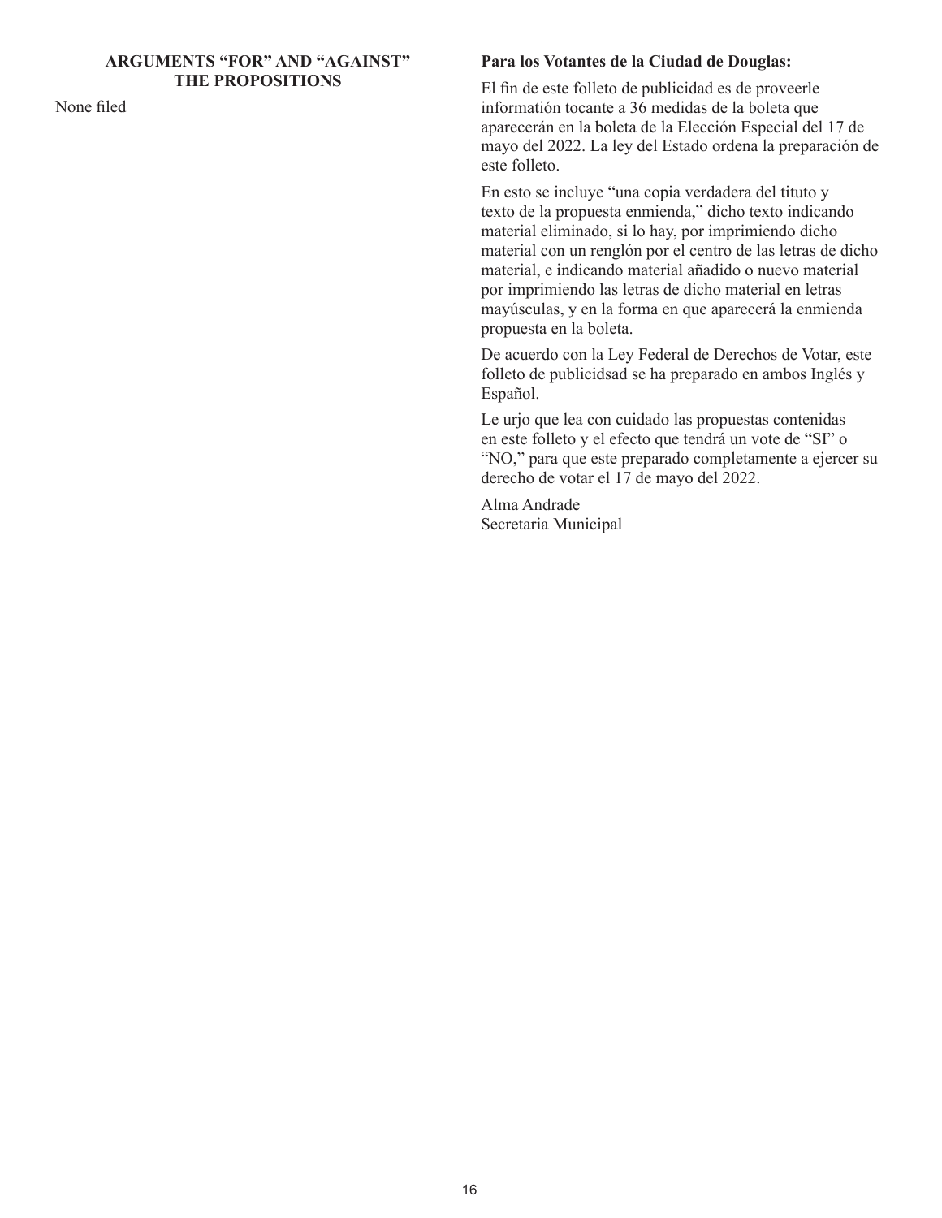## ARGUMENTS "FOR" AND "AGAINST" THE PROPOSITIONS

None filed

**Para los Votantes de la Ciudad de Douglas:**

El fin de este folleto de publicidad es de proveerle información tocante a 36 medidas de la boleta que aparecerán en la boleta de la Elección Especial del 17 de mayo del 2022. La ley del Estado ordena la preparación de este folleto.

En esto se incluye "una copia verdadera del tituto y texto de la propuesta enmienda," dicho texto indicando material eliminado, si lo hay, por imprimiendo dicho material con un renglón por el centro de las letras de dicho material, e indicando material añadido o nuevo material por imprimiendo las letras de dicho material en letras mayúsculas, y en la forma en que aparecerá la enmienda propuesta en la boleta.

De acuerdo con la Ley Federal de Derechos de Votar, este folleto de publicidsad se ha preparado en ambos Inglés y Español.

Le urjo que lea con cuidado las propuestas contenidas en este folleto y el efecto que tendrá un vote de "SI" o "NO," para que este preparado completamente a ejercer su derecho de votar el 17 de mayo del 2022.

Alma Andrade
Secretaria Municipal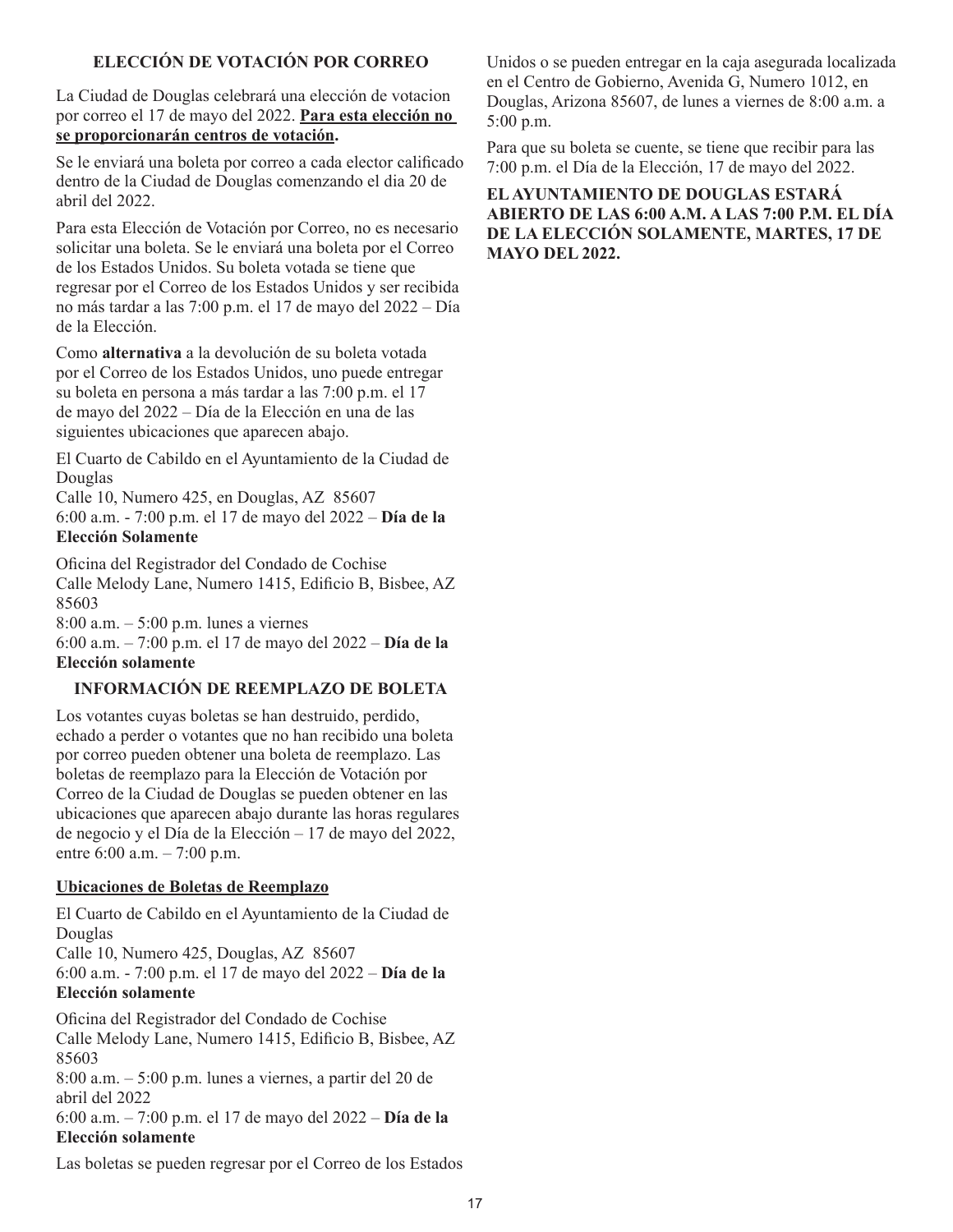## ELECCIÓN DE VOTACIÓN POR CORREO

La Ciudad de Douglas celebrará una elección de votacion por correo el 17 de mayo del 2022. **Para esta elección no se proporcionarán centros de votación.**

Se le enviará una boleta por correo a cada elector calificado dentro de la Ciudad de Douglas comenzando el dia 20 de abril del 2022.

Para esta Elección de Votación por Correo, no es necesario solicitar una boleta. Se le enviará una boleta por el Correo de los Estados Unidos. Su boleta votada se tiene que regresar por el Correo de los Estados Unidos y ser recibida no más tardar a las 7:00 p.m. el 17 de mayo del 2022 – Día de la Elección.

Como **alternativa** a la devolución de su boleta votada por el Correo de los Estados Unidos, uno puede entregar su boleta en persona a más tardar a las 7:00 p.m. el 17 de mayo del 2022 – Día de la Elección en una de las siguientes ubicaciones que aparecen abajo.

El Cuarto de Cabildo en el Ayuntamiento de la Ciudad de Douglas
Calle 10, Numero 425, en Douglas, AZ 85607
6:00 a.m. - 7:00 p.m. el 17 de mayo del 2022 – **Día de la Elección Solamente**

Oficina del Registrador del Condado de Cochise
Calle Melody Lane, Numero 1415, Edificio B, Bisbee, AZ 85603
8:00 a.m. – 5:00 p.m. lunes a viernes
6:00 a.m. – 7:00 p.m. el 17 de mayo del 2022 – **Día de la Elección solamente**

## INFORMACIÓN DE REEMPLAZO DE BOLETA

Los votantes cuyas boletas se han destruido, perdido, echado a perder o votantes que no han recibido una boleta por correo pueden obtener una boleta de reemplazo. Las boletas de reemplazo para la Elección de Votación por Correo de la Ciudad de Douglas se pueden obtener en las ubicaciones que aparecen abajo durante las horas regulares de negocio y el Día de la Elección – 17 de mayo del 2022, entre 6:00 a.m. – 7:00 p.m.

**Ubicaciones de Boletas de Reemplazo**

El Cuarto de Cabildo en el Ayuntamiento de la Ciudad de Douglas
Calle 10, Numero 425, Douglas, AZ 85607
6:00 a.m. - 7:00 p.m. el 17 de mayo del 2022 – **Día de la Elección solamente**

Oficina del Registrador del Condado de Cochise
Calle Melody Lane, Numero 1415, Edificio B, Bisbee, AZ 85603
8:00 a.m. – 5:00 p.m. lunes a viernes, a partir del 20 de abril del 2022
6:00 a.m. – 7:00 p.m. el 17 de mayo del 2022 – **Día de la Elección solamente**

Las boletas se pueden regresar por el Correo de los Estados Unidos o se pueden entregar en la caja asegurada localizada en el Centro de Gobierno, Avenida G, Numero 1012, en Douglas, Arizona 85607, de lunes a viernes de 8:00 a.m. a 5:00 p.m.

Para que su boleta se cuente, se tiene que recibir para las 7:00 p.m. el Día de la Elección, 17 de mayo del 2022.

**EL AYUNTAMIENTO DE DOUGLAS ESTARÁ ABIERTO DE LAS 6:00 A.M. A LAS 7:00 P.M. EL DÍA DE LA ELECCIÓN SOLAMENTE, MARTES, 17 DE MAYO DEL 2022.**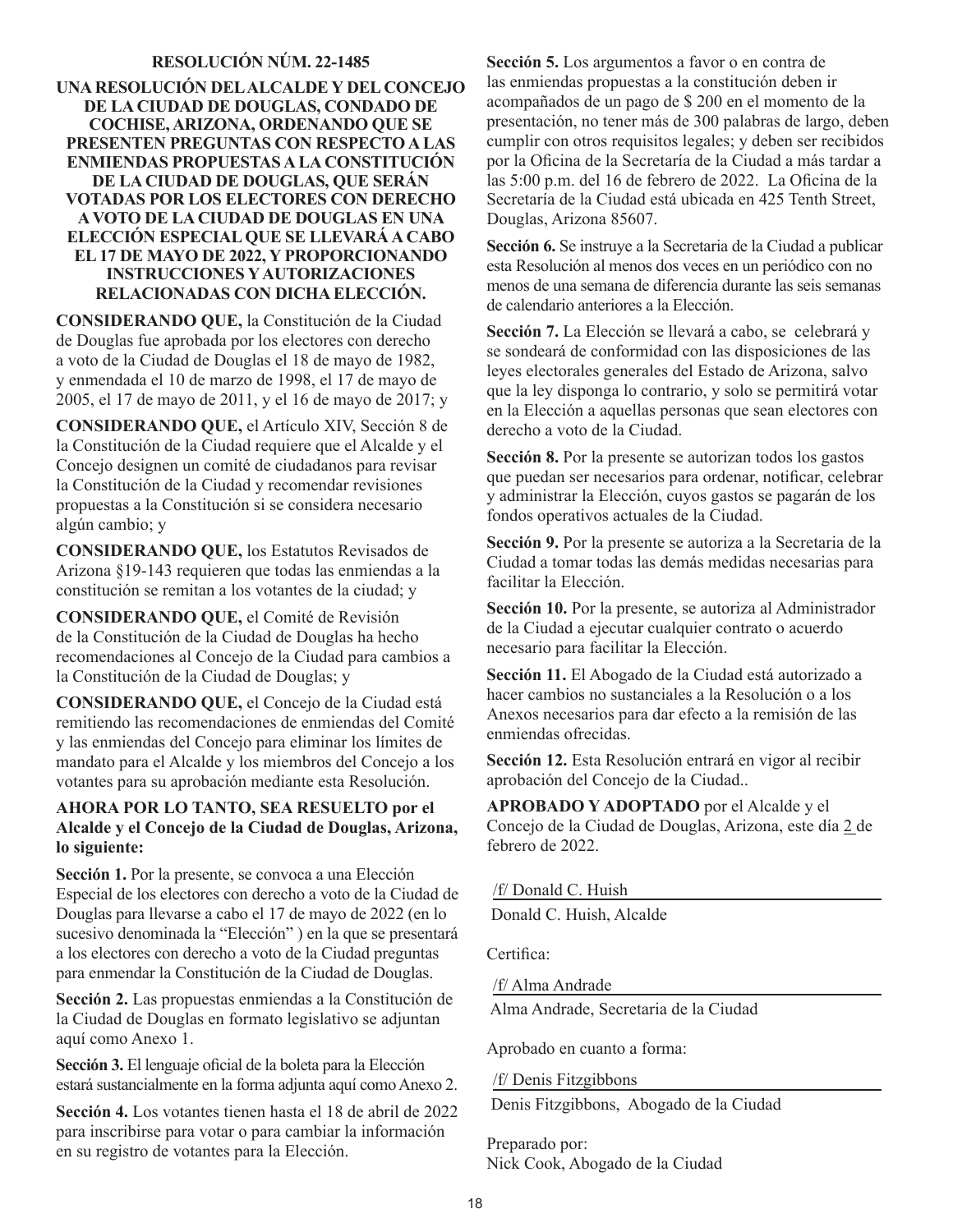## RESOLUCIÓN NÚM. 22-1485

**UNA RESOLUCIÓN DEL ALCALDE Y DEL CONCEJO DE LA CIUDAD DE DOUGLAS, CONDADO DE COCHISE, ARIZONA, ORDENANDO QUE SE PRESENTEN PREGUNTAS CON RESPECTO A LAS ENMIENDAS PROPUESTAS A LA CONSTITUCIÓN DE LA CIUDAD DE DOUGLAS, QUE SERÁN VOTADAS POR LOS ELECTORES CON DERECHO A VOTO DE LA CIUDAD DE DOUGLAS EN UNA ELECCIÓN ESPECIAL QUE SE LLEVARÁ A CABO EL 17 DE MAYO DE 2022, Y PROPORCIONANDO INSTRUCCIONES Y AUTORIZACIONES RELACIONADAS CON DICHA ELECCIÓN.**

**CONSIDERANDO QUE,** la Constitución de la Ciudad de Douglas fue aprobada por los electores con derecho a voto de la Ciudad de Douglas el 18 de mayo de 1982, y enmendada el 10 de marzo de 1998, el 17 de mayo de 2005, el 17 de mayo de 2011, y el 16 de mayo de 2017; y

**CONSIDERANDO QUE,** el Artículo XIV, Sección 8 de la Constitución de la Ciudad requiere que el Alcalde y el Concejo designen un comité de ciudadanos para revisar la Constitución de la Ciudad y recomendar revisiones propuestas a la Constitución si se considera necesario algún cambio; y

**CONSIDERANDO QUE,** los Estatutos Revisados de Arizona §19-143 requieren que todas las enmiendas a la constitución se remitan a los votantes de la ciudad; y

**CONSIDERANDO QUE,** el Comité de Revisión de la Constitución de la Ciudad de Douglas ha hecho recomendaciones al Concejo de la Ciudad para cambios a la Constitución de la Ciudad de Douglas; y

**CONSIDERANDO QUE,** el Concejo de la Ciudad está remitiendo las recomendaciones de enmiendas del Comité y las enmiendas del Concejo para eliminar los límites de mandato para el Alcalde y los miembros del Concejo a los votantes para su aprobación mediante esta Resolución.

**AHORA POR LO TANTO, SEA RESUELTO por el Alcalde y el Concejo de la Ciudad de Douglas, Arizona, lo siguiente:**

**Sección 1.** Por la presente, se convoca a una Elección Especial de los electores con derecho a voto de la Ciudad de Douglas para llevarse a cabo el 17 de mayo de 2022 (en lo sucesivo denominada la "Elección" ) en la que se presentará a los electores con derecho a voto de la Ciudad preguntas para enmendar la Constitución de la Ciudad de Douglas.

**Sección 2.** Las propuestas enmiendas a la Constitución de la Ciudad de Douglas en formato legislativo se adjuntan aquí como Anexo 1.

**Sección 3.** El lenguaje oficial de la boleta para la Elección estará sustancialmente en la forma adjunta aquí como Anexo 2.

**Sección 4.** Los votantes tienen hasta el 18 de abril de 2022 para inscribirse para votar o para cambiar la información en su registro de votantes para la Elección.

**Sección 5.** Los argumentos a favor o en contra de las enmiendas propuestas a la constitución deben ir acompañados de un pago de $ 200 en el momento de la presentación, no tener más de 300 palabras de largo, deben cumplir con otros requisitos legales; y deben ser recibidos por la Oficina de la Secretaría de la Ciudad a más tardar a las 5:00 p.m. del 16 de febrero de 2022. La Oficina de la Secretaría de la Ciudad está ubicada en 425 Tenth Street, Douglas, Arizona 85607.

**Sección 6.** Se instruye a la Secretaria de la Ciudad a publicar esta Resolución al menos dos veces en un periódico con no menos de una semana de diferencia durante las seis semanas de calendario anteriores a la Elección.

**Sección 7.** La Elección se llevará a cabo, se celebrará y se sondeará de conformidad con las disposiciones de las leyes electorales generales del Estado de Arizona, salvo que la ley disponga lo contrario, y solo se permitirá votar en la Elección a aquellas personas que sean electores con derecho a voto de la Ciudad.

**Sección 8.** Por la presente se autorizan todos los gastos que puedan ser necesarios para ordenar, notificar, celebrar y administrar la Elección, cuyos gastos se pagarán de los fondos operativos actuales de la Ciudad.

**Sección 9.** Por la presente se autoriza a la Secretaria de la Ciudad a tomar todas las demás medidas necesarias para facilitar la Elección.

**Sección 10.** Por la presente, se autoriza al Administrador de la Ciudad a ejecutar cualquier contrato o acuerdo necesario para facilitar la Elección.

**Sección 11.** El Abogado de la Ciudad está autorizado a hacer cambios no sustanciales a la Resolución o a los Anexos necesarios para dar efecto a la remisión de las enmiendas ofrecidas.

**Sección 12.** Esta Resolución entrará en vigor al recibir aprobación del Concejo de la Ciudad..

**APROBADO Y ADOPTADO** por el Alcalde y el Concejo de la Ciudad de Douglas, Arizona, este día 2 de febrero de 2022.

/f/ Donald C. Huish
Donald C. Huish, Alcalde

Certifica:

/f/ Alma Andrade
Alma Andrade, Secretaria de la Ciudad

Aprobado en cuanto a forma:

/f/ Denis Fitzgibbons
Denis Fitzgibbons, Abogado de la Ciudad

Preparado por:
Nick Cook, Abogado de la Ciudad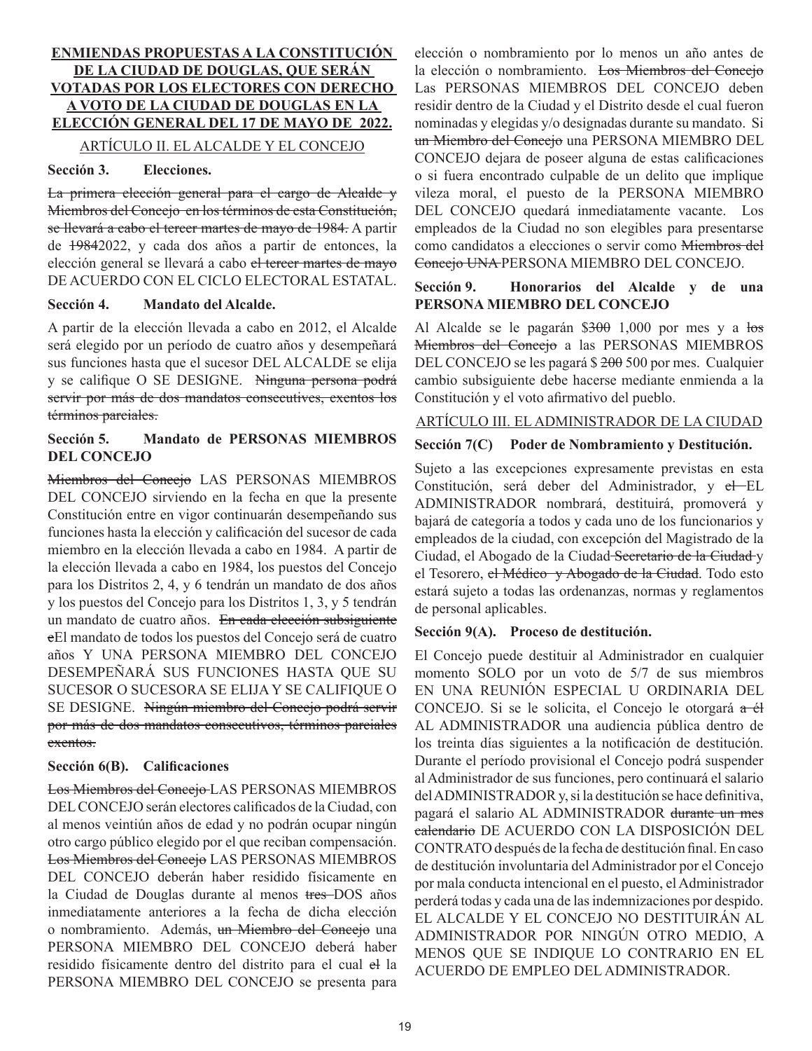**ENMIENDAS PROPUESTAS A LA CONSTITUCIÓN DE LA CIUDAD DE DOUGLAS, QUE SERÁN VOTADAS POR LOS ELECTORES CON DERECHO A VOTO DE LA CIUDAD DE DOUGLAS EN LA ELECCIÓN GENERAL DEL 17 DE MAYO DE 2022.**

ARTÍCULO II. EL ALCALDE Y EL CONCEJO

**Sección 3. Elecciones.**

~~La primera elección general para el cargo de Alcalde y Miembros del Concejo en los términos de esta Constitución, se llevará a cabo el tercer martes de mayo de 1984.~~ A partir de ~~1984~~2022, y cada dos años a partir de entonces, la elección general se llevará a cabo ~~el tercer martes de mayo~~ DE ACUERDO CON EL CICLO ELECTORAL ESTATAL.

**Sección 4. Mandato del Alcalde.**

A partir de la elección llevada a cabo en 2012, el Alcalde será elegido por un período de cuatro años y desempeñará sus funciones hasta que el sucesor DEL ALCALDE se elija y se califique O SE DESIGNE. ~~Ninguna persona podrá servir por más de dos mandatos consecutivos, exentos los términos parciales.~~

**Sección 5. Mandato de PERSONAS MIEMBROS DEL CONCEJO**

~~Miembros del Concejo~~ LAS PERSONAS MIEMBROS DEL CONCEJO sirviendo en la fecha en que la presente Constitución entre en vigor continuarán desempeñando sus funciones hasta la elección y calificación del sucesor de cada miembro en la elección llevada a cabo en 1984. A partir de la elección llevada a cabo en 1984, los puestos del Concejo para los Distritos 2, 4, y 6 tendrán un mandato de dos años y los puestos del Concejo para los Distritos 1, 3, y 5 tendrán un mandato de cuatro años. ~~En cada elección subsiguiente e~~El mandato de todos los puestos del Concejo será de cuatro años Y UNA PERSONA MIEMBRO DEL CONCEJO DESEMPEÑARÁ SUS FUNCIONES HASTA QUE SU SUCESOR O SUCESORA SE ELIJA Y SE CALIFIQUE O SE DESIGNE. ~~Ningún miembro del Concejo podrá servir por más de dos mandatos consecutivos, términos parciales exentos.~~

**Sección 6(B). Calificaciones**

~~Los Miembros del Concejo~~ LAS PERSONAS MIEMBROS DEL CONCEJO serán electores calificados de la Ciudad, con al menos veintiún años de edad y no podrán ocupar ningún otro cargo público elegido por el que reciban compensación. ~~Los Miembros del Concejo~~ LAS PERSONAS MIEMBROS DEL CONCEJO deberán haber residido físicamente en la Ciudad de Douglas durante al menos ~~tres~~ DOS años inmediatamente anteriores a la fecha de dicha elección o nombramiento. Además, ~~un Miembro del Concejo~~ una PERSONA MIEMBRO DEL CONCEJO deberá haber residido físicamente dentro del distrito para el cual ~~el~~ la PERSONA MIEMBRO DEL CONCEJO se presenta para elección o nombramiento por lo menos un año antes de la elección o nombramiento. ~~Los Miembros del Concejo~~ Las PERSONAS MIEMBROS DEL CONCEJO deben residir dentro de la Ciudad y el Distrito desde el cual fueron nominadas y elegidas y/o designadas durante su mandato. Si ~~un Miembro del Concejo~~ una PERSONA MIEMBRO DEL CONCEJO dejara de poseer alguna de estas calificaciones o si fuera encontrado culpable de un delito que implique vileza moral, el puesto de la PERSONA MIEMBRO DEL CONCEJO quedará inmediatamente vacante. Los empleados de la Ciudad no son elegibles para presentarse como candidatos a elecciones o servir como ~~Miembros del Concejo UNA~~ PERSONA MIEMBRO DEL CONCEJO.

**Sección 9. Honorarios del Alcalde y de una PERSONA MIEMBRO DEL CONCEJO**

Al Alcalde se le pagarán $~~300~~ 1,000 por mes y a ~~los Miembros del Concejo~~ a las PERSONAS MIEMBROS DEL CONCEJO se les pagará $ ~~200~~ 500 por mes. Cualquier cambio subsiguiente debe hacerse mediante enmienda a la Constitución y el voto afirmativo del pueblo.

ARTÍCULO III. EL ADMINISTRADOR DE LA CIUDAD

**Sección 7(C) Poder de Nombramiento y Destitución.**

Sujeto a las excepciones expresamente previstas en esta Constitución, será deber del Administrador, y ~~el~~ EL ADMINISTRADOR nombrará, destituirá, promoverá y bajará de categoría a todos y cada uno de los funcionarios y empleados de la ciudad, con excepción del Magistrado de la Ciudad, el Abogado de la Ciudad ~~Secretario de la Ciudad~~ y el Tesorero, ~~el Médico y Abogado de la Ciudad~~. Todo esto estará sujeto a todas las ordenanzas, normas y reglamentos de personal aplicables.

**Sección 9(A). Proceso de destitución.**

El Concejo puede destituir al Administrador en cualquier momento SOLO por un voto de 5/7 de sus miembros EN UNA REUNIÓN ESPECIAL U ORDINARIA DEL CONCEJO. Si se le solicita, el Concejo le otorgará ~~a él~~ AL ADMINISTRADOR una audiencia pública dentro de los treinta días siguientes a la notificación de destitución. Durante el período provisional el Concejo podrá suspender al Administrador de sus funciones, pero continuará el salario del ADMINISTRADOR y, si la destitución se hace definitiva, pagará el salario AL ADMINISTRADOR ~~durante un mes calendario~~ DE ACUERDO CON LA DISPOSICIÓN DEL CONTRATO después de la fecha de destitución final. En caso de destitución involuntaria del Administrador por el Concejo por mala conducta intencional en el puesto, el Administrador perderá todas y cada una de las indemnizaciones por despido. EL ALCALDE Y EL CONCEJO NO DESTITUIRÁN AL ADMINISTRADOR POR NINGÚN OTRO MEDIO, A MENOS QUE SE INDIQUE LO CONTRARIO EN EL ACUERDO DE EMPLEO DEL ADMINISTRADOR.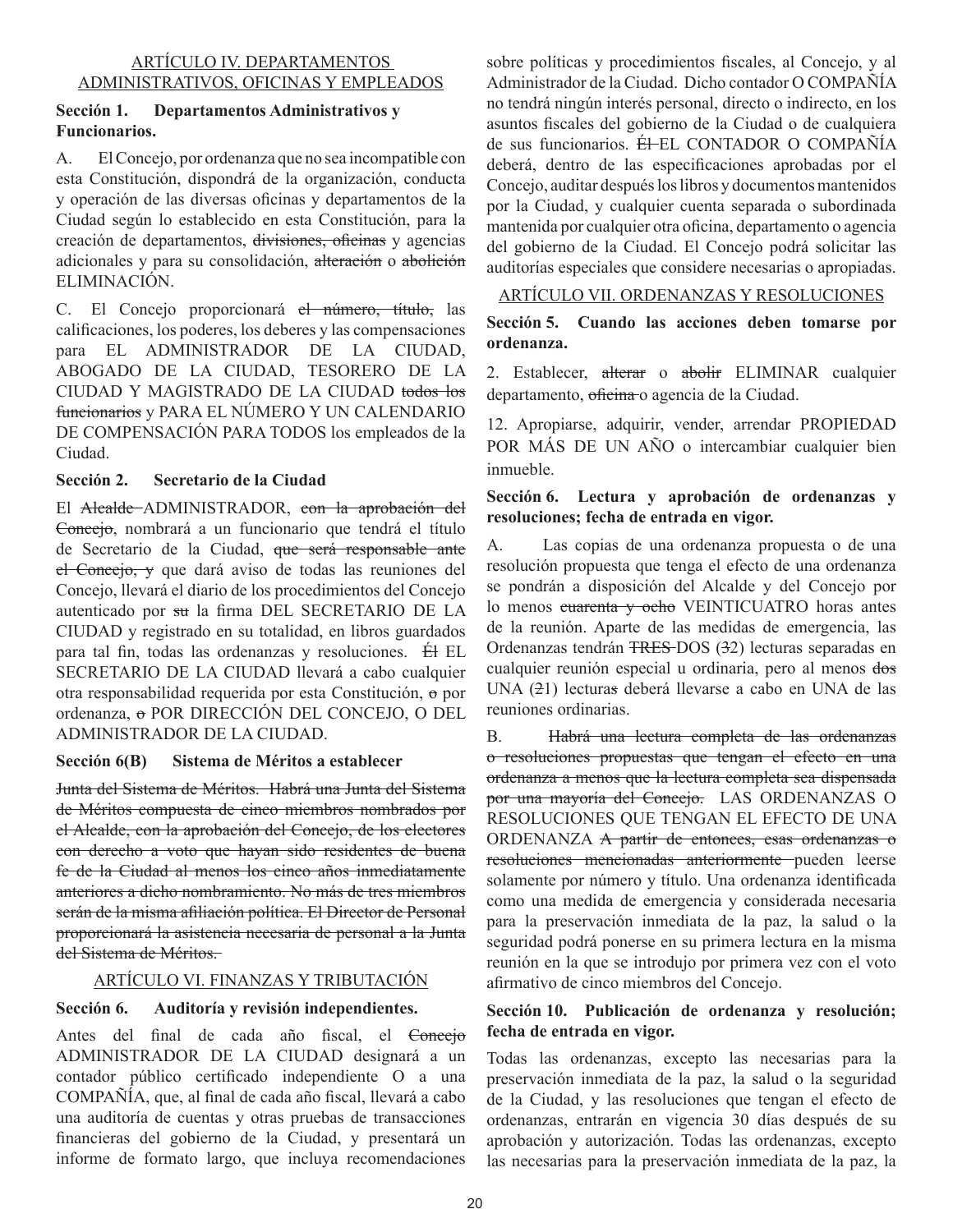## ARTÍCULO IV. DEPARTAMENTOS ADMINISTRATIVOS, OFICINAS Y EMPLEADOS

**Sección 1. Departamentos Administrativos y Funcionarios.**

A. El Concejo, por ordenanza que no sea incompatible con esta Constitución, dispondrá de la organización, conducta y operación de las diversas oficinas y departamentos de la Ciudad según lo establecido en esta Constitución, para la creación de departamentos, ~~divisiones, oficinas~~ y agencias adicionales y para su consolidación, ~~alteración~~ o ~~abolición~~ ELIMINACIÓN.

C. El Concejo proporcionará ~~el número, título,~~ las calificaciones, los poderes, los deberes y las compensaciones para EL ADMINISTRADOR DE LA CIUDAD, ABOGADO DE LA CIUDAD, TESORERO DE LA CIUDAD Y MAGISTRADO DE LA CIUDAD ~~todos los funcionarios~~ y PARA EL NÚMERO Y UN CALENDARIO DE COMPENSACIÓN PARA TODOS los empleados de la Ciudad.

**Sección 2. Secretario de la Ciudad**

El ~~Alcalde~~ ADMINISTRADOR, ~~con la aprobación del Concejo~~, nombrará a un funcionario que tendrá el título de Secretario de la Ciudad, ~~que será responsable ante el Concejo, y~~ que dará aviso de todas las reuniones del Concejo, llevará el diario de los procedimientos del Concejo autenticado por ~~su~~ la firma DEL SECRETARIO DE LA CIUDAD y registrado en su totalidad, en libros guardados para tal fin, todas las ordenanzas y resoluciones. ~~Él~~ EL SECRETARIO DE LA CIUDAD llevará a cabo cualquier otra responsabilidad requerida por esta Constitución, ~~o~~ por ordenanza, ~~o~~ POR DIRECCIÓN DEL CONCEJO, O DEL ADMINISTRADOR DE LA CIUDAD.

**Sección 6(B) Sistema de Méritos a establecer**

~~Junta del Sistema de Méritos. Habrá una Junta del Sistema de Méritos compuesta de cinco miembros nombrados por el Alcalde, con la aprobación del Concejo, de los electores con derecho a voto que hayan sido residentes de buena fe de la Ciudad al menos los cinco años inmediatamente anteriores a dicho nombramiento. No más de tres miembros serán de la misma afiliación política. El Director de Personal proporcionará la asistencia necesaria de personal a la Junta del Sistema de Méritos.~~

## ARTÍCULO VI. FINANZAS Y TRIBUTACIÓN

**Sección 6. Auditoría y revisión independientes.**

Antes del final de cada año fiscal, el ~~Concejo~~ ADMINISTRADOR DE LA CIUDAD designará a un contador público certificado independiente O a una COMPAÑÍA, que, al final de cada año fiscal, llevará a cabo una auditoría de cuentas y otras pruebas de transacciones financieras del gobierno de la Ciudad, y presentará un informe de formato largo, que incluya recomendaciones sobre políticas y procedimientos fiscales, al Concejo, y al Administrador de la Ciudad. Dicho contador O COMPAÑÍA no tendrá ningún interés personal, directo o indirecto, en los asuntos fiscales del gobierno de la Ciudad o de cualquiera de sus funcionarios. ~~Él~~ EL CONTADOR O COMPAÑÍA deberá, dentro de las especificaciones aprobadas por el Concejo, auditar después los libros y documentos mantenidos por la Ciudad, y cualquier cuenta separada o subordinada mantenida por cualquier otra oficina, departamento o agencia del gobierno de la Ciudad. El Concejo podrá solicitar las auditorías especiales que considere necesarias o apropiadas.

## ARTÍCULO VII. ORDENANZAS Y RESOLUCIONES

**Sección 5. Cuando las acciones deben tomarse por ordenanza.**

2. Establecer, ~~alterar~~ o ~~abolir~~ ELIMINAR cualquier departamento, ~~oficina~~ o agencia de la Ciudad.

12. Apropiarse, adquirir, vender, arrendar PROPIEDAD POR MÁS DE UN AÑO o intercambiar cualquier bien inmueble.

**Sección 6. Lectura y aprobación de ordenanzas y resoluciones; fecha de entrada en vigor.**

A. Las copias de una ordenanza propuesta o de una resolución propuesta que tenga el efecto de una ordenanza se pondrán a disposición del Alcalde y del Concejo por lo menos ~~cuarenta y ocho~~ VEINTICUATRO horas antes de la reunión. Aparte de las medidas de emergencia, las Ordenanzas tendrán ~~TRES~~ DOS (~~3~~2) lecturas separadas en cualquier reunión especial u ordinaria, pero al menos ~~dos~~ UNA (~~2~~1) lectura~~s~~ deberá llevarse a cabo en UNA de las reuniones ordinarias.

B. ~~Habrá una lectura completa de las ordenanzas o resoluciones propuestas que tengan el efecto en una ordenanza a menos que la lectura completa sea dispensada por una mayoría del Concejo.~~ LAS ORDENANZAS O RESOLUCIONES QUE TENGAN EL EFECTO DE UNA ORDENANZA ~~A partir de entonces, esas ordenanzas o resoluciones mencionadas anteriormente~~ pueden leerse solamente por número y título. Una ordenanza identificada como una medida de emergencia y considerada necesaria para la preservación inmediata de la paz, la salud o la seguridad podrá ponerse en su primera lectura en la misma reunión en la que se introdujo por primera vez con el voto afirmativo de cinco miembros del Concejo.

**Sección 10. Publicación de ordenanza y resolución; fecha de entrada en vigor.**

Todas las ordenanzas, excepto las necesarias para la preservación inmediata de la paz, la salud o la seguridad de la Ciudad, y las resoluciones que tengan el efecto de ordenanzas, entrarán en vigencia 30 días después de su aprobación y autorización. Todas las ordenanzas, excepto las necesarias para la preservación inmediata de la paz, la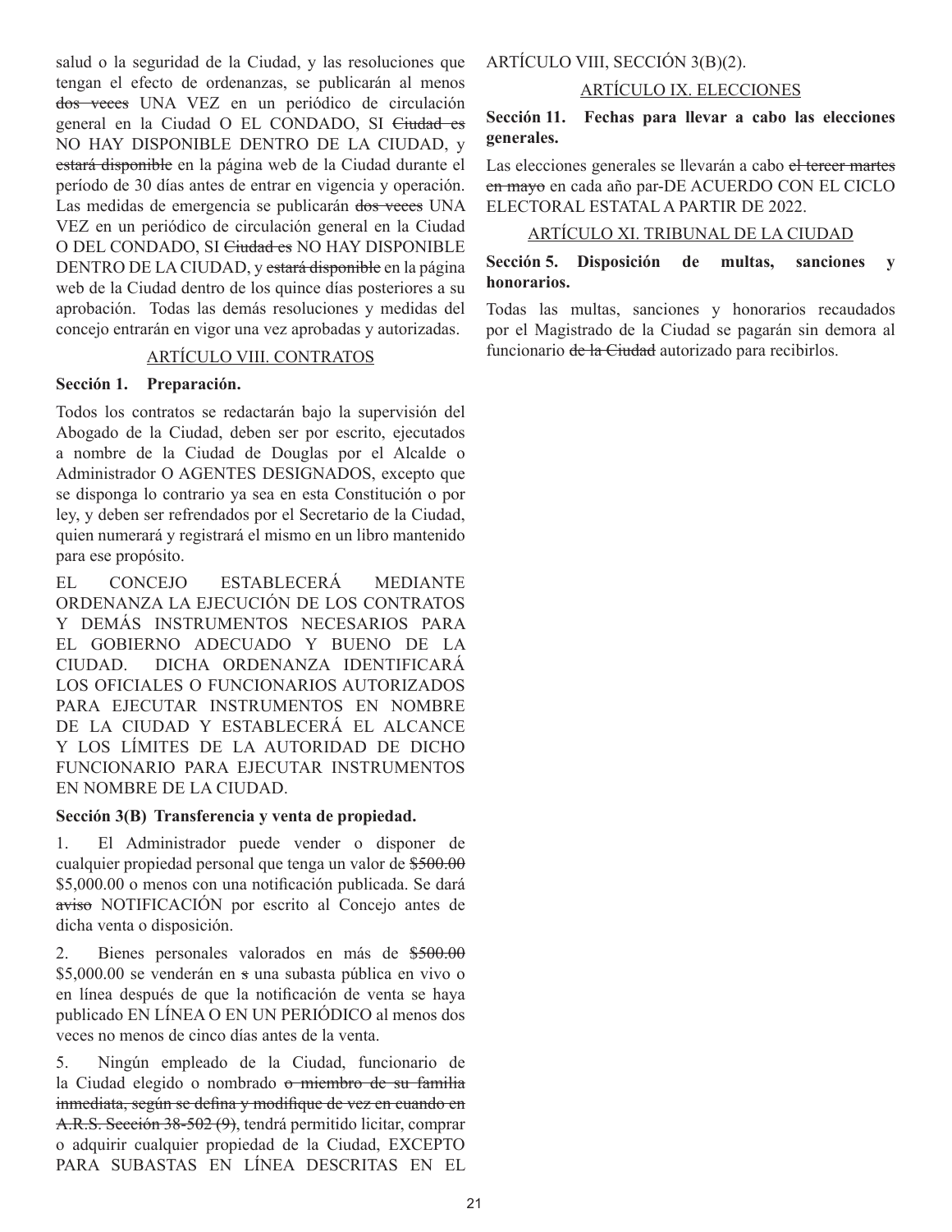salud o la seguridad de la Ciudad, y las resoluciones que tengan el efecto de ordenanzas, se publicarán al menos ~~dos veces~~ UNA VEZ en un periódico de circulación general en la Ciudad O EL CONDADO, SI ~~Ciudad es~~ NO HAY DISPONIBLE DENTRO DE LA CIUDAD, y ~~estará disponible~~ en la página web de la Ciudad durante el período de 30 días antes de entrar en vigencia y operación. Las medidas de emergencia se publicarán ~~dos veces~~ UNA VEZ en un periódico de circulación general en la Ciudad O DEL CONDADO, SI ~~Ciudad es~~ NO HAY DISPONIBLE DENTRO DE LA CIUDAD, y ~~estará disponible~~ en la página web de la Ciudad dentro de los quince días posteriores a su aprobación. Todas las demás resoluciones y medidas del concejo entrarán en vigor una vez aprobadas y autorizadas.

<u>ARTÍCULO VIII. CONTRATOS</u>

**Sección 1. Preparación.**

Todos los contratos se redactarán bajo la supervisión del Abogado de la Ciudad, deben ser por escrito, ejecutados a nombre de la Ciudad de Douglas por el Alcalde o Administrador O AGENTES DESIGNADOS, excepto que se disponga lo contrario ya sea en esta Constitución o por ley, y deben ser refrendados por el Secretario de la Ciudad, quien numerará y registrará el mismo en un libro mantenido para ese propósito.

EL CONCEJO ESTABLECERÁ MEDIANTE ORDENANZA LA EJECUCIÓN DE LOS CONTRATOS Y DEMÁS INSTRUMENTOS NECESARIOS PARA EL GOBIERNO ADECUADO Y BUENO DE LA CIUDAD. DICHA ORDENANZA IDENTIFICARÁ LOS OFICIALES O FUNCIONARIOS AUTORIZADOS PARA EJECUTAR INSTRUMENTOS EN NOMBRE DE LA CIUDAD Y ESTABLECERÁ EL ALCANCE Y LOS LÍMITES DE LA AUTORIDAD DE DICHO FUNCIONARIO PARA EJECUTAR INSTRUMENTOS EN NOMBRE DE LA CIUDAD.

**Sección 3(B) Transferencia y venta de propiedad.**

1. El Administrador puede vender o disponer de cualquier propiedad personal que tenga un valor de ~~$500.00~~ $5,000.00 o menos con una notificación publicada. Se dará ~~aviso~~ NOTIFICACIÓN por escrito al Concejo antes de dicha venta o disposición.

2. Bienes personales valorados en más de ~~$500.00~~ $5,000.00 se venderán en ~~s~~ una subasta pública en vivo o en línea después de que la notificación de venta se haya publicado EN LÍNEA O EN UN PERIÓDICO al menos dos veces no menos de cinco días antes de la venta.

5. Ningún empleado de la Ciudad, funcionario de la Ciudad elegido o nombrado ~~o miembro de su familia inmediata, según se defina y modifique de vez en cuando en A.R.S. Sección 38-502 (9)~~, tendrá permitido licitar, comprar o adquirir cualquier propiedad de la Ciudad, EXCEPTO PARA SUBASTAS EN LÍNEA DESCRITAS EN EL ARTÍCULO VIII, SECCIÓN 3(B)(2).

<u>ARTÍCULO IX. ELECCIONES</u>

**Sección 11. Fechas para llevar a cabo las elecciones generales.**

Las elecciones generales se llevarán a cabo ~~el tercer martes en mayo~~ en cada año par-DE ACUERDO CON EL CICLO ELECTORAL ESTATAL A PARTIR DE 2022.

<u>ARTÍCULO XI. TRIBUNAL DE LA CIUDAD</u>

**Sección 5. Disposición de multas, sanciones y honorarios.**

Todas las multas, sanciones y honorarios recaudados por el Magistrado de la Ciudad se pagarán sin demora al funcionario ~~de la Ciudad~~ autorizado para recibirlos.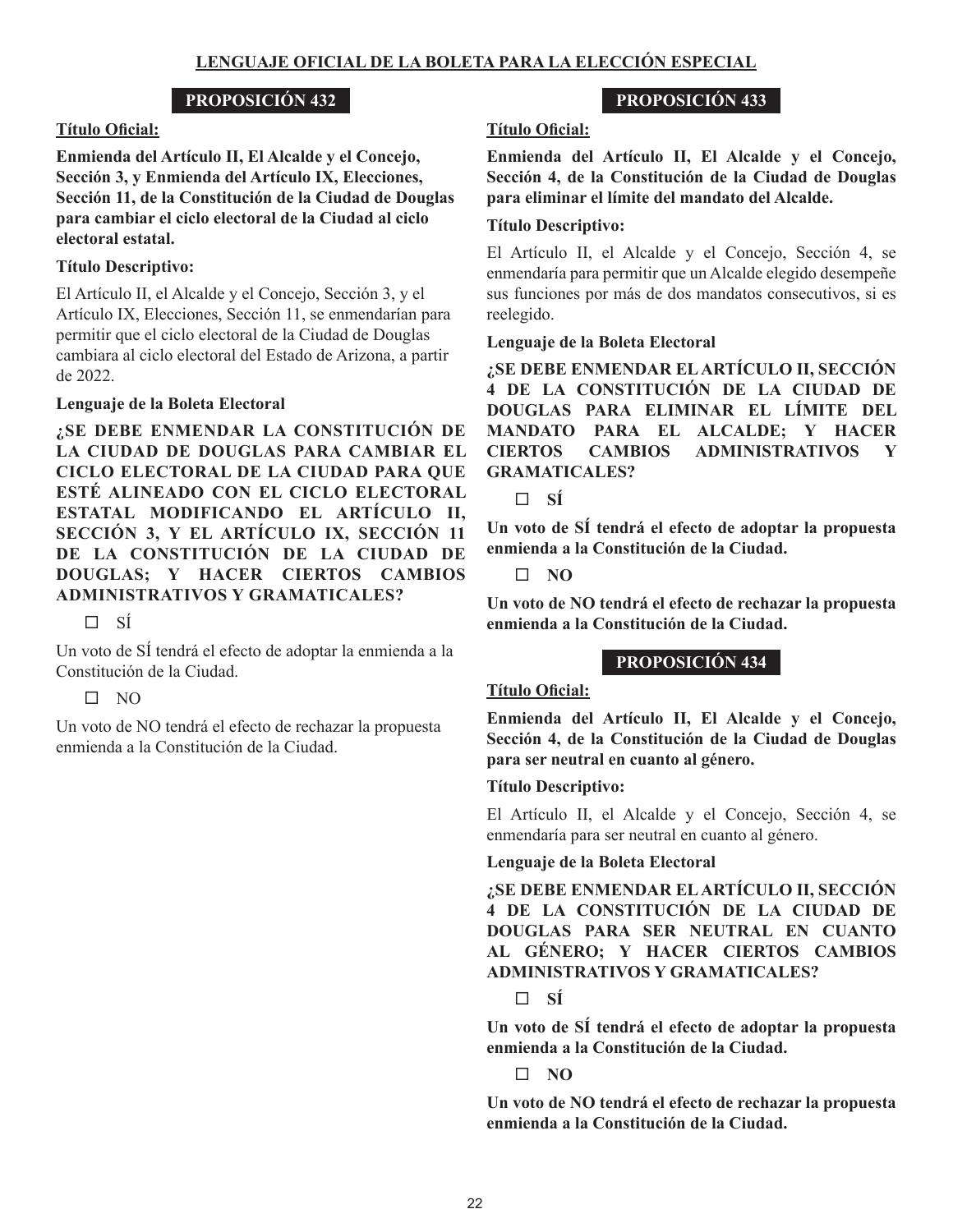## LENGUAJE OFICIAL DE LA BOLETA PARA LA ELECCIÓN ESPECIAL

### PROPOSICIÓN 432

**Título Oficial:**

**Enmienda del Artículo II, El Alcalde y el Concejo, Sección 3, y Enmienda del Artículo IX, Elecciones, Sección 11, de la Constitución de la Ciudad de Douglas para cambiar el ciclo electoral de la Ciudad al ciclo electoral estatal.**

**Título Descriptivo:**

El Artículo II, el Alcalde y el Concejo, Sección 3, y el Artículo IX, Elecciones, Sección 11, se enmendarían para permitir que el ciclo electoral de la Ciudad de Douglas cambiara al ciclo electoral del Estado de Arizona, a partir de 2022.

**Lenguaje de la Boleta Electoral**

**¿SE DEBE ENMENDAR LA CONSTITUCIÓN DE LA CIUDAD DE DOUGLAS PARA CAMBIAR EL CICLO ELECTORAL DE LA CIUDAD PARA QUE ESTÉ ALINEADO CON EL CICLO ELECTORAL ESTATAL MODIFICANDO EL ARTÍCULO II, SECCIÓN 3, Y EL ARTÍCULO IX, SECCIÓN 11 DE LA CONSTITUCIÓN DE LA CIUDAD DE DOUGLAS; Y HACER CIERTOS CAMBIOS ADMINISTRATIVOS Y GRAMATICALES?**

☐ SÍ

Un voto de SÍ tendrá el efecto de adoptar la enmienda a la Constitución de la Ciudad.

☐ NO

Un voto de NO tendrá el efecto de rechazar la propuesta enmienda a la Constitución de la Ciudad.

### PROPOSICIÓN 433

**Título Oficial:**

**Enmienda del Artículo II, El Alcalde y el Concejo, Sección 4, de la Constitución de la Ciudad de Douglas para eliminar el límite del mandato del Alcalde.**

**Título Descriptivo:**

El Artículo II, el Alcalde y el Concejo, Sección 4, se enmendaría para permitir que un Alcalde elegido desempeñe sus funciones por más de dos mandatos consecutivos, si es reelegido.

**Lenguaje de la Boleta Electoral**

**¿SE DEBE ENMENDAR EL ARTÍCULO II, SECCIÓN 4 DE LA CONSTITUCIÓN DE LA CIUDAD DE DOUGLAS PARA ELIMINAR EL LÍMITE DEL MANDATO PARA EL ALCALDE; Y HACER CIERTOS CAMBIOS ADMINISTRATIVOS Y GRAMATICALES?**

☐ **SÍ**

**Un voto de SÍ tendrá el efecto de adoptar la propuesta enmienda a la Constitución de la Ciudad.**

☐ **NO**

**Un voto de NO tendrá el efecto de rechazar la propuesta enmienda a la Constitución de la Ciudad.**

### PROPOSICIÓN 434

**Título Oficial:**

**Enmienda del Artículo II, El Alcalde y el Concejo, Sección 4, de la Constitución de la Ciudad de Douglas para ser neutral en cuanto al género.**

**Título Descriptivo:**

El Artículo II, el Alcalde y el Concejo, Sección 4, se enmendaría para ser neutral en cuanto al género.

**Lenguaje de la Boleta Electoral**

**¿SE DEBE ENMENDAR EL ARTÍCULO II, SECCIÓN 4 DE LA CONSTITUCIÓN DE LA CIUDAD DE DOUGLAS PARA SER NEUTRAL EN CUANTO AL GÉNERO; Y HACER CIERTOS CAMBIOS ADMINISTRATIVOS Y GRAMATICALES?**

☐ **SÍ**

**Un voto de SÍ tendrá el efecto de adoptar la propuesta enmienda a la Constitución de la Ciudad.**

☐ **NO**

**Un voto de NO tendrá el efecto de rechazar la propuesta enmienda a la Constitución de la Ciudad.**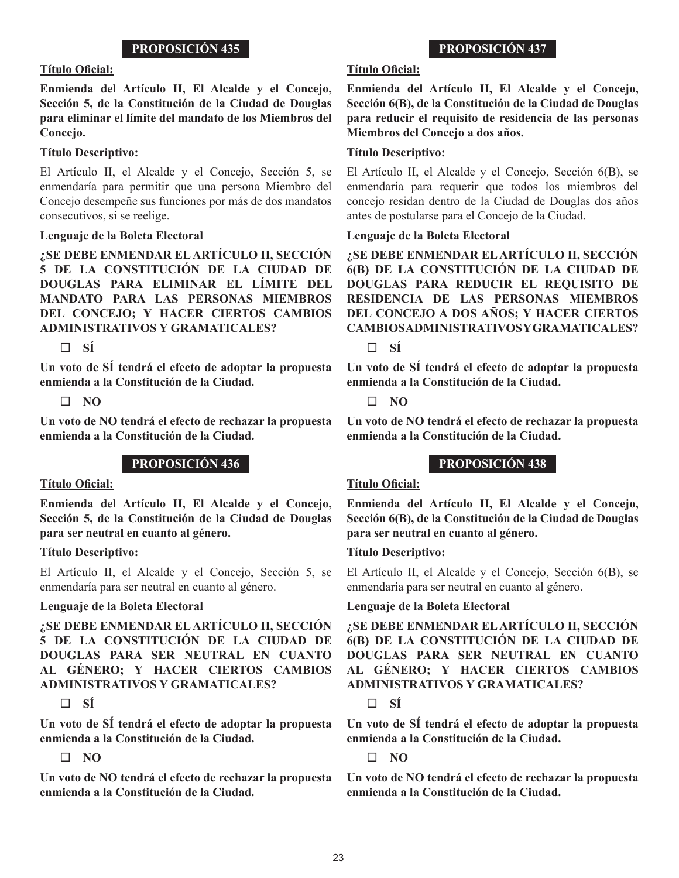## PROPOSICIÓN 435

**Título Oficial:**

**Enmienda del Artículo II, El Alcalde y el Concejo, Sección 5, de la Constitución de la Ciudad de Douglas para eliminar el límite del mandato de los Miembros del Concejo.**

**Título Descriptivo:**

El Artículo II, el Alcalde y el Concejo, Sección 5, se enmendaría para permitir que una persona Miembro del Concejo desempeñe sus funciones por más de dos mandatos consecutivos, si se reelige.

**Lenguaje de la Boleta Electoral**

**¿SE DEBE ENMENDAR EL ARTÍCULO II, SECCIÓN 5 DE LA CONSTITUCIÓN DE LA CIUDAD DE DOUGLAS PARA ELIMINAR EL LÍMITE DEL MANDATO PARA LAS PERSONAS MIEMBROS DEL CONCEJO; Y HACER CIERTOS CAMBIOS ADMINISTRATIVOS Y GRAMATICALES?**

☐ **SÍ**

**Un voto de SÍ tendrá el efecto de adoptar la propuesta enmienda a la Constitución de la Ciudad.**

☐ **NO**

**Un voto de NO tendrá el efecto de rechazar la propuesta enmienda a la Constitución de la Ciudad.**

## PROPOSICIÓN 436

**Título Oficial:**

**Enmienda del Artículo II, El Alcalde y el Concejo, Sección 5, de la Constitución de la Ciudad de Douglas para ser neutral en cuanto al género.**

**Título Descriptivo:**

El Artículo II, el Alcalde y el Concejo, Sección 5, se enmendaría para ser neutral en cuanto al género.

**Lenguaje de la Boleta Electoral**

**¿SE DEBE ENMENDAR EL ARTÍCULO II, SECCIÓN 5 DE LA CONSTITUCIÓN DE LA CIUDAD DE DOUGLAS PARA SER NEUTRAL EN CUANTO AL GÉNERO; Y HACER CIERTOS CAMBIOS ADMINISTRATIVOS Y GRAMATICALES?**

☐ **SÍ**

**Un voto de SÍ tendrá el efecto de adoptar la propuesta enmienda a la Constitución de la Ciudad.**

☐ **NO**

**Un voto de NO tendrá el efecto de rechazar la propuesta enmienda a la Constitución de la Ciudad.**

## PROPOSICIÓN 437

**Título Oficial:**

**Enmienda del Artículo II, El Alcalde y el Concejo, Sección 6(B), de la Constitución de la Ciudad de Douglas para reducir el requisito de residencia de las personas Miembros del Concejo a dos años.**

**Título Descriptivo:**

El Artículo II, el Alcalde y el Concejo, Sección 6(B), se enmendaría para requerir que todos los miembros del concejo residan dentro de la Ciudad de Douglas dos años antes de postularse para el Concejo de la Ciudad.

**Lenguaje de la Boleta Electoral**

**¿SE DEBE ENMENDAR EL ARTÍCULO II, SECCIÓN 6(B) DE LA CONSTITUCIÓN DE LA CIUDAD DE DOUGLAS PARA REDUCIR EL REQUISITO DE RESIDENCIA DE LAS PERSONAS MIEMBROS DEL CONCEJO A DOS AÑOS; Y HACER CIERTOS CAMBIOS ADMINISTRATIVOS Y GRAMATICALES?**

☐ **SÍ**

**Un voto de SÍ tendrá el efecto de adoptar la propuesta enmienda a la Constitución de la Ciudad.**

☐ **NO**

**Un voto de NO tendrá el efecto de rechazar la propuesta enmienda a la Constitución de la Ciudad.**

## PROPOSICIÓN 438

**Título Oficial:**

**Enmienda del Artículo II, El Alcalde y el Concejo, Sección 6(B), de la Constitución de la Ciudad de Douglas para ser neutral en cuanto al género.**

**Título Descriptivo:**

El Artículo II, el Alcalde y el Concejo, Sección 6(B), se enmendaría para ser neutral en cuanto al género.

**Lenguaje de la Boleta Electoral**

**¿SE DEBE ENMENDAR EL ARTÍCULO II, SECCIÓN 6(B) DE LA CONSTITUCIÓN DE LA CIUDAD DE DOUGLAS PARA SER NEUTRAL EN CUANTO AL GÉNERO; Y HACER CIERTOS CAMBIOS ADMINISTRATIVOS Y GRAMATICALES?**

☐ **SÍ**

**Un voto de SÍ tendrá el efecto de adoptar la propuesta enmienda a la Constitución de la Ciudad.**

☐ **NO**

**Un voto de NO tendrá el efecto de rechazar la propuesta enmienda a la Constitución de la Ciudad.**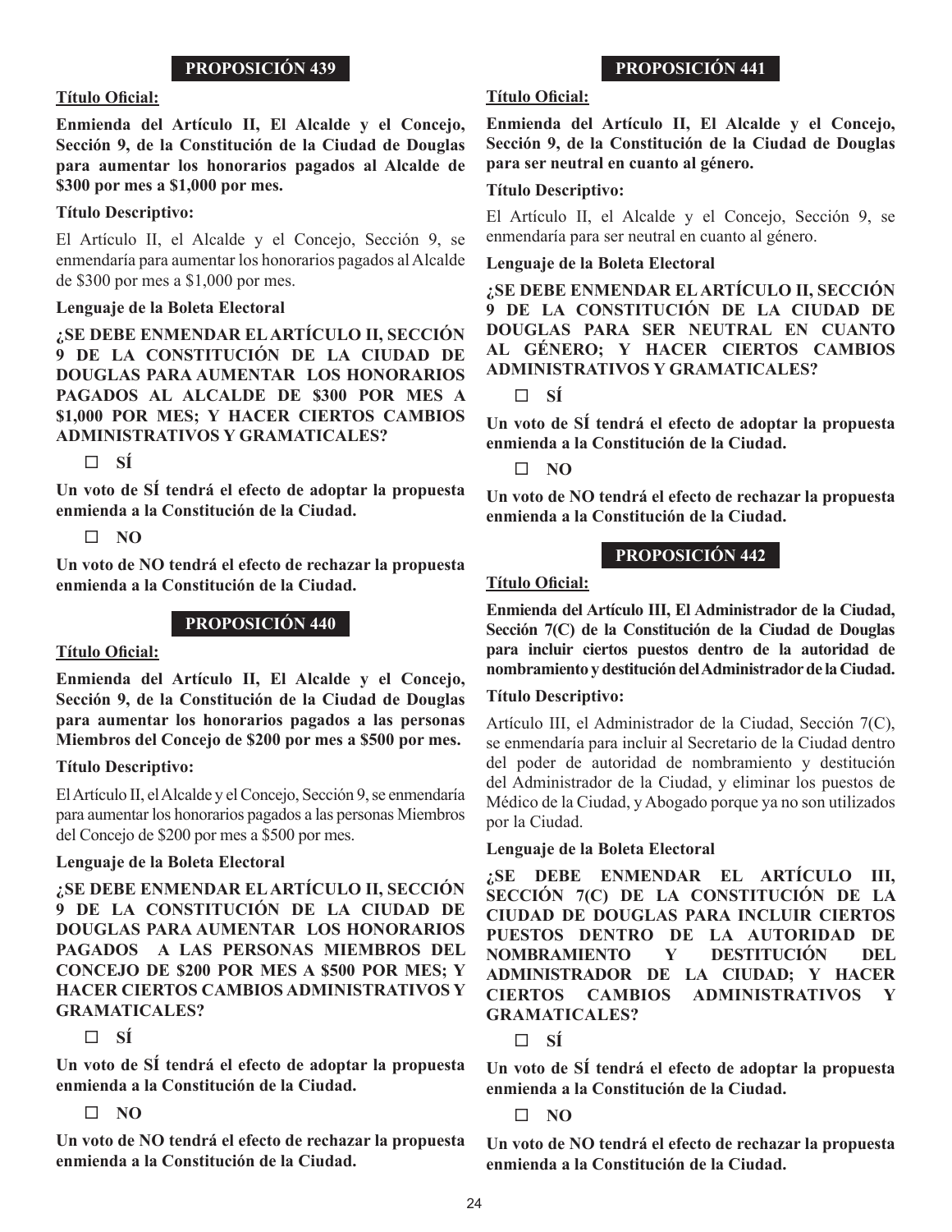## PROPOSICIÓN 439

**Título Oficial:**

**Enmienda del Artículo II, El Alcalde y el Concejo, Sección 9, de la Constitución de la Ciudad de Douglas para aumentar los honorarios pagados al Alcalde de $300 por mes a $1,000 por mes.**

**Título Descriptivo:**

El Artículo II, el Alcalde y el Concejo, Sección 9, se enmendaría para aumentar los honorarios pagados al Alcalde de $300 por mes a $1,000 por mes.

**Lenguaje de la Boleta Electoral**

**¿SE DEBE ENMENDAR EL ARTÍCULO II, SECCIÓN 9 DE LA CONSTITUCIÓN DE LA CIUDAD DE DOUGLAS PARA AUMENTAR LOS HONORARIOS PAGADOS AL ALCALDE DE $300 POR MES A $1,000 POR MES; Y HACER CIERTOS CAMBIOS ADMINISTRATIVOS Y GRAMATICALES?**

☐ **SÍ**

**Un voto de SÍ tendrá el efecto de adoptar la propuesta enmienda a la Constitución de la Ciudad.**

☐ **NO**

**Un voto de NO tendrá el efecto de rechazar la propuesta enmienda a la Constitución de la Ciudad.**

## PROPOSICIÓN 440

**Título Oficial:**

**Enmienda del Artículo II, El Alcalde y el Concejo, Sección 9, de la Constitución de la Ciudad de Douglas para aumentar los honorarios pagados a las personas Miembros del Concejo de $200 por mes a $500 por mes.**

**Título Descriptivo:**

El Artículo II, el Alcalde y el Concejo, Sección 9, se enmendaría para aumentar los honorarios pagados a las personas Miembros del Concejo de $200 por mes a $500 por mes.

**Lenguaje de la Boleta Electoral**

**¿SE DEBE ENMENDAR EL ARTÍCULO II, SECCIÓN 9 DE LA CONSTITUCIÓN DE LA CIUDAD DE DOUGLAS PARA AUMENTAR LOS HONORARIOS PAGADOS A LAS PERSONAS MIEMBROS DEL CONCEJO DE $200 POR MES A $500 POR MES; Y HACER CIERTOS CAMBIOS ADMINISTRATIVOS Y GRAMATICALES?**

☐ **SÍ**

**Un voto de SÍ tendrá el efecto de adoptar la propuesta enmienda a la Constitución de la Ciudad.**

☐ **NO**

**Un voto de NO tendrá el efecto de rechazar la propuesta enmienda a la Constitución de la Ciudad.**

## PROPOSICIÓN 441

**Título Oficial:**

**Enmienda del Artículo II, El Alcalde y el Concejo, Sección 9, de la Constitución de la Ciudad de Douglas para ser neutral en cuanto al género.**

**Título Descriptivo:**

El Artículo II, el Alcalde y el Concejo, Sección 9, se enmendaría para ser neutral en cuanto al género.

**Lenguaje de la Boleta Electoral**

**¿SE DEBE ENMENDAR EL ARTÍCULO II, SECCIÓN 9 DE LA CONSTITUCIÓN DE LA CIUDAD DE DOUGLAS PARA SER NEUTRAL EN CUANTO AL GÉNERO; Y HACER CIERTOS CAMBIOS ADMINISTRATIVOS Y GRAMATICALES?**

☐ **SÍ**

**Un voto de SÍ tendrá el efecto de adoptar la propuesta enmienda a la Constitución de la Ciudad.**

☐ **NO**

**Un voto de NO tendrá el efecto de rechazar la propuesta enmienda a la Constitución de la Ciudad.**

## PROPOSICIÓN 442

**Título Oficial:**

**Enmienda del Artículo III, El Administrador de la Ciudad, Sección 7(C) de la Constitución de la Ciudad de Douglas para incluir ciertos puestos dentro de la autoridad de nombramiento y destitución del Administrador de la Ciudad.**

**Título Descriptivo:**

Artículo III, el Administrador de la Ciudad, Sección 7(C), se enmendaría para incluir al Secretario de la Ciudad dentro del poder de autoridad de nombramiento y destitución del Administrador de la Ciudad, y eliminar los puestos de Médico de la Ciudad, y Abogado porque ya no son utilizados por la Ciudad.

**Lenguaje de la Boleta Electoral**

**¿SE DEBE ENMENDAR EL ARTÍCULO III, SECCIÓN 7(C) DE LA CONSTITUCIÓN DE LA CIUDAD DE DOUGLAS PARA INCLUIR CIERTOS PUESTOS DENTRO DE LA AUTORIDAD DE NOMBRAMIENTO Y DESTITUCIÓN DEL ADMINISTRADOR DE LA CIUDAD; Y HACER CIERTOS CAMBIOS ADMINISTRATIVOS Y GRAMATICALES?**

☐ **SÍ**

**Un voto de SÍ tendrá el efecto de adoptar la propuesta enmienda a la Constitución de la Ciudad.**

☐ **NO**

**Un voto de NO tendrá el efecto de rechazar la propuesta enmienda a la Constitución de la Ciudad.**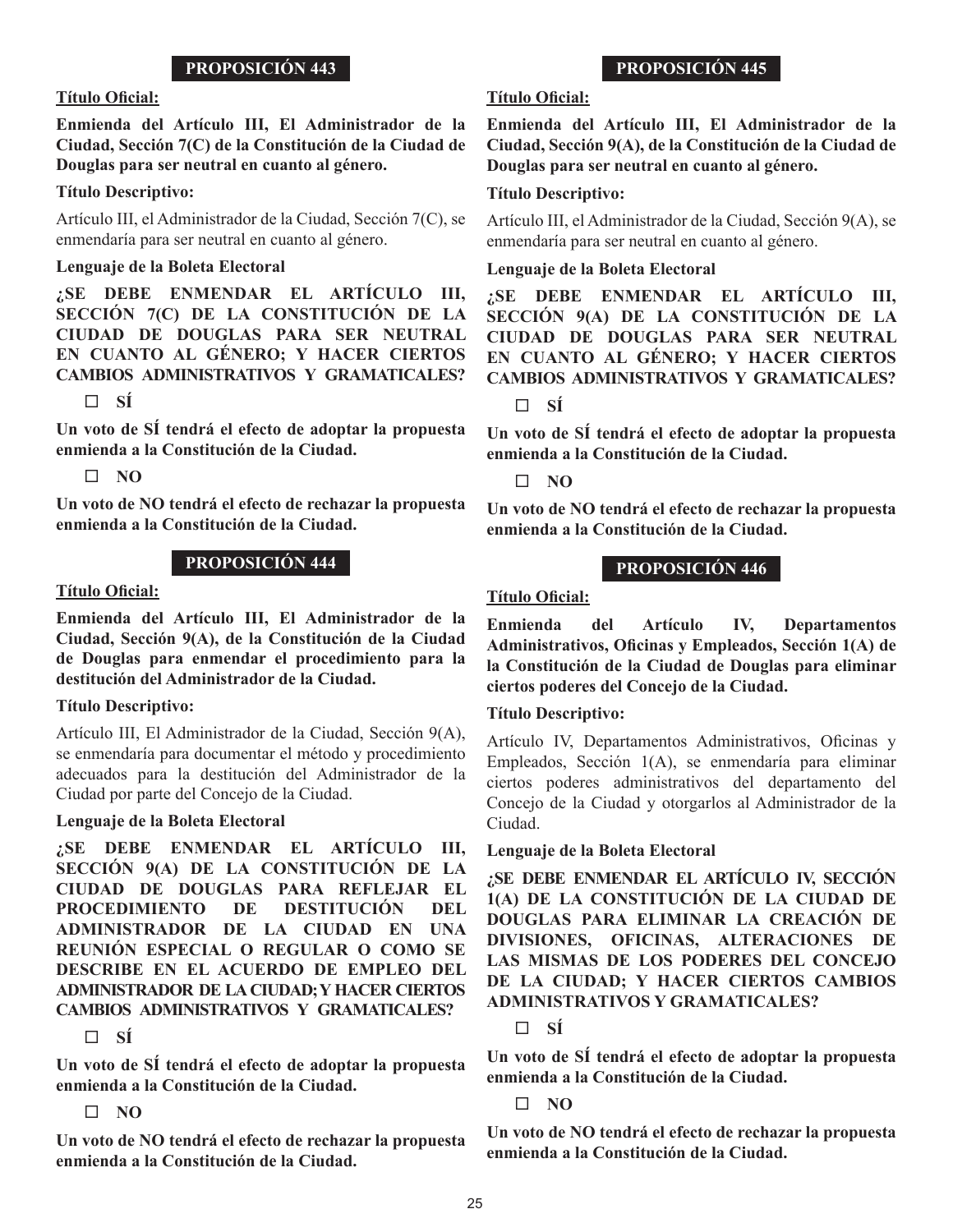## PROPOSICIÓN 443

**Título Oficial:**

**Enmienda del Artículo III, El Administrador de la Ciudad, Sección 7(C) de la Constitución de la Ciudad de Douglas para ser neutral en cuanto al género.**

**Título Descriptivo:**

Artículo III, el Administrador de la Ciudad, Sección 7(C), se enmendaría para ser neutral en cuanto al género.

**Lenguaje de la Boleta Electoral**

**¿SE DEBE ENMENDAR EL ARTÍCULO III, SECCIÓN 7(C) DE LA CONSTITUCIÓN DE LA CIUDAD DE DOUGLAS PARA SER NEUTRAL EN CUANTO AL GÉNERO; Y HACER CIERTOS CAMBIOS ADMINISTRATIVOS Y GRAMATICALES?**

☐ **SÍ**

**Un voto de SÍ tendrá el efecto de adoptar la propuesta enmienda a la Constitución de la Ciudad.**

☐ **NO**

**Un voto de NO tendrá el efecto de rechazar la propuesta enmienda a la Constitución de la Ciudad.**

## PROPOSICIÓN 444

**Título Oficial:**

**Enmienda del Artículo III, El Administrador de la Ciudad, Sección 9(A), de la Constitución de la Ciudad de Douglas para enmendar el procedimiento para la destitución del Administrador de la Ciudad.**

**Título Descriptivo:**

Artículo III, El Administrador de la Ciudad, Sección 9(A), se enmendaría para documentar el método y procedimiento adecuados para la destitución del Administrador de la Ciudad por parte del Concejo de la Ciudad.

**Lenguaje de la Boleta Electoral**

**¿SE DEBE ENMENDAR EL ARTÍCULO III, SECCIÓN 9(A) DE LA CONSTITUCIÓN DE LA CIUDAD DE DOUGLAS PARA REFLEJAR EL PROCEDIMIENTO DE DESTITUCIÓN DEL ADMINISTRADOR DE LA CIUDAD EN UNA REUNIÓN ESPECIAL O REGULAR O COMO SE DESCRIBE EN EL ACUERDO DE EMPLEO DEL ADMINISTRADOR DE LA CIUDAD; Y HACER CIERTOS CAMBIOS ADMINISTRATIVOS Y GRAMATICALES?**

☐ **SÍ**

**Un voto de SÍ tendrá el efecto de adoptar la propuesta enmienda a la Constitución de la Ciudad.**

☐ **NO**

**Un voto de NO tendrá el efecto de rechazar la propuesta enmienda a la Constitución de la Ciudad.**

## PROPOSICIÓN 445

**Título Oficial:**

**Enmienda del Artículo III, El Administrador de la Ciudad, Sección 9(A), de la Constitución de la Ciudad de Douglas para ser neutral en cuanto al género.**

**Título Descriptivo:**

Artículo III, el Administrador de la Ciudad, Sección 9(A), se enmendaría para ser neutral en cuanto al género.

**Lenguaje de la Boleta Electoral**

**¿SE DEBE ENMENDAR EL ARTÍCULO III, SECCIÓN 9(A) DE LA CONSTITUCIÓN DE LA CIUDAD DE DOUGLAS PARA SER NEUTRAL EN CUANTO AL GÉNERO; Y HACER CIERTOS CAMBIOS ADMINISTRATIVOS Y GRAMATICALES?**

☐ **SÍ**

**Un voto de SÍ tendrá el efecto de adoptar la propuesta enmienda a la Constitución de la Ciudad.**

☐ **NO**

**Un voto de NO tendrá el efecto de rechazar la propuesta enmienda a la Constitución de la Ciudad.**

## PROPOSICIÓN 446

**Título Oficial:**

**Enmienda del Artículo IV, Departamentos Administrativos, Oficinas y Empleados, Sección 1(A) de la Constitución de la Ciudad de Douglas para eliminar ciertos poderes del Concejo de la Ciudad.**

**Título Descriptivo:**

Artículo IV, Departamentos Administrativos, Oficinas y Empleados, Sección 1(A), se enmendaría para eliminar ciertos poderes administrativos del departamento del Concejo de la Ciudad y otorgarlos al Administrador de la Ciudad.

**Lenguaje de la Boleta Electoral**

**¿SE DEBE ENMENDAR EL ARTÍCULO IV, SECCIÓN 1(A) DE LA CONSTITUCIÓN DE LA CIUDAD DE DOUGLAS PARA ELIMINAR LA CREACIÓN DE DIVISIONES, OFICINAS, ALTERACIONES DE LAS MISMAS DE LOS PODERES DEL CONCEJO DE LA CIUDAD; Y HACER CIERTOS CAMBIOS ADMINISTRATIVOS Y GRAMATICALES?**

☐ **SÍ**

**Un voto de SÍ tendrá el efecto de adoptar la propuesta enmienda a la Constitución de la Ciudad.**

☐ **NO**

**Un voto de NO tendrá el efecto de rechazar la propuesta enmienda a la Constitución de la Ciudad.**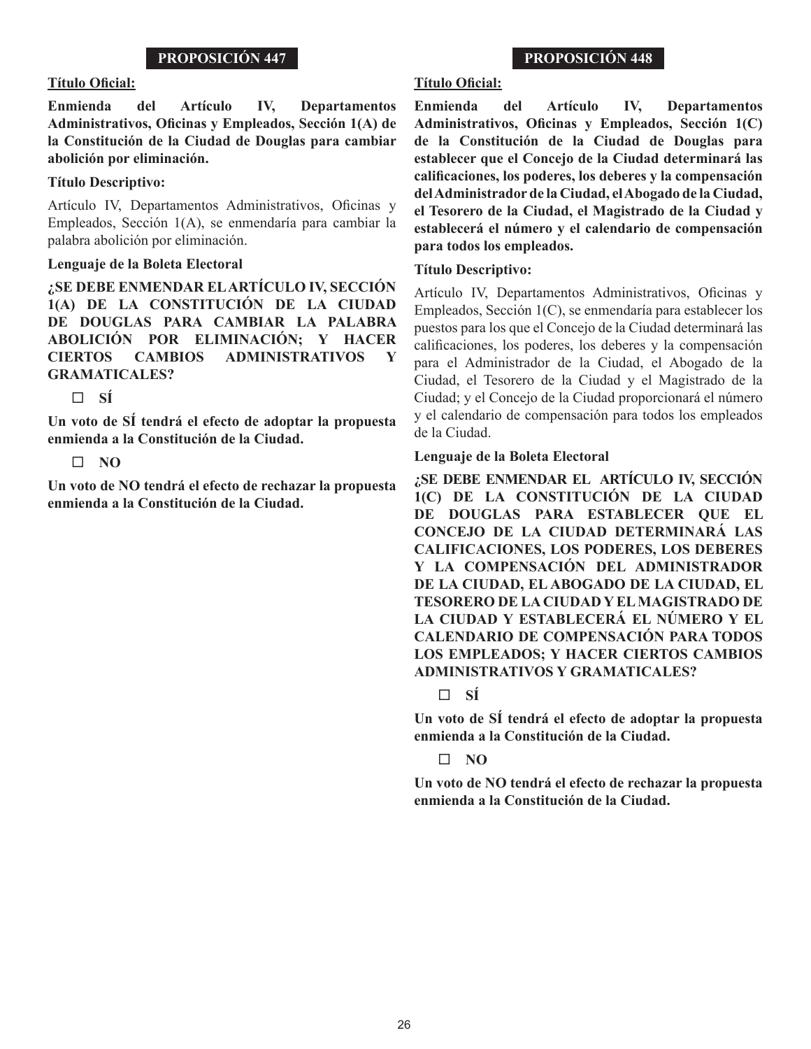## PROPOSICIÓN 447

**Título Oficial:**

**Enmienda del Artículo IV, Departamentos Administrativos, Oficinas y Empleados, Sección 1(A) de la Constitución de la Ciudad de Douglas para cambiar abolición por eliminación.**

**Título Descriptivo:**

Artículo IV, Departamentos Administrativos, Oficinas y Empleados, Sección 1(A), se enmendaría para cambiar la palabra abolición por eliminación.

**Lenguaje de la Boleta Electoral**

**¿SE DEBE ENMENDAR EL ARTÍCULO IV, SECCIÓN 1(A) DE LA CONSTITUCIÓN DE LA CIUDAD DE DOUGLAS PARA CAMBIAR LA PALABRA ABOLICIÓN POR ELIMINACIÓN; Y HACER CIERTOS CAMBIOS ADMINISTRATIVOS Y GRAMATICALES?**

☐ **SÍ**

**Un voto de SÍ tendrá el efecto de adoptar la propuesta enmienda a la Constitución de la Ciudad.**

☐ **NO**

**Un voto de NO tendrá el efecto de rechazar la propuesta enmienda a la Constitución de la Ciudad.**

## PROPOSICIÓN 448

**Título Oficial:**

**Enmienda del Artículo IV, Departamentos Administrativos, Oficinas y Empleados, Sección 1(C) de la Constitución de la Ciudad de Douglas para establecer que el Concejo de la Ciudad determinará las calificaciones, los poderes, los deberes y la compensación del Administrador de la Ciudad, el Abogado de la Ciudad, el Tesorero de la Ciudad, el Magistrado de la Ciudad y establecerá el número y el calendario de compensación para todos los empleados.**

**Título Descriptivo:**

Artículo IV, Departamentos Administrativos, Oficinas y Empleados, Sección 1(C), se enmendaría para establecer los puestos para los que el Concejo de la Ciudad determinará las calificaciones, los poderes, los deberes y la compensación para el Administrador de la Ciudad, el Abogado de la Ciudad, el Tesorero de la Ciudad y el Magistrado de la Ciudad; y el Concejo de la Ciudad proporcionará el número y el calendario de compensación para todos los empleados de la Ciudad.

**Lenguaje de la Boleta Electoral**

**¿SE DEBE ENMENDAR EL ARTÍCULO IV, SECCIÓN 1(C) DE LA CONSTITUCIÓN DE LA CIUDAD DE DOUGLAS PARA ESTABLECER QUE EL CONCEJO DE LA CIUDAD DETERMINARÁ LAS CALIFICACIONES, LOS PODERES, LOS DEBERES Y LA COMPENSACIÓN DEL ADMINISTRADOR DE LA CIUDAD, EL ABOGADO DE LA CIUDAD, EL TESORERO DE LA CIUDAD Y EL MAGISTRADO DE LA CIUDAD Y ESTABLECERÁ EL NÚMERO Y EL CALENDARIO DE COMPENSACIÓN PARA TODOS LOS EMPLEADOS; Y HACER CIERTOS CAMBIOS ADMINISTRATIVOS Y GRAMATICALES?**

☐ **SÍ**

**Un voto de SÍ tendrá el efecto de adoptar la propuesta enmienda a la Constitución de la Ciudad.**

☐ **NO**

**Un voto de NO tendrá el efecto de rechazar la propuesta enmienda a la Constitución de la Ciudad.**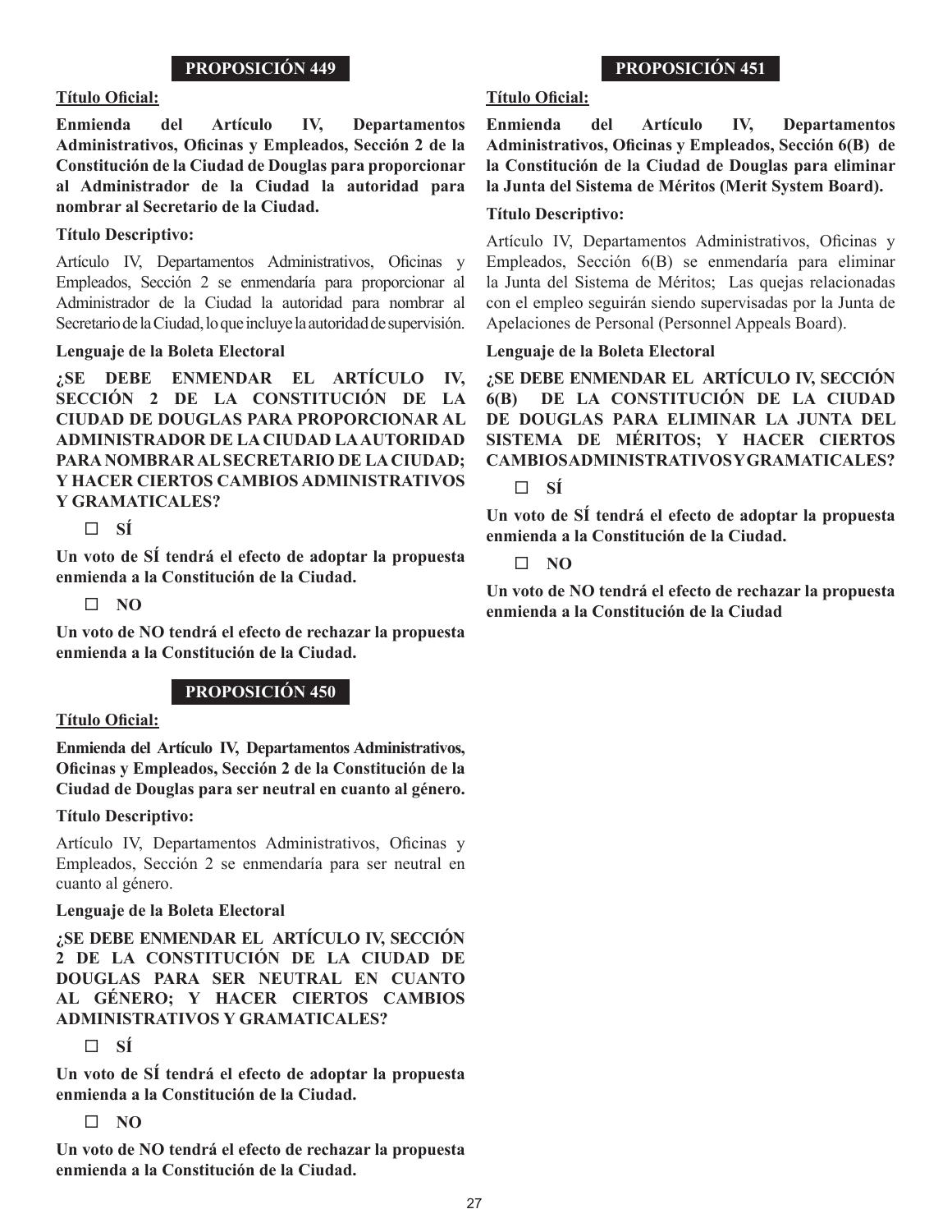## PROPOSICIÓN 449

**Título Oficial:**

**Enmienda del Artículo IV, Departamentos Administrativos, Oficinas y Empleados, Sección 2 de la Constitución de la Ciudad de Douglas para proporcionar al Administrador de la Ciudad la autoridad para nombrar al Secretario de la Ciudad.**

**Título Descriptivo:**

Artículo IV, Departamentos Administrativos, Oficinas y Empleados, Sección 2 se enmendaría para proporcionar al Administrador de la Ciudad la autoridad para nombrar al Secretario de la Ciudad, lo que incluye la autoridad de supervisión.

**Lenguaje de la Boleta Electoral**

**¿SE DEBE ENMENDAR EL ARTÍCULO IV, SECCIÓN 2 DE LA CONSTITUCIÓN DE LA CIUDAD DE DOUGLAS PARA PROPORCIONAR AL ADMINISTRADOR DE LA CIUDAD LA AUTORIDAD PARA NOMBRAR AL SECRETARIO DE LA CIUDAD; Y HACER CIERTOS CAMBIOS ADMINISTRATIVOS Y GRAMATICALES?**

☐ **SÍ**

**Un voto de SÍ tendrá el efecto de adoptar la propuesta enmienda a la Constitución de la Ciudad.**

☐ **NO**

**Un voto de NO tendrá el efecto de rechazar la propuesta enmienda a la Constitución de la Ciudad.**

## PROPOSICIÓN 450

**Título Oficial:**

**Enmienda del Artículo IV, Departamentos Administrativos, Oficinas y Empleados, Sección 2 de la Constitución de la Ciudad de Douglas para ser neutral en cuanto al género.**

**Título Descriptivo:**

Artículo IV, Departamentos Administrativos, Oficinas y Empleados, Sección 2 se enmendaría para ser neutral en cuanto al género.

**Lenguaje de la Boleta Electoral**

**¿SE DEBE ENMENDAR EL ARTÍCULO IV, SECCIÓN 2 DE LA CONSTITUCIÓN DE LA CIUDAD DE DOUGLAS PARA SER NEUTRAL EN CUANTO AL GÉNERO; Y HACER CIERTOS CAMBIOS ADMINISTRATIVOS Y GRAMATICALES?**

☐ **SÍ**

**Un voto de SÍ tendrá el efecto de adoptar la propuesta enmienda a la Constitución de la Ciudad.**

☐ **NO**

**Un voto de NO tendrá el efecto de rechazar la propuesta enmienda a la Constitución de la Ciudad.**

## PROPOSICIÓN 451

**Título Oficial:**

**Enmienda del Artículo IV, Departamentos Administrativos, Oficinas y Empleados, Sección 6(B) de la Constitución de la Ciudad de Douglas para eliminar la Junta del Sistema de Méritos (Merit System Board).**

**Título Descriptivo:**

Artículo IV, Departamentos Administrativos, Oficinas y Empleados, Sección 6(B) se enmendaría para eliminar la Junta del Sistema de Méritos; Las quejas relacionadas con el empleo seguirán siendo supervisadas por la Junta de Apelaciones de Personal (Personnel Appeals Board).

**Lenguaje de la Boleta Electoral**

**¿SE DEBE ENMENDAR EL ARTÍCULO IV, SECCIÓN 6(B) DE LA CONSTITUCIÓN DE LA CIUDAD DE DOUGLAS PARA ELIMINAR LA JUNTA DEL SISTEMA DE MÉRITOS; Y HACER CIERTOS CAMBIOS ADMINISTRATIVOS Y GRAMATICALES?**

☐ **SÍ**

**Un voto de SÍ tendrá el efecto de adoptar la propuesta enmienda a la Constitución de la Ciudad.**

☐ **NO**

**Un voto de NO tendrá el efecto de rechazar la propuesta enmienda a la Constitución de la Ciudad**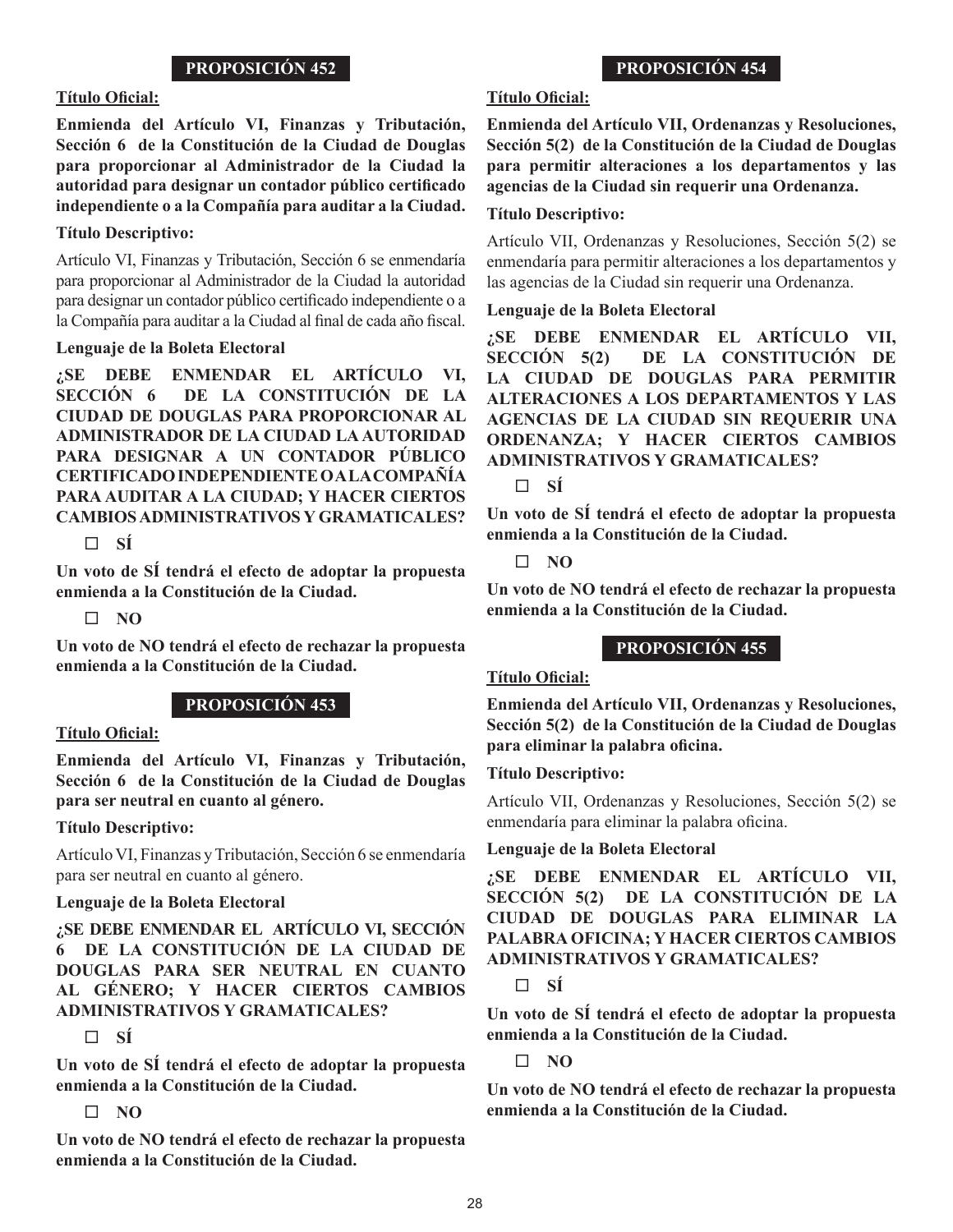## PROPOSICIÓN 452

**Título Oficial:**

**Enmienda del Artículo VI, Finanzas y Tributación, Sección 6 de la Constitución de la Ciudad de Douglas para proporcionar al Administrador de la Ciudad la autoridad para designar un contador público certificado independiente o a la Compañía para auditar a la Ciudad.**

**Título Descriptivo:**

Artículo VI, Finanzas y Tributación, Sección 6 se enmendaría para proporcionar al Administrador de la Ciudad la autoridad para designar un contador público certificado independiente o a la Compañía para auditar a la Ciudad al final de cada año fiscal.

**Lenguaje de la Boleta Electoral**

**¿SE DEBE ENMENDAR EL ARTÍCULO VI, SECCIÓN 6 DE LA CONSTITUCIÓN DE LA CIUDAD DE DOUGLAS PARA PROPORCIONAR AL ADMINISTRADOR DE LA CIUDAD LA AUTORIDAD PARA DESIGNAR A UN CONTADOR PÚBLICO CERTIFICADO INDEPENDIENTE O A LA COMPAÑÍA PARA AUDITAR A LA CIUDAD; Y HACER CIERTOS CAMBIOS ADMINISTRATIVOS Y GRAMATICALES?**

☐ **SÍ**

**Un voto de SÍ tendrá el efecto de adoptar la propuesta enmienda a la Constitución de la Ciudad.**

☐ **NO**

**Un voto de NO tendrá el efecto de rechazar la propuesta enmienda a la Constitución de la Ciudad.**

## PROPOSICIÓN 453

**Título Oficial:**

**Enmienda del Artículo VI, Finanzas y Tributación, Sección 6 de la Constitución de la Ciudad de Douglas para ser neutral en cuanto al género.**

**Título Descriptivo:**

Artículo VI, Finanzas y Tributación, Sección 6 se enmendaría para ser neutral en cuanto al género.

**Lenguaje de la Boleta Electoral**

**¿SE DEBE ENMENDAR EL ARTÍCULO VI, SECCIÓN 6 DE LA CONSTITUCIÓN DE LA CIUDAD DE DOUGLAS PARA SER NEUTRAL EN CUANTO AL GÉNERO; Y HACER CIERTOS CAMBIOS ADMINISTRATIVOS Y GRAMATICALES?**

☐ **SÍ**

**Un voto de SÍ tendrá el efecto de adoptar la propuesta enmienda a la Constitución de la Ciudad.**

☐ **NO**

**Un voto de NO tendrá el efecto de rechazar la propuesta enmienda a la Constitución de la Ciudad.**

## PROPOSICIÓN 454

**Título Oficial:**

**Enmienda del Artículo VII, Ordenanzas y Resoluciones, Sección 5(2) de la Constitución de la Ciudad de Douglas para permitir alteraciones a los departamentos y las agencias de la Ciudad sin requerir una Ordenanza.**

**Título Descriptivo:**

Artículo VII, Ordenanzas y Resoluciones, Sección 5(2) se enmendaría para permitir alteraciones a los departamentos y las agencias de la Ciudad sin requerir una Ordenanza.

**Lenguaje de la Boleta Electoral**

**¿SE DEBE ENMENDAR EL ARTÍCULO VII, SECCIÓN 5(2) DE LA CONSTITUCIÓN DE LA CIUDAD DE DOUGLAS PARA PERMITIR ALTERACIONES A LOS DEPARTAMENTOS Y LAS AGENCIAS DE LA CIUDAD SIN REQUERIR UNA ORDENANZA; Y HACER CIERTOS CAMBIOS ADMINISTRATIVOS Y GRAMATICALES?**

☐ **SÍ**

**Un voto de SÍ tendrá el efecto de adoptar la propuesta enmienda a la Constitución de la Ciudad.**

☐ **NO**

**Un voto de NO tendrá el efecto de rechazar la propuesta enmienda a la Constitución de la Ciudad.**

## PROPOSICIÓN 455

**Título Oficial:**

**Enmienda del Artículo VII, Ordenanzas y Resoluciones, Sección 5(2) de la Constitución de la Ciudad de Douglas para eliminar la palabra oficina.**

**Título Descriptivo:**

Artículo VII, Ordenanzas y Resoluciones, Sección 5(2) se enmendaría para eliminar la palabra oficina.

**Lenguaje de la Boleta Electoral**

**¿SE DEBE ENMENDAR EL ARTÍCULO VII, SECCIÓN 5(2) DE LA CONSTITUCIÓN DE LA CIUDAD DE DOUGLAS PARA ELIMINAR LA PALABRA OFICINA; Y HACER CIERTOS CAMBIOS ADMINISTRATIVOS Y GRAMATICALES?**

☐ **SÍ**

**Un voto de SÍ tendrá el efecto de adoptar la propuesta enmienda a la Constitución de la Ciudad.**

☐ **NO**

**Un voto de NO tendrá el efecto de rechazar la propuesta enmienda a la Constitución de la Ciudad.**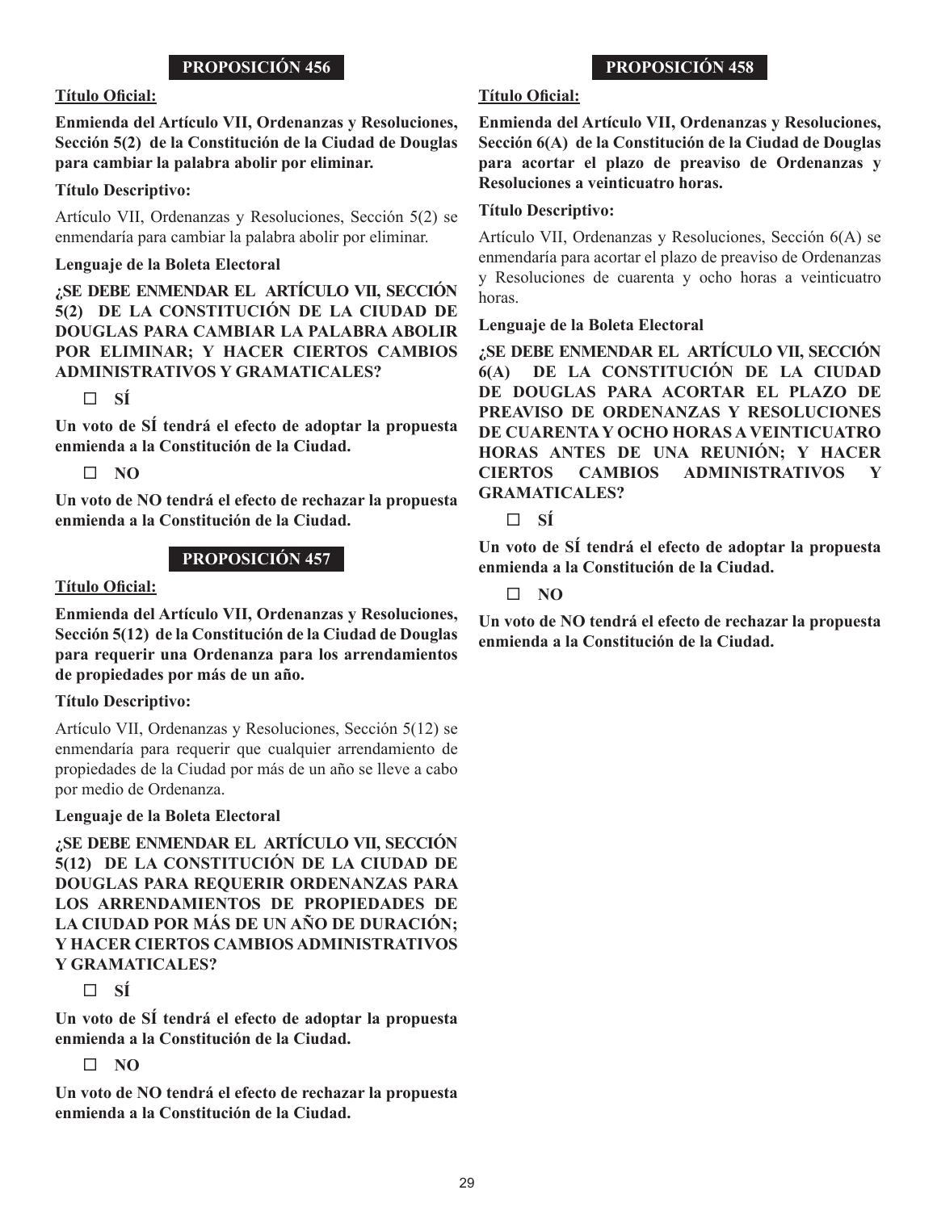## PROPOSICIÓN 456

**Título Oficial:**

**Enmienda del Artículo VII, Ordenanzas y Resoluciones, Sección 5(2) de la Constitución de la Ciudad de Douglas para cambiar la palabra abolir por eliminar.**

**Título Descriptivo:**

Artículo VII, Ordenanzas y Resoluciones, Sección 5(2) se enmendaría para cambiar la palabra abolir por eliminar.

**Lenguaje de la Boleta Electoral**

**¿SE DEBE ENMENDAR EL ARTÍCULO VII, SECCIÓN 5(2) DE LA CONSTITUCIÓN DE LA CIUDAD DE DOUGLAS PARA CAMBIAR LA PALABRA ABOLIR POR ELIMINAR; Y HACER CIERTOS CAMBIOS ADMINISTRATIVOS Y GRAMATICALES?**

☐ **SÍ**

**Un voto de SÍ tendrá el efecto de adoptar la propuesta enmienda a la Constitución de la Ciudad.**

☐ **NO**

**Un voto de NO tendrá el efecto de rechazar la propuesta enmienda a la Constitución de la Ciudad.**

## PROPOSICIÓN 457

**Título Oficial:**

**Enmienda del Artículo VII, Ordenanzas y Resoluciones, Sección 5(12) de la Constitución de la Ciudad de Douglas para requerir una Ordenanza para los arrendamientos de propiedades por más de un año.**

**Título Descriptivo:**

Artículo VII, Ordenanzas y Resoluciones, Sección 5(12) se enmendaría para requerir que cualquier arrendamiento de propiedades de la Ciudad por más de un año se lleve a cabo por medio de Ordenanza.

**Lenguaje de la Boleta Electoral**

**¿SE DEBE ENMENDAR EL ARTÍCULO VII, SECCIÓN 5(12) DE LA CONSTITUCIÓN DE LA CIUDAD DE DOUGLAS PARA REQUERIR ORDENANZAS PARA LOS ARRENDAMIENTOS DE PROPIEDADES DE LA CIUDAD POR MÁS DE UN AÑO DE DURACIÓN; Y HACER CIERTOS CAMBIOS ADMINISTRATIVOS Y GRAMATICALES?**

☐ **SÍ**

**Un voto de SÍ tendrá el efecto de adoptar la propuesta enmienda a la Constitución de la Ciudad.**

☐ **NO**

**Un voto de NO tendrá el efecto de rechazar la propuesta enmienda a la Constitución de la Ciudad.**

## PROPOSICIÓN 458

**Título Oficial:**

**Enmienda del Artículo VII, Ordenanzas y Resoluciones, Sección 6(A) de la Constitución de la Ciudad de Douglas para acortar el plazo de preaviso de Ordenanzas y Resoluciones a veinticuatro horas.**

**Título Descriptivo:**

Artículo VII, Ordenanzas y Resoluciones, Sección 6(A) se enmendaría para acortar el plazo de preaviso de Ordenanzas y Resoluciones de cuarenta y ocho horas a veinticuatro horas.

**Lenguaje de la Boleta Electoral**

**¿SE DEBE ENMENDAR EL ARTÍCULO VII, SECCIÓN 6(A) DE LA CONSTITUCIÓN DE LA CIUDAD DE DOUGLAS PARA ACORTAR EL PLAZO DE PREAVISO DE ORDENANZAS Y RESOLUCIONES DE CUARENTA Y OCHO HORAS A VEINTICUATRO HORAS ANTES DE UNA REUNIÓN; Y HACER CIERTOS CAMBIOS ADMINISTRATIVOS Y GRAMATICALES?**

☐ **SÍ**

**Un voto de SÍ tendrá el efecto de adoptar la propuesta enmienda a la Constitución de la Ciudad.**

☐ **NO**

**Un voto de NO tendrá el efecto de rechazar la propuesta enmienda a la Constitución de la Ciudad.**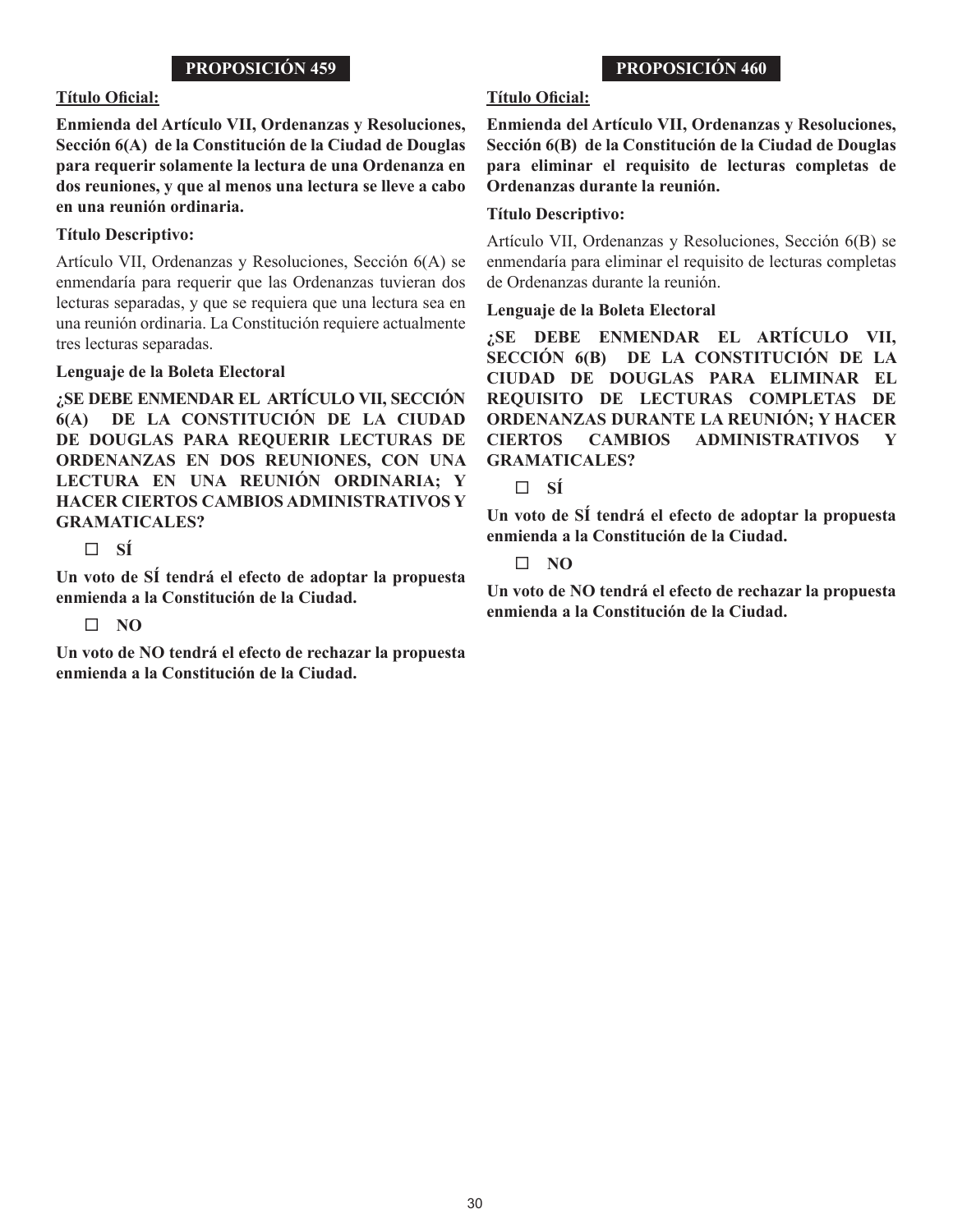## PROPOSICIÓN 459

**Título Oficial:**

**Enmienda del Artículo VII, Ordenanzas y Resoluciones, Sección 6(A) de la Constitución de la Ciudad de Douglas para requerir solamente la lectura de una Ordenanza en dos reuniones, y que al menos una lectura se lleve a cabo en una reunión ordinaria.**

**Título Descriptivo:**

Artículo VII, Ordenanzas y Resoluciones, Sección 6(A) se enmendaría para requerir que las Ordenanzas tuvieran dos lecturas separadas, y que se requiera que una lectura sea en una reunión ordinaria. La Constitución requiere actualmente tres lecturas separadas.

**Lenguaje de la Boleta Electoral**

**¿SE DEBE ENMENDAR EL ARTÍCULO VII, SECCIÓN 6(A) DE LA CONSTITUCIÓN DE LA CIUDAD DE DOUGLAS PARA REQUERIR LECTURAS DE ORDENANZAS EN DOS REUNIONES, CON UNA LECTURA EN UNA REUNIÓN ORDINARIA; Y HACER CIERTOS CAMBIOS ADMINISTRATIVOS Y GRAMATICALES?**

☐ **SÍ**

**Un voto de SÍ tendrá el efecto de adoptar la propuesta enmienda a la Constitución de la Ciudad.**

☐ **NO**

**Un voto de NO tendrá el efecto de rechazar la propuesta enmienda a la Constitución de la Ciudad.**

## PROPOSICIÓN 460

**Título Oficial:**

**Enmienda del Artículo VII, Ordenanzas y Resoluciones, Sección 6(B) de la Constitución de la Ciudad de Douglas para eliminar el requisito de lecturas completas de Ordenanzas durante la reunión.**

**Título Descriptivo:**

Artículo VII, Ordenanzas y Resoluciones, Sección 6(B) se enmendaría para eliminar el requisito de lecturas completas de Ordenanzas durante la reunión.

**Lenguaje de la Boleta Electoral**

**¿SE DEBE ENMENDAR EL ARTÍCULO VII, SECCIÓN 6(B) DE LA CONSTITUCIÓN DE LA CIUDAD DE DOUGLAS PARA ELIMINAR EL REQUISITO DE LECTURAS COMPLETAS DE ORDENANZAS DURANTE LA REUNIÓN; Y HACER CIERTOS CAMBIOS ADMINISTRATIVOS Y GRAMATICALES?**

☐ **SÍ**

**Un voto de SÍ tendrá el efecto de adoptar la propuesta enmienda a la Constitución de la Ciudad.**

☐ **NO**

**Un voto de NO tendrá el efecto de rechazar la propuesta enmienda a la Constitución de la Ciudad.**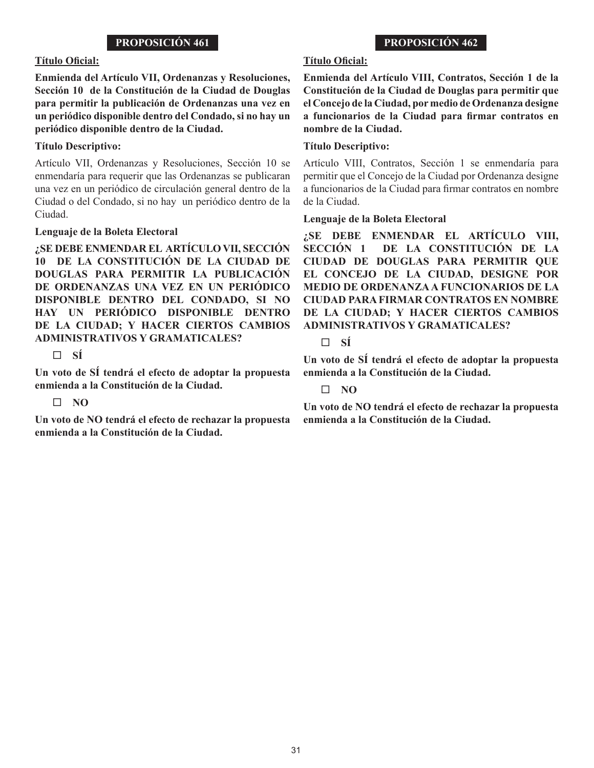## PROPOSICIÓN 461

**Título Oficial:**

**Enmienda del Artículo VII, Ordenanzas y Resoluciones, Sección 10 de la Constitución de la Ciudad de Douglas para permitir la publicación de Ordenanzas una vez en un periódico disponible dentro del Condado, si no hay un periódico disponible dentro de la Ciudad.**

**Título Descriptivo:**

Artículo VII, Ordenanzas y Resoluciones, Sección 10 se enmendaría para requerir que las Ordenanzas se publicaran una vez en un periódico de circulación general dentro de la Ciudad o del Condado, si no hay un periódico dentro de la Ciudad.

**Lenguaje de la Boleta Electoral**

**¿SE DEBE ENMENDAR EL ARTÍCULO VII, SECCIÓN 10 DE LA CONSTITUCIÓN DE LA CIUDAD DE DOUGLAS PARA PERMITIR LA PUBLICACIÓN DE ORDENANZAS UNA VEZ EN UN PERIÓDICO DISPONIBLE DENTRO DEL CONDADO, SI NO HAY UN PERIÓDICO DISPONIBLE DENTRO DE LA CIUDAD; Y HACER CIERTOS CAMBIOS ADMINISTRATIVOS Y GRAMATICALES?**

☐ **SÍ**

**Un voto de SÍ tendrá el efecto de adoptar la propuesta enmienda a la Constitución de la Ciudad.**

☐ **NO**

**Un voto de NO tendrá el efecto de rechazar la propuesta enmienda a la Constitución de la Ciudad.**

## PROPOSICIÓN 462

**Título Oficial:**

**Enmienda del Artículo VIII, Contratos, Sección 1 de la Constitución de la Ciudad de Douglas para permitir que el Concejo de la Ciudad, por medio de Ordenanza designe a funcionarios de la Ciudad para firmar contratos en nombre de la Ciudad.**

**Título Descriptivo:**

Artículo VIII, Contratos, Sección 1 se enmendaría para permitir que el Concejo de la Ciudad por Ordenanza designe a funcionarios de la Ciudad para firmar contratos en nombre de la Ciudad.

**Lenguaje de la Boleta Electoral**

**¿SE DEBE ENMENDAR EL ARTÍCULO VIII, SECCIÓN 1 DE LA CONSTITUCIÓN DE LA CIUDAD DE DOUGLAS PARA PERMITIR QUE EL CONCEJO DE LA CIUDAD, DESIGNE POR MEDIO DE ORDENANZA A FUNCIONARIOS DE LA CIUDAD PARA FIRMAR CONTRATOS EN NOMBRE DE LA CIUDAD; Y HACER CIERTOS CAMBIOS ADMINISTRATIVOS Y GRAMATICALES?**

☐ **SÍ**

**Un voto de SÍ tendrá el efecto de adoptar la propuesta enmienda a la Constitución de la Ciudad.**

☐ **NO**

**Un voto de NO tendrá el efecto de rechazar la propuesta enmienda a la Constitución de la Ciudad.**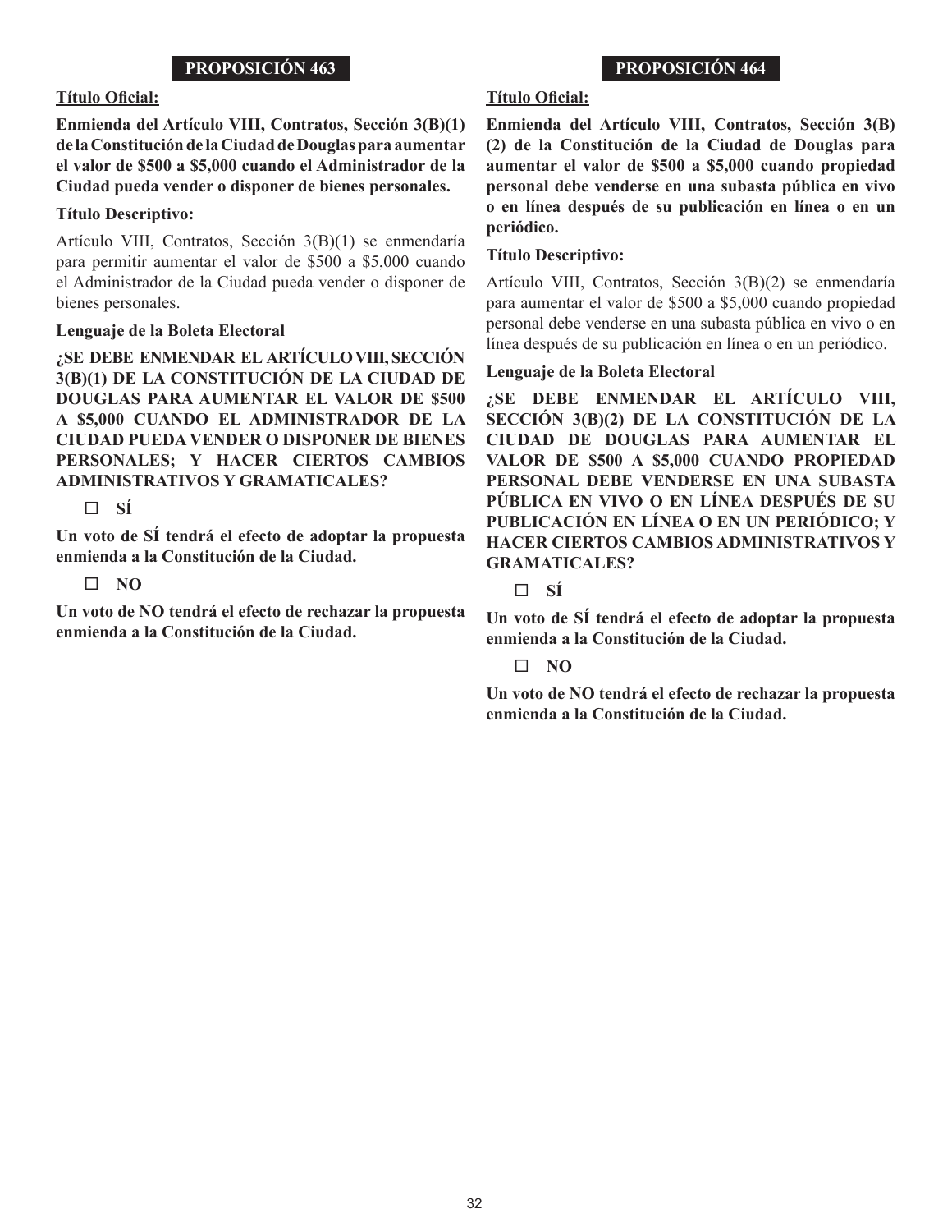## PROPOSICIÓN 463

**Título Oficial:**

**Enmienda del Artículo VIII, Contratos, Sección 3(B)(1) de la Constitución de la Ciudad de Douglas para aumentar el valor de $500 a $5,000 cuando el Administrador de la Ciudad pueda vender o disponer de bienes personales.**

**Título Descriptivo:**

Artículo VIII, Contratos, Sección 3(B)(1) se enmendaría para permitir aumentar el valor de $500 a $5,000 cuando el Administrador de la Ciudad pueda vender o disponer de bienes personales.

**Lenguaje de la Boleta Electoral**

**¿SE DEBE ENMENDAR EL ARTÍCULO VIII, SECCIÓN 3(B)(1) DE LA CONSTITUCIÓN DE LA CIUDAD DE DOUGLAS PARA AUMENTAR EL VALOR DE $500 A $5,000 CUANDO EL ADMINISTRADOR DE LA CIUDAD PUEDA VENDER O DISPONER DE BIENES PERSONALES; Y HACER CIERTOS CAMBIOS ADMINISTRATIVOS Y GRAMATICALES?**

☐ **SÍ**

**Un voto de SÍ tendrá el efecto de adoptar la propuesta enmienda a la Constitución de la Ciudad.**

☐ **NO**

**Un voto de NO tendrá el efecto de rechazar la propuesta enmienda a la Constitución de la Ciudad.**

## PROPOSICIÓN 464

**Título Oficial:**

**Enmienda del Artículo VIII, Contratos, Sección 3(B)(2) de la Constitución de la Ciudad de Douglas para aumentar el valor de $500 a $5,000 cuando propiedad personal debe venderse en una subasta pública en vivo o en línea después de su publicación en línea o en un periódico.**

**Título Descriptivo:**

Artículo VIII, Contratos, Sección 3(B)(2) se enmendaría para aumentar el valor de $500 a $5,000 cuando propiedad personal debe venderse en una subasta pública en vivo o en línea después de su publicación en línea o en un periódico.

**Lenguaje de la Boleta Electoral**

**¿SE DEBE ENMENDAR EL ARTÍCULO VIII, SECCIÓN 3(B)(2) DE LA CONSTITUCIÓN DE LA CIUDAD DE DOUGLAS PARA AUMENTAR EL VALOR DE $500 A $5,000 CUANDO PROPIEDAD PERSONAL DEBE VENDERSE EN UNA SUBASTA PÚBLICA EN VIVO O EN LÍNEA DESPUÉS DE SU PUBLICACIÓN EN LÍNEA O EN UN PERIÓDICO; Y HACER CIERTOS CAMBIOS ADMINISTRATIVOS Y GRAMATICALES?**

☐ **SÍ**

**Un voto de SÍ tendrá el efecto de adoptar la propuesta enmienda a la Constitución de la Ciudad.**

☐ **NO**

**Un voto de NO tendrá el efecto de rechazar la propuesta enmienda a la Constitución de la Ciudad.**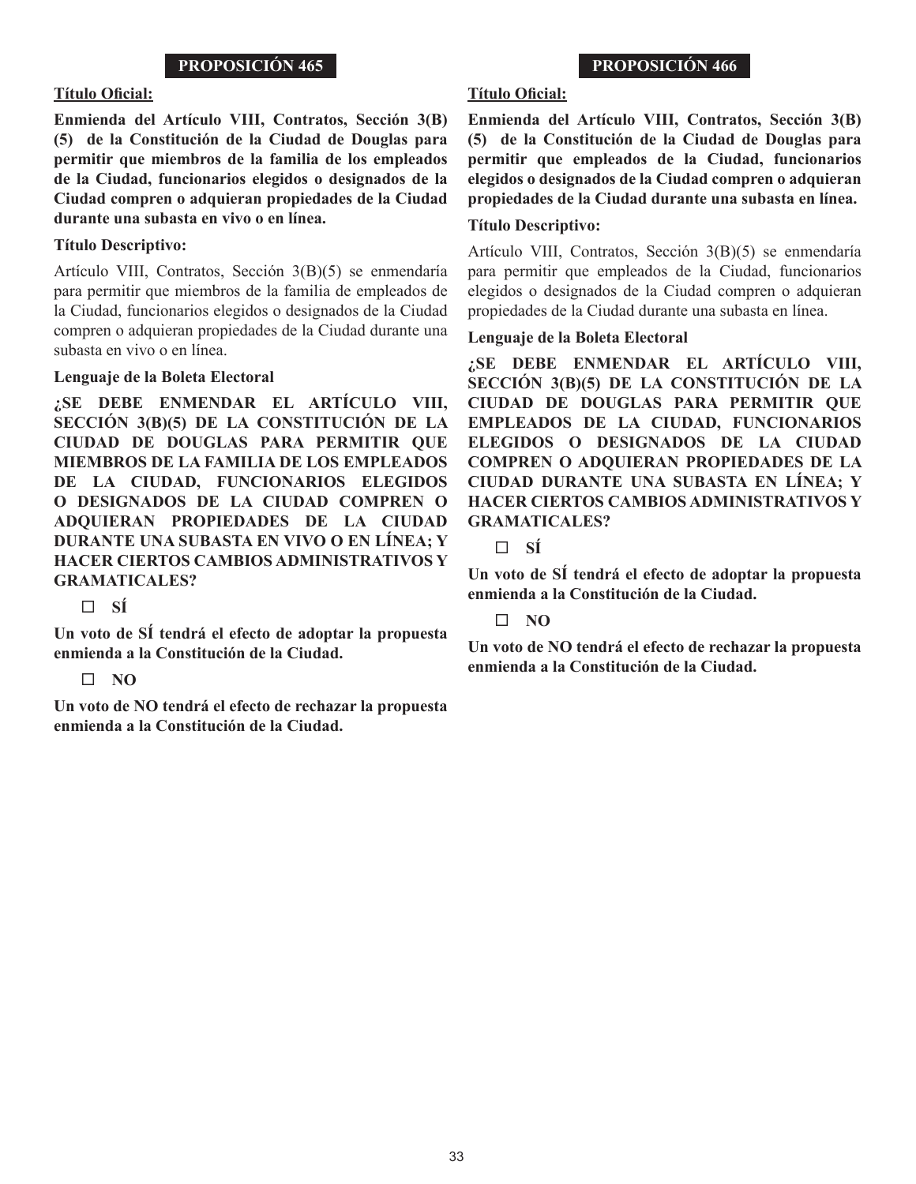## PROPOSICIÓN 465

**Título Oficial:**

**Enmienda del Artículo VIII, Contratos, Sección 3(B)(5) de la Constitución de la Ciudad de Douglas para permitir que miembros de la familia de los empleados de la Ciudad, funcionarios elegidos o designados de la Ciudad compren o adquieran propiedades de la Ciudad durante una subasta en vivo o en línea.**

**Título Descriptivo:**

Artículo VIII, Contratos, Sección 3(B)(5) se enmendaría para permitir que miembros de la familia de empleados de la Ciudad, funcionarios elegidos o designados de la Ciudad compren o adquieran propiedades de la Ciudad durante una subasta en vivo o en línea.

**Lenguaje de la Boleta Electoral**

**¿SE DEBE ENMENDAR EL ARTÍCULO VIII, SECCIÓN 3(B)(5) DE LA CONSTITUCIÓN DE LA CIUDAD DE DOUGLAS PARA PERMITIR QUE MIEMBROS DE LA FAMILIA DE LOS EMPLEADOS DE LA CIUDAD, FUNCIONARIOS ELEGIDOS O DESIGNADOS DE LA CIUDAD COMPREN O ADQUIERAN PROPIEDADES DE LA CIUDAD DURANTE UNA SUBASTA EN VIVO O EN LÍNEA; Y HACER CIERTOS CAMBIOS ADMINISTRATIVOS Y GRAMATICALES?**

☐ **SÍ**

**Un voto de SÍ tendrá el efecto de adoptar la propuesta enmienda a la Constitución de la Ciudad.**

☐ **NO**

**Un voto de NO tendrá el efecto de rechazar la propuesta enmienda a la Constitución de la Ciudad.**

## PROPOSICIÓN 466

**Título Oficial:**

**Enmienda del Artículo VIII, Contratos, Sección 3(B)(5) de la Constitución de la Ciudad de Douglas para permitir que empleados de la Ciudad, funcionarios elegidos o designados de la Ciudad compren o adquieran propiedades de la Ciudad durante una subasta en línea.**

**Título Descriptivo:**

Artículo VIII, Contratos, Sección 3(B)(5) se enmendaría para permitir que empleados de la Ciudad, funcionarios elegidos o designados de la Ciudad compren o adquieran propiedades de la Ciudad durante una subasta en línea.

**Lenguaje de la Boleta Electoral**

**¿SE DEBE ENMENDAR EL ARTÍCULO VIII, SECCIÓN 3(B)(5) DE LA CONSTITUCIÓN DE LA CIUDAD DE DOUGLAS PARA PERMITIR QUE EMPLEADOS DE LA CIUDAD, FUNCIONARIOS ELEGIDOS O DESIGNADOS DE LA CIUDAD COMPREN O ADQUIERAN PROPIEDADES DE LA CIUDAD DURANTE UNA SUBASTA EN LÍNEA; Y HACER CIERTOS CAMBIOS ADMINISTRATIVOS Y GRAMATICALES?**

☐ **SÍ**

**Un voto de SÍ tendrá el efecto de adoptar la propuesta enmienda a la Constitución de la Ciudad.**

☐ **NO**

**Un voto de NO tendrá el efecto de rechazar la propuesta enmienda a la Constitución de la Ciudad.**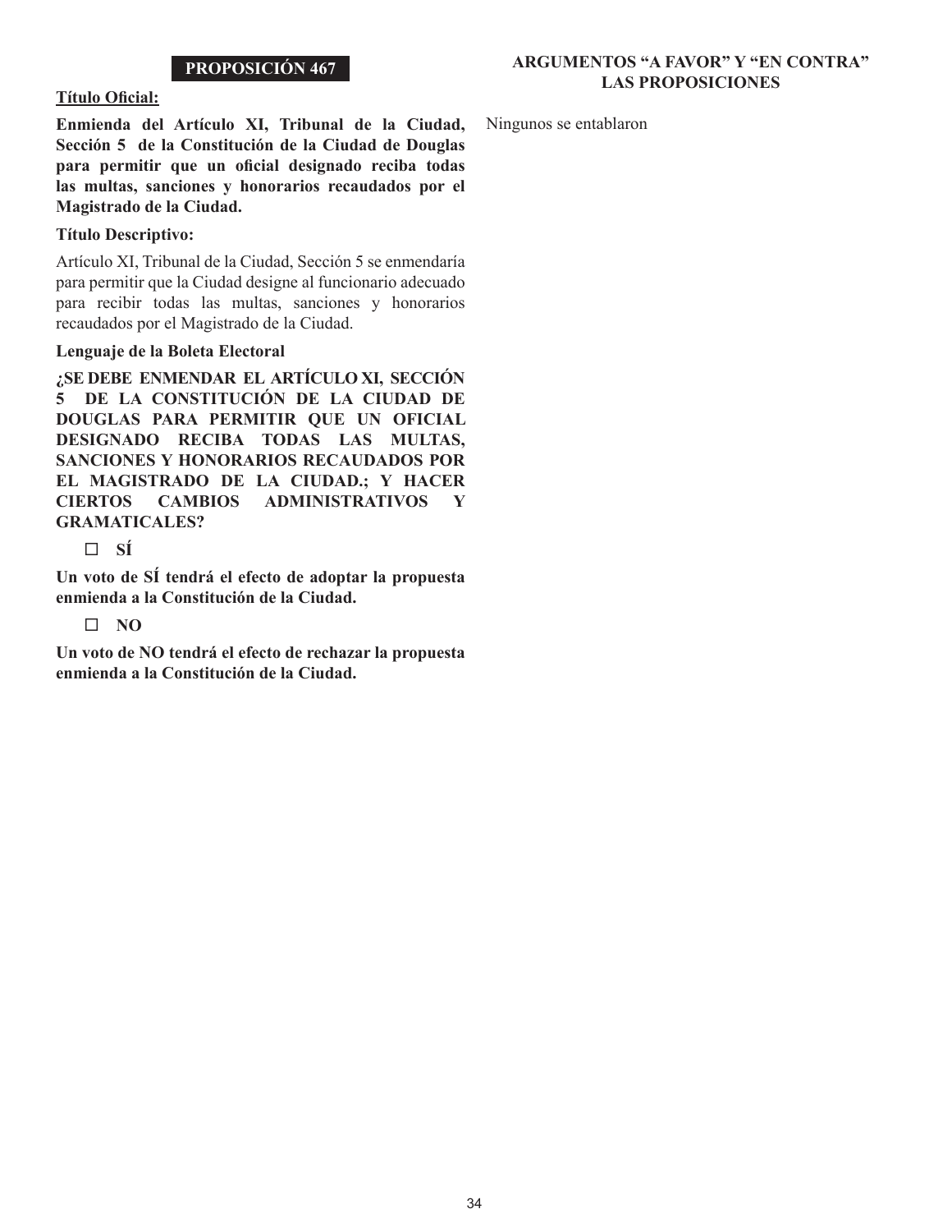## PROPOSICIÓN 467

**<u>Título Oficial:</u>**

**Enmienda del Artículo XI, Tribunal de la Ciudad, Sección 5 de la Constitución de la Ciudad de Douglas para permitir que un oficial designado reciba todas las multas, sanciones y honorarios recaudados por el Magistrado de la Ciudad.**

**Título Descriptivo:**

Artículo XI, Tribunal de la Ciudad, Sección 5 se enmendaría para permitir que la Ciudad designe al funcionario adecuado para recibir todas las multas, sanciones y honorarios recaudados por el Magistrado de la Ciudad.

**Lenguaje de la Boleta Electoral**

**¿SE DEBE ENMENDAR EL ARTÍCULO XI, SECCIÓN 5 DE LA CONSTITUCIÓN DE LA CIUDAD DE DOUGLAS PARA PERMITIR QUE UN OFICIAL DESIGNADO RECIBA TODAS LAS MULTAS, SANCIONES Y HONORARIOS RECAUDADOS POR EL MAGISTRADO DE LA CIUDAD.; Y HACER CIERTOS CAMBIOS ADMINISTRATIVOS Y GRAMATICALES?**

☐ **SÍ**

**Un voto de SÍ tendrá el efecto de adoptar la propuesta enmienda a la Constitución de la Ciudad.**

☐ **NO**

**Un voto de NO tendrá el efecto de rechazar la propuesta enmienda a la Constitución de la Ciudad.**

### ARGUMENTOS "A FAVOR" Y "EN CONTRA" LAS PROPOSICIONES

Ningunos se entablaron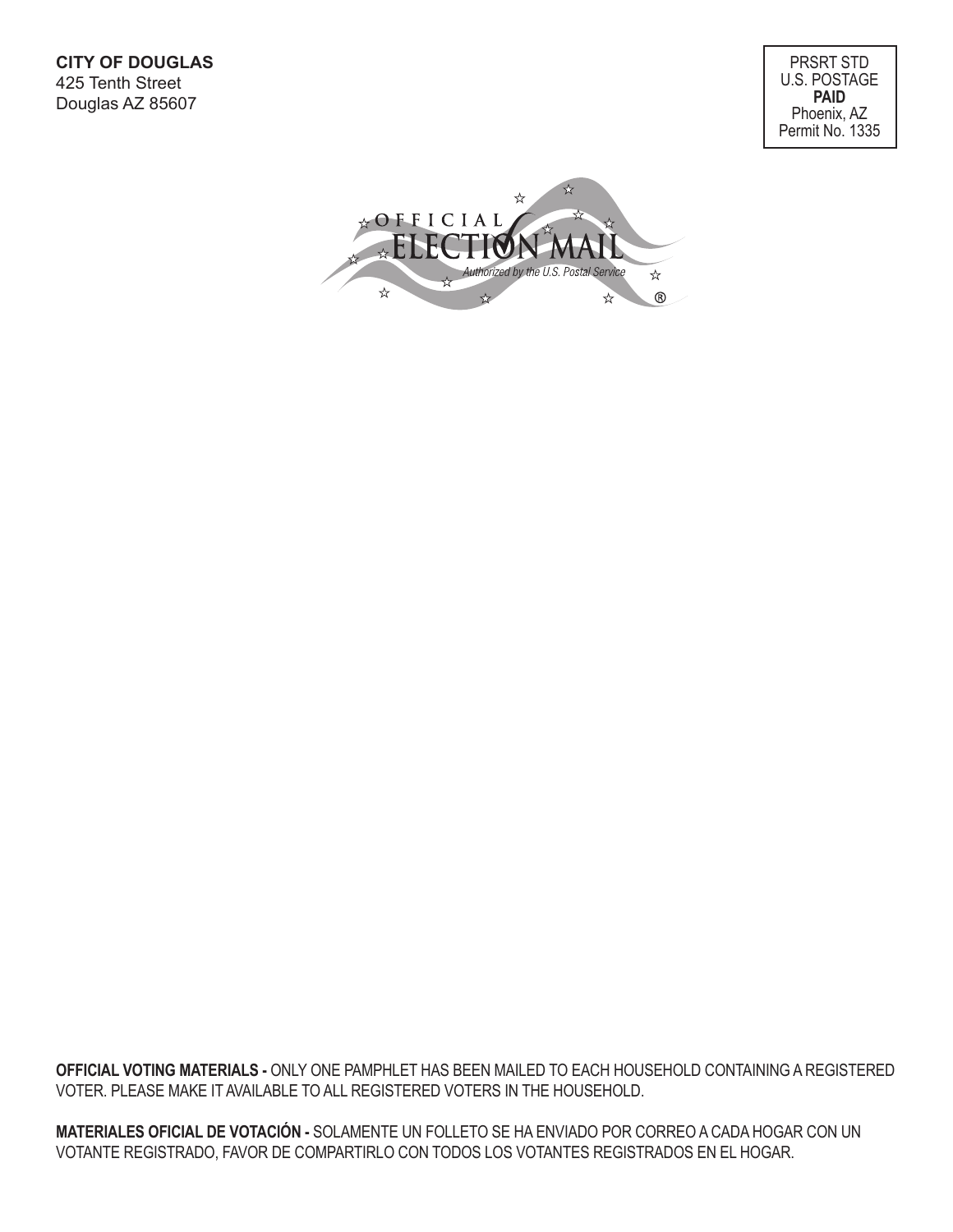**CITY OF DOUGLAS**
425 Tenth Street
Douglas AZ 85607

PRSRT STD
U.S. POSTAGE
**PAID**
Phoenix, AZ
Permit No. 1335

OFFICIAL ELECTION MAIL
*Authorized by the U.S. Postal Service* ®

**OFFICIAL VOTING MATERIALS -** ONLY ONE PAMPHLET HAS BEEN MAILED TO EACH HOUSEHOLD CONTAINING A REGISTERED VOTER. PLEASE MAKE IT AVAILABLE TO ALL REGISTERED VOTERS IN THE HOUSEHOLD.

**MATERIALES OFICIAL DE VOTACIÓN -** SOLAMENTE UN FOLLETO SE HA ENVIADO POR CORREO A CADA HOGAR CON UN VOTANTE REGISTRADO, FAVOR DE COMPARTIRLO CON TODOS LOS VOTANTES REGISTRADOS EN EL HOGAR.